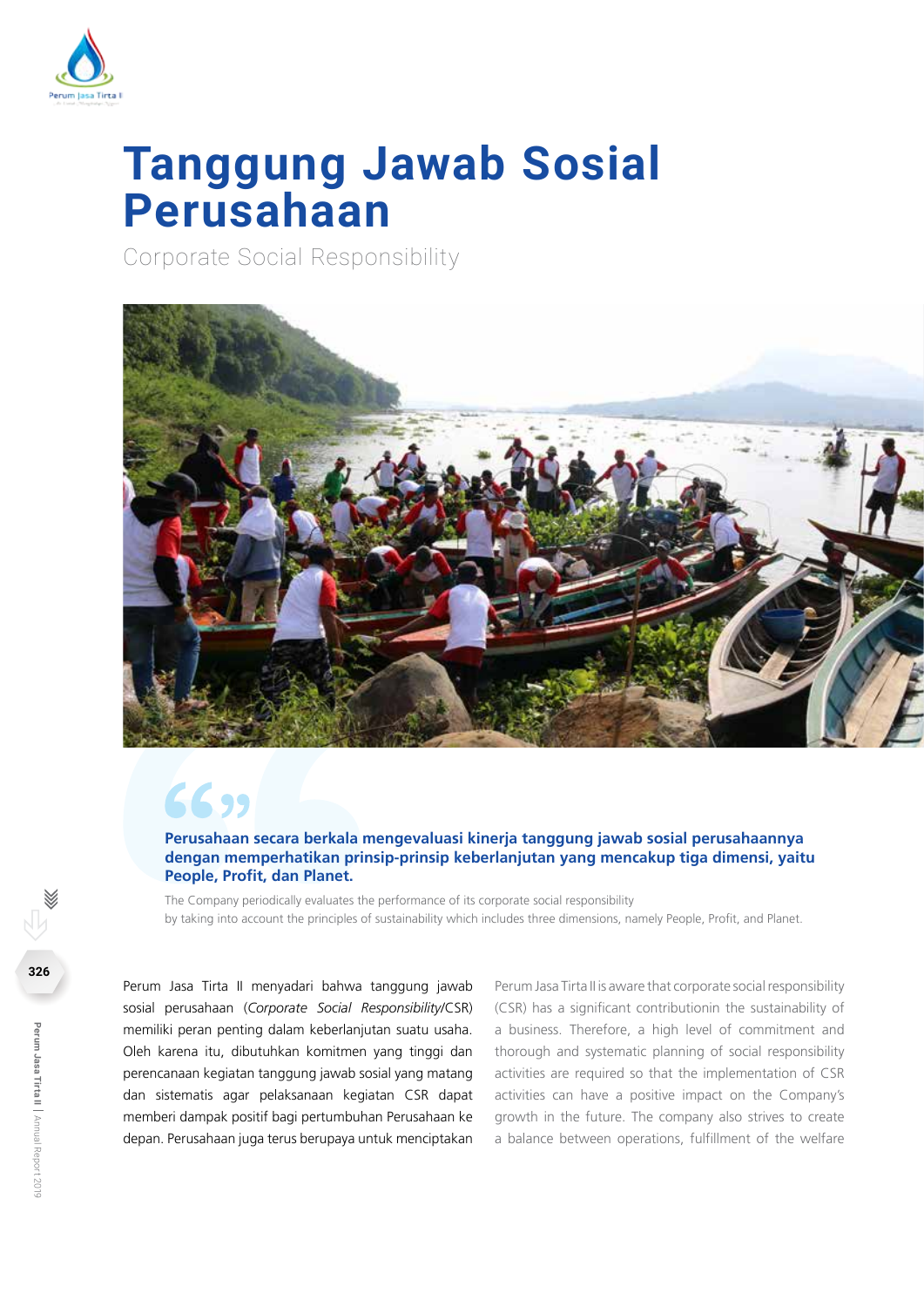# Tanggung Jawab Sosial Perusahaan

Corporate Social Responsibility

**Perusahaan secara berkala mengevaluasi kinerja tanggung jawab sosial perusahaannya dengan memperhatikan prinsip-prinsip keberlanjutan yang mencakup tiga dimensi, yaitu People, Profit, dan Planet.**

The Company periodically evaluates the performance of its corporate social responsibility by taking into account the principles of sustainability which includes three dimensions, namely People, Profit, and Planet.

Perum Jasa Tirta II menyadari bahwa tanggung jawab sosial perusahaan (*Corporate Social Responsibility*/CSR) memiliki peran penting dalam keberlanjutan suatu usaha. Oleh karena itu, dibutuhkan komitmen yang tinggi dan perencanaan kegiatan tanggung jawab sosial yang matang dan sistematis agar pelaksanaan kegiatan CSR dapat memberi dampak positif bagi pertumbuhan Perusahaan ke depan. Perusahaan juga terus berupaya untuk menciptakan

Perum Jasa Tirta II is aware that corporate social responsibility (CSR) has a significant contributionin the sustainability of a business. Therefore, a high level of commitment and thorough and systematic planning of social responsibility activities are required so that the implementation of CSR activities can have a positive impact on the Company's growth in the future. The company also strives to create a balance between operations, fulfillment of the welfare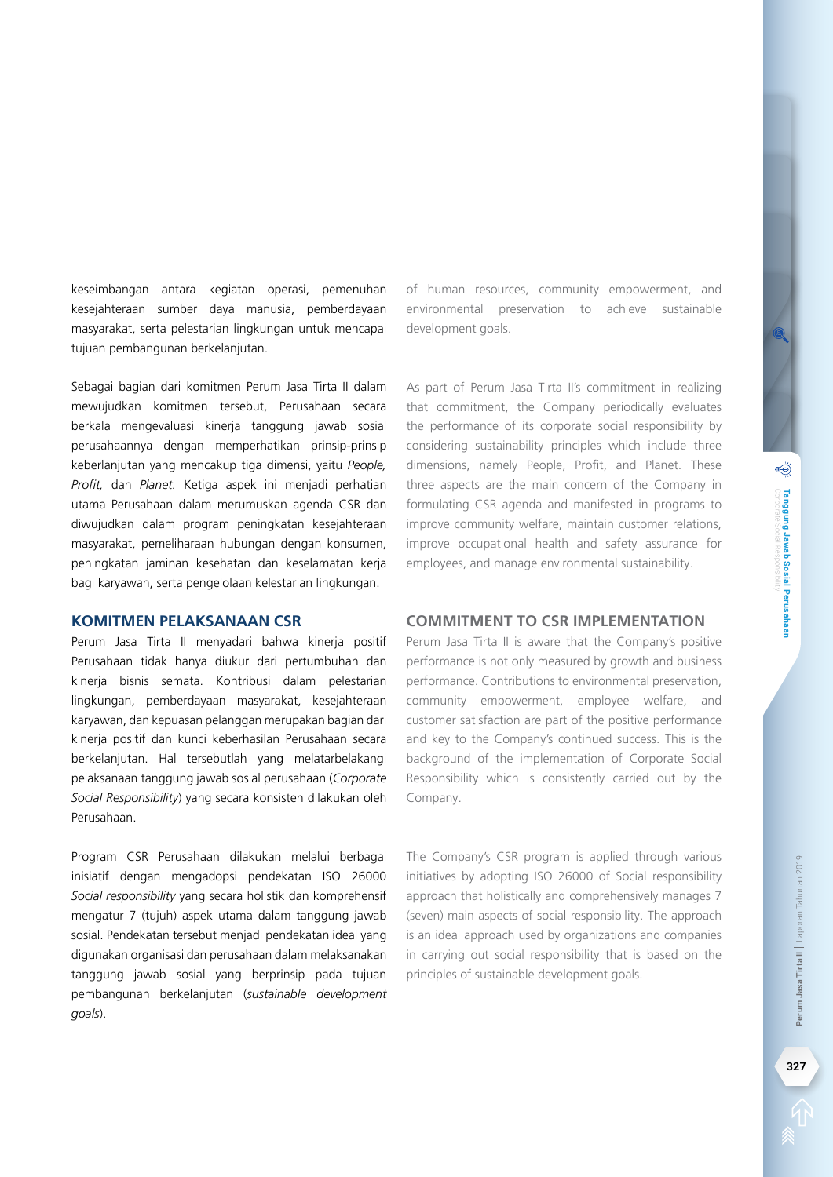keseimbangan antara kegiatan operasi, pemenuhan kesejahteraan sumber daya manusia, pemberdayaan masyarakat, serta pelestarian lingkungan untuk mencapai tujuan pembangunan berkelanjutan.

Sebagai bagian dari komitmen Perum Jasa Tirta II dalam mewujudkan komitmen tersebut, Perusahaan secara berkala mengevaluasi kinerja tanggung jawab sosial perusahaannya dengan memperhatikan prinsip-prinsip keberlanjutan yang mencakup tiga dimensi, yaitu *People, Profit,* dan *Planet.* Ketiga aspek ini menjadi perhatian utama Perusahaan dalam merumuskan agenda CSR dan diwujudkan dalam program peningkatan kesejahteraan masyarakat, pemeliharaan hubungan dengan konsumen, peningkatan jaminan kesehatan dan keselamatan kerja bagi karyawan, serta pengelolaan kelestarian lingkungan.

## KOMITMEN PELAKSANAAN CSR

Perum Jasa Tirta II menyadari bahwa kinerja positif Perusahaan tidak hanya diukur dari pertumbuhan dan kinerja bisnis semata. Kontribusi dalam pelestarian lingkungan, pemberdayaan masyarakat, kesejahteraan karyawan, dan kepuasan pelanggan merupakan bagian dari kinerja positif dan kunci keberhasilan Perusahaan secara berkelanjutan. Hal tersebutlah yang melatarbelakangi pelaksanaan tanggung jawab sosial perusahaan (*Corporate Social Responsibility*) yang secara konsisten dilakukan oleh Perusahaan.

Program CSR Perusahaan dilakukan melalui berbagai inisiatif dengan mengadopsi pendekatan ISO 26000 *Social responsibility* yang secara holistik dan komprehensif mengatur 7 (tujuh) aspek utama dalam tanggung jawab sosial. Pendekatan tersebut menjadi pendekatan ideal yang digunakan organisasi dan perusahaan dalam melaksanakan tanggung jawab sosial yang berprinsip pada tujuan pembangunan berkelanjutan (*sustainable development goals*).

of human resources, community empowerment, and environmental preservation to achieve sustainable development goals.

As part of Perum Jasa Tirta II's commitment in realizing that commitment, the Company periodically evaluates the performance of its corporate social responsibility by considering sustainability principles which include three dimensions, namely People, Profit, and Planet. These three aspects are the main concern of the Company in formulating CSR agenda and manifested in programs to improve community welfare, maintain customer relations, improve occupational health and safety assurance for employees, and manage environmental sustainability.

## COMMITMENT TO CSR IMPLEMENTATION

Perum Jasa Tirta II is aware that the Company's positive performance is not only measured by growth and business performance. Contributions to environmental preservation, community empowerment, employee welfare, and customer satisfaction are part of the positive performance and key to the Company's continued success. This is the background of the implementation of Corporate Social Responsibility which is consistently carried out by the Company.

The Company's CSR program is applied through various initiatives by adopting ISO 26000 of Social responsibility approach that holistically and comprehensively manages 7 (seven) main aspects of social responsibility. The approach is an ideal approach used by organizations and companies in carrying out social responsibility that is based on the principles of sustainable development goals.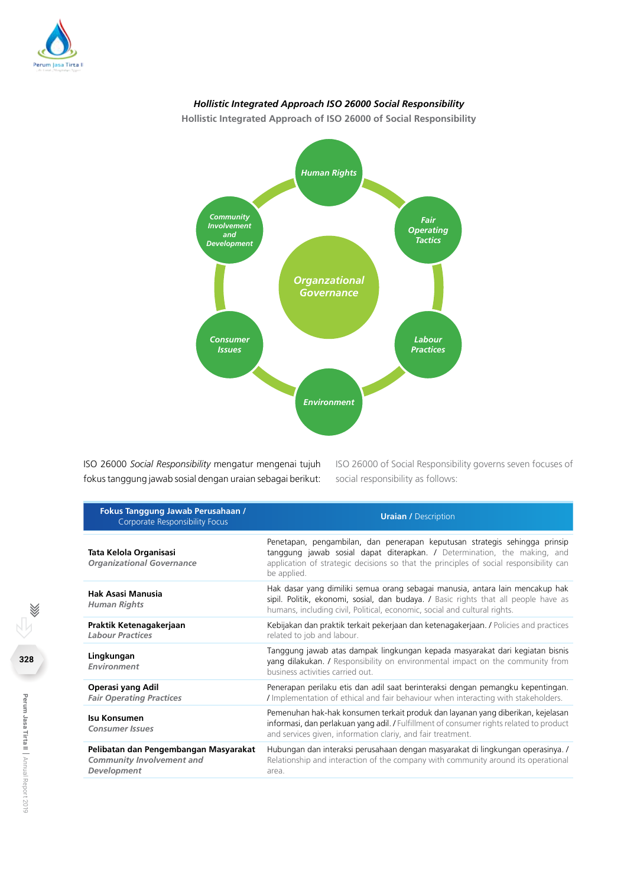***Hollistic Integrated Approach ISO 26000 Social Responsibility***

**Hollistic Integrated Approach of ISO 26000 of Social Responsibility**

*Human Rights*

*Fair Operating Tactics*

*Labour Practices*

*Environment*

*Consumer Issues*

*Community Involvement and Development*

*Organzational Governance*

ISO 26000 *Social Responsibility* mengatur mengenai tujuh fokus tanggung jawab sosial dengan uraian sebagai berikut:

ISO 26000 of Social Responsibility governs seven focuses of social responsibility as follows:

| **Fokus Tanggung Jawab Perusahaan /** Corporate Responsibility Focus | **Uraian /** Description |
|---|---|
| **Tata Kelola Organisasi** ***Organizational Governance*** | Penetapan, pengambilan, dan penerapan keputusan strategis sehingga prinsip tanggung jawab sosial dapat diterapkan. / Determination, the making, and application of strategic decisions so that the principles of social responsibility can be applied. |
| **Hak Asasi Manusia** ***Human Rights*** | Hak dasar yang dimiliki semua orang sebagai manusia, antara lain mencakup hak sipil. Politik, ekonomi, sosial, dan budaya. / Basic rights that all people have as humans, including civil, Political, economic, social and cultural rights. |
| **Praktik Ketenagakerjaan** ***Labour Practices*** | Kebijakan dan praktik terkait pekerjaan dan ketenagakerjaan. / Policies and practices related to job and labour. |
| **Lingkungan** ***Environment*** | Tanggung jawab atas dampak lingkungan kepada masyarakat dari kegiatan bisnis yang dilakukan. / Responsibility on environmental impact on the community from business activities carried out. |
| **Operasi yang Adil** ***Fair Operating Practices*** | Penerapan perilaku etis dan adil saat berinteraksi dengan pemangku kepentingan. / Implementation of ethical and fair behaviour when interacting with stakeholders. |
| **Isu Konsumen** ***Consumer Issues*** | Pemenuhan hak-hak konsumen terkait produk dan layanan yang diberikan, kejelasan informasi, dan perlakuan yang adil. / Fulfillment of consumer rights related to product and services given, information clariy, and fair treatment. |
| **Pelibatan dan Pengembangan Masyarakat** ***Community Involvement and Development*** | Hubungan dan interaksi perusahaan dengan masyarakat di lingkungan operasinya. / Relationship and interaction of the company with community around its operational area. |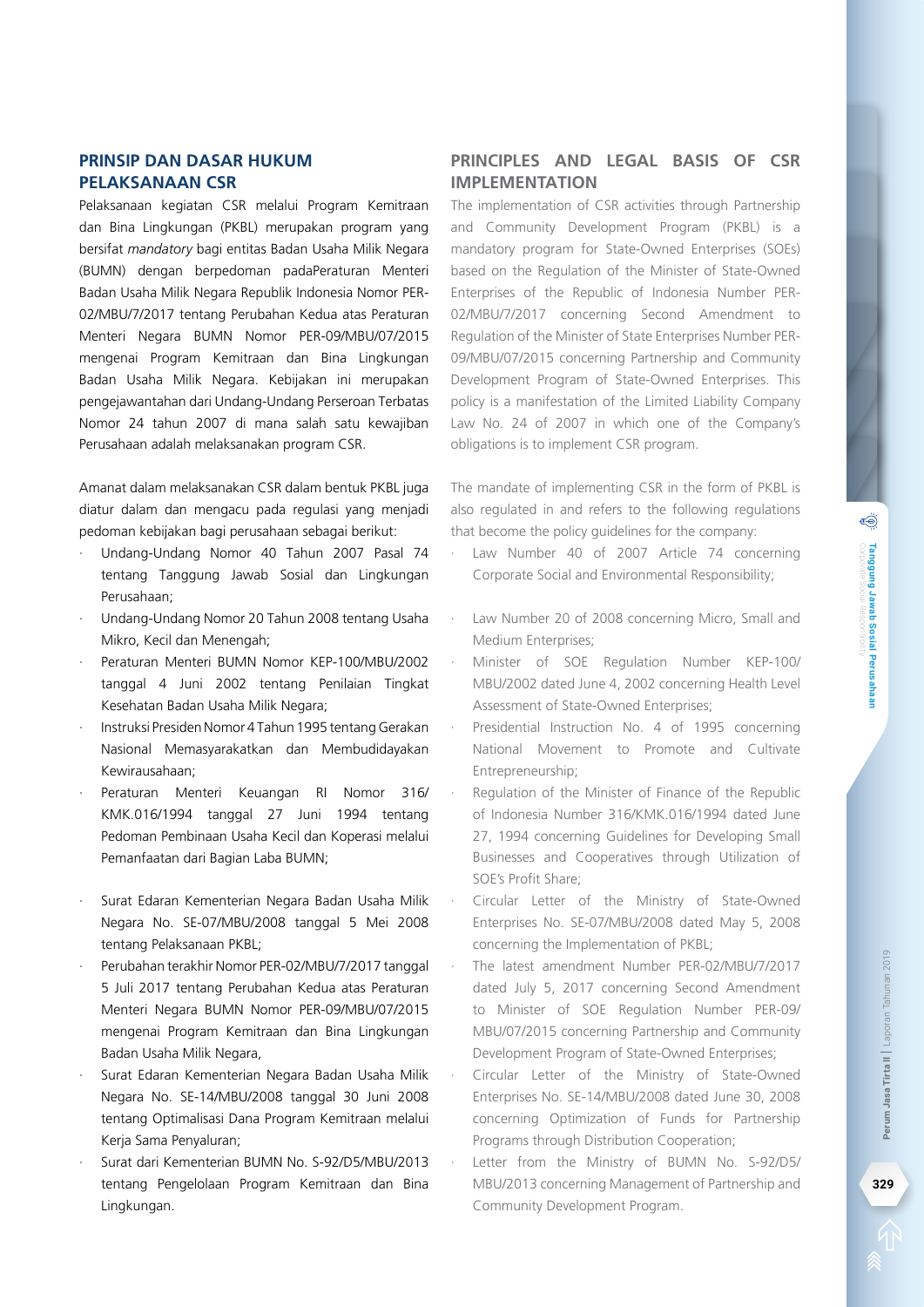## PRINSIP DAN DASAR HUKUM PELAKSANAAN CSR

Pelaksanaan kegiatan CSR melalui Program Kemitraan dan Bina Lingkungan (PKBL) merupakan program yang bersifat *mandatory* bagi entitas Badan Usaha Milik Negara (BUMN) dengan berpedoman padaPeraturan Menteri Badan Usaha Milik Negara Republik Indonesia Nomor PER-02/MBU/7/2017 tentang Perubahan Kedua atas Peraturan Menteri Negara BUMN Nomor PER-09/MBU/07/2015 mengenai Program Kemitraan dan Bina Lingkungan Badan Usaha Milik Negara. Kebijakan ini merupakan pengejawantahan dari Undang-Undang Perseroan Terbatas Nomor 24 tahun 2007 di mana salah satu kewajiban Perusahaan adalah melaksanakan program CSR.

Amanat dalam melaksanakan CSR dalam bentuk PKBL juga diatur dalam dan mengacu pada regulasi yang menjadi pedoman kebijakan bagi perusahaan sebagai berikut:

- Undang-Undang Nomor 40 Tahun 2007 Pasal 74 tentang Tanggung Jawab Sosial dan Lingkungan Perusahaan;
- Undang-Undang Nomor 20 Tahun 2008 tentang Usaha Mikro, Kecil dan Menengah;
- Peraturan Menteri BUMN Nomor KEP-100/MBU/2002 tanggal 4 Juni 2002 tentang Penilaian Tingkat Kesehatan Badan Usaha Milik Negara;
- Instruksi Presiden Nomor 4 Tahun 1995 tentang Gerakan Nasional Memasyarakatkan dan Membudidayakan Kewirausahaan;
- Peraturan Menteri Keuangan RI Nomor 316/KMK.016/1994 tanggal 27 Juni 1994 tentang Pedoman Pembinaan Usaha Kecil dan Koperasi melalui Pemanfaatan dari Bagian Laba BUMN;
- Surat Edaran Kementerian Negara Badan Usaha Milik Negara No. SE-07/MBU/2008 tanggal 5 Mei 2008 tentang Pelaksanaan PKBL;
- Perubahan terakhir Nomor PER-02/MBU/7/2017 tanggal 5 Juli 2017 tentang Perubahan Kedua atas Peraturan Menteri Negara BUMN Nomor PER-09/MBU/07/2015 mengenai Program Kemitraan dan Bina Lingkungan Badan Usaha Milik Negara,
- Surat Edaran Kementerian Negara Badan Usaha Milik Negara No. SE-14/MBU/2008 tanggal 30 Juni 2008 tentang Optimalisasi Dana Program Kemitraan melalui Kerja Sama Penyaluran;
- Surat dari Kementerian BUMN No. S-92/D5/MBU/2013 tentang Pengelolaan Program Kemitraan dan Bina Lingkungan.

## PRINCIPLES AND LEGAL BASIS OF CSR IMPLEMENTATION

The implementation of CSR activities through Partnership and Community Development Program (PKBL) is a mandatory program for State-Owned Enterprises (SOEs) based on the Regulation of the Minister of State-Owned Enterprises of the Republic of Indonesia Number PER-02/MBU/7/2017 concerning Second Amendment to Regulation of the Minister of State Enterprises Number PER-09/MBU/07/2015 concerning Partnership and Community Development Program of State-Owned Enterprises. This policy is a manifestation of the Limited Liability Company Law No. 24 of 2007 in which one of the Company's obligations is to implement CSR program.

The mandate of implementing CSR in the form of PKBL is also regulated in and refers to the following regulations that become the policy guidelines for the company:

- Law Number 40 of 2007 Article 74 concerning Corporate Social and Environmental Responsibility;
- Law Number 20 of 2008 concerning Micro, Small and Medium Enterprises;
- Minister of SOE Regulation Number KEP-100/MBU/2002 dated June 4, 2002 concerning Health Level Assessment of State-Owned Enterprises;
- Presidential Instruction No. 4 of 1995 concerning National Movement to Promote and Cultivate Entrepreneurship;
- Regulation of the Minister of Finance of the Republic of Indonesia Number 316/KMK.016/1994 dated June 27, 1994 concerning Guidelines for Developing Small Businesses and Cooperatives through Utilization of SOE's Profit Share;
- Circular Letter of the Ministry of State-Owned Enterprises No. SE-07/MBU/2008 dated May 5, 2008 concerning the Implementation of PKBL;
- The latest amendment Number PER-02/MBU/7/2017 dated July 5, 2017 concerning Second Amendment to Minister of SOE Regulation Number PER-09/MBU/07/2015 concerning Partnership and Community Development Program of State-Owned Enterprises;
- Circular Letter of the Ministry of State-Owned Enterprises No. SE-14/MBU/2008 dated June 30, 2008 concerning Optimization of Funds for Partnership Programs through Distribution Cooperation;
- Letter from the Ministry of BUMN No. S-92/D5/MBU/2013 concerning Management of Partnership and Community Development Program.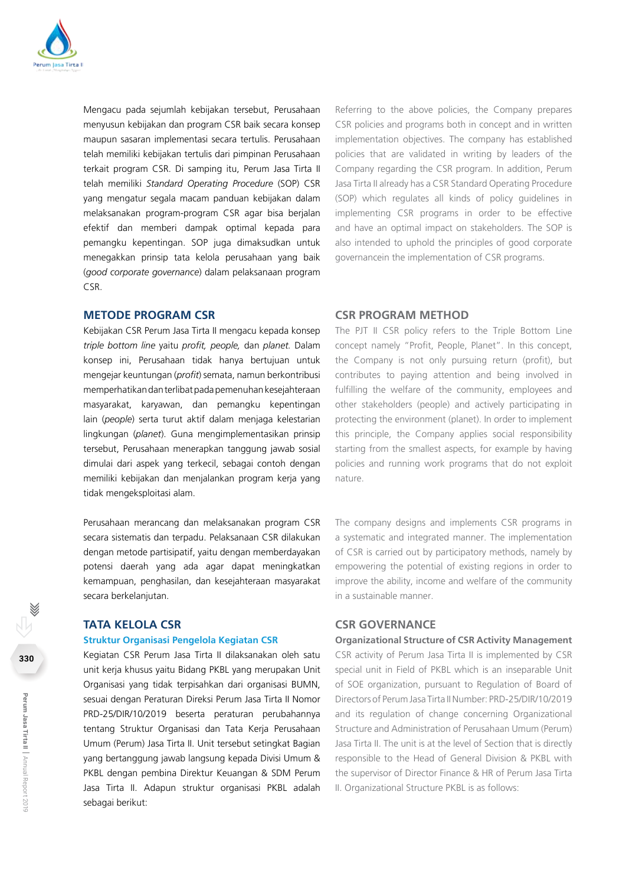Mengacu pada sejumlah kebijakan tersebut, Perusahaan menyusun kebijakan dan program CSR baik secara konsep maupun sasaran implementasi secara tertulis. Perusahaan telah memiliki kebijakan tertulis dari pimpinan Perusahaan terkait program CSR. Di samping itu, Perum Jasa Tirta II telah memiliki *Standard Operating Procedure* (SOP) CSR yang mengatur segala macam panduan kebijakan dalam melaksanakan program-program CSR agar bisa berjalan efektif dan memberi dampak optimal kepada para pemangku kepentingan. SOP juga dimaksudkan untuk menegakkan prinsip tata kelola perusahaan yang baik (*good corporate governance*) dalam pelaksanaan program CSR.

Referring to the above policies, the Company prepares CSR policies and programs both in concept and in written implementation objectives. The company has established policies that are validated in writing by leaders of the Company regarding the CSR program. In addition, Perum Jasa Tirta II already has a CSR Standard Operating Procedure (SOP) which regulates all kinds of policy guidelines in implementing CSR programs in order to be effective and have an optimal impact on stakeholders. The SOP is also intended to uphold the principles of good corporate governancein the implementation of CSR programs.

## METODE PROGRAM CSR

Kebijakan CSR Perum Jasa Tirta II mengacu kepada konsep *triple bottom line* yaitu *profit, people,* dan *planet.* Dalam konsep ini, Perusahaan tidak hanya bertujuan untuk mengejar keuntungan (*profit*) semata, namun berkontribusi memperhatikan dan terlibat pada pemenuhan kesejahteraan masyarakat, karyawan, dan pemangku kepentingan lain (*people*) serta turut aktif dalam menjaga kelestarian lingkungan (*planet*). Guna mengimplementasikan prinsip tersebut, Perusahaan menerapkan tanggung jawab sosial dimulai dari aspek yang terkecil, sebagai contoh dengan memiliki kebijakan dan menjalankan program kerja yang tidak mengeksploitasi alam.

Perusahaan merancang dan melaksanakan program CSR secara sistematis dan terpadu. Pelaksanaan CSR dilakukan dengan metode partisipatif, yaitu dengan memberdayakan potensi daerah yang ada agar dapat meningkatkan kemampuan, penghasilan, dan kesejahteraan masyarakat secara berkelanjutan.

## CSR PROGRAM METHOD

The PJT II CSR policy refers to the Triple Bottom Line concept namely "Profit, People, Planet". In this concept, the Company is not only pursuing return (profit), but contributes to paying attention and being involved in fulfilling the welfare of the community, employees and other stakeholders (people) and actively participating in protecting the environment (planet). In order to implement this principle, the Company applies social responsibility starting from the smallest aspects, for example by having policies and running work programs that do not exploit nature.

The company designs and implements CSR programs in a systematic and integrated manner. The implementation of CSR is carried out by participatory methods, namely by empowering the potential of existing regions in order to improve the ability, income and welfare of the community in a sustainable manner.

## TATA KELOLA CSR

### Struktur Organisasi Pengelola Kegiatan CSR

Kegiatan CSR Perum Jasa Tirta II dilaksanakan oleh satu unit kerja khusus yaitu Bidang PKBL yang merupakan Unit Organisasi yang tidak terpisahkan dari organisasi BUMN, sesuai dengan Peraturan Direksi Perum Jasa Tirta II Nomor PRD-25/DIR/10/2019 beserta peraturan perubahannya tentang Struktur Organisasi dan Tata Kerja Perusahaan Umum (Perum) Jasa Tirta II. Unit tersebut setingkat Bagian yang bertanggung jawab langsung kepada Divisi Umum & PKBL dengan pembina Direktur Keuangan & SDM Perum Jasa Tirta II. Adapun struktur organisasi PKBL adalah sebagai berikut:

## CSR GOVERNANCE

### Organizational Structure of CSR Activity Management

CSR activity of Perum Jasa Tirta II is implemented by CSR special unit in Field of PKBL which is an inseparable Unit of SOE organization, pursuant to Regulation of Board of Directors of Perum Jasa Tirta II Number: PRD-25/DIR/10/2019 and its regulation of change concerning Organizational Structure and Administration of Perusahaan Umum (Perum) Jasa Tirta II. The unit is at the level of Section that is directly responsible to the Head of General Division & PKBL with the supervisor of Director Finance & HR of Perum Jasa Tirta II. Organizational Structure PKBL is as follows: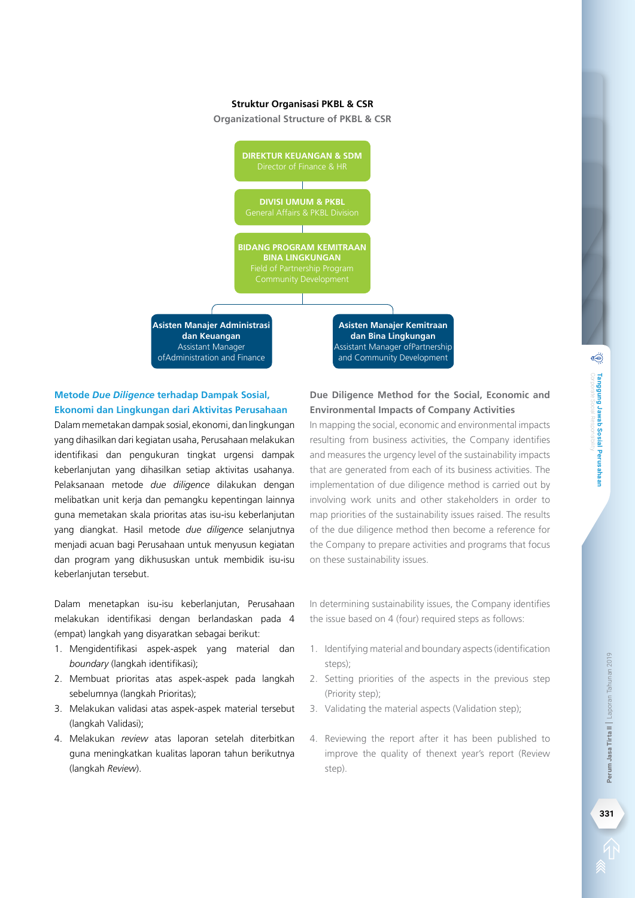**Struktur Organisasi PKBL & CSR**

**Organizational Structure of PKBL & CSR**

- **DIREKTUR KEUANGAN & SDM** / Director of Finance & HR
  - **DIVISI UMUM & PKBL** / General Affairs & PKBL Division
    - **BIDANG PROGRAM KEMITRAAN BINA LINGKUNGAN** / Field of Partnership Program Community Development
      - **Asisten Manajer Administrasi dan Keuangan** / Assistant Manager ofAdministration and Finance
      - **Asisten Manajer Kemitraan dan Bina Lingkungan** / Assistant Manager ofPartnership and Community Development

## Metode *Due Diligence* terhadap Dampak Sosial, Ekonomi dan Lingkungan dari Aktivitas Perusahaan

Dalam memetakan dampak sosial, ekonomi, dan lingkungan yang dihasilkan dari kegiatan usaha, Perusahaan melakukan identifikasi dan pengukuran tingkat urgensi dampak keberlanjutan yang dihasilkan setiap aktivitas usahanya. Pelaksanaan metode *due diligence* dilakukan dengan melibatkan unit kerja dan pemangku kepentingan lainnya guna memetakan skala prioritas atas isu-isu keberlanjutan yang diangkat. Hasil metode *due diligence* selanjutnya menjadi acuan bagi Perusahaan untuk menyusun kegiatan dan program yang dikhususkan untuk membidik isu-isu keberlanjutan tersebut.

Dalam menetapkan isu-isu keberlanjutan, Perusahaan melakukan identifikasi dengan berlandaskan pada 4 (empat) langkah yang disyaratkan sebagai berikut:

1. Mengidentifikasi aspek-aspek yang material dan *boundary* (langkah identifikasi);
2. Membuat prioritas atas aspek-aspek pada langkah sebelumnya (langkah Prioritas);
3. Melakukan validasi atas aspek-aspek material tersebut (langkah Validasi);
4. Melakukan *review* atas laporan setelah diterbitkan guna meningkatkan kualitas laporan tahun berikutnya (langkah *Review*).

## Due Diligence Method for the Social, Economic and Environmental Impacts of Company Activities

In mapping the social, economic and environmental impacts resulting from business activities, the Company identifies and measures the urgency level of the sustainability impacts that are generated from each of its business activities. The implementation of due diligence method is carried out by involving work units and other stakeholders in order to map priorities of the sustainability issues raised. The results of the due diligence method then become a reference for the Company to prepare activities and programs that focus on these sustainability issues.

In determining sustainability issues, the Company identifies the issue based on 4 (four) required steps as follows:

1. Identifying material and boundary aspects (identification steps);
2. Setting priorities of the aspects in the previous step (Priority step);
3. Validating the material aspects (Validation step);
4. Reviewing the report after it has been published to improve the quality of thenext year's report (Review step).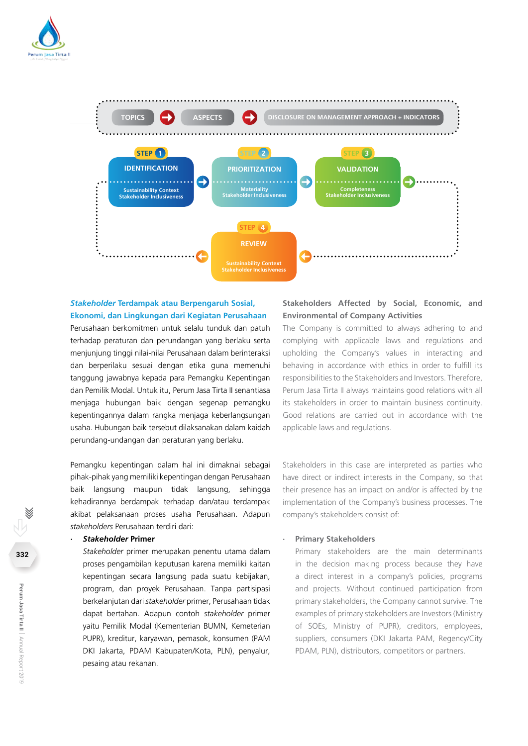TOPICS → ASPECTS → DISCLOSURE ON MANAGEMENT APPROACH + INDICATORS

STEP 1 — IDENTIFICATION: Sustainability Context, Stakeholder Inclusiveness

STEP 2 — PRIORITIZATION: Materiality, Stakeholder Inclusiveness

STEP 3 — VALIDATION: Completeness, Stakeholder Inclusiveness

STEP 4 — REVIEW: Sustainability Context, Stakeholder Inclusiveness

### *Stakeholder* Terdampak atau Berpengaruh Sosial, Ekonomi, dan Lingkungan dari Kegiatan Perusahaan

Perusahaan berkomitmen untuk selalu tunduk dan patuh terhadap peraturan dan perundangan yang berlaku serta menjunjung tinggi nilai-nilai Perusahaan dalam berinteraksi dan berperilaku sesuai dengan etika guna memenuhi tanggung jawabnya kepada para Pemangku Kepentingan dan Pemilik Modal. Untuk itu, Perum Jasa Tirta II senantiasa menjaga hubungan baik dengan segenap pemangku kepentingannya dalam rangka menjaga keberlangsungan usaha. Hubungan baik tersebut dilaksanakan dalam kaidah perundang-undangan dan peraturan yang berlaku.

Pemangku kepentingan dalam hal ini dimaknai sebagai pihak-pihak yang memiliki kepentingan dengan Perusahaan baik langsung maupun tidak langsung, sehingga kehadirannya berdampak terhadap dan/atau terdampak akibat pelaksanaan proses usaha Perusahaan. Adapun *stakeholders* Perusahaan terdiri dari:

- ***Stakeholder* Primer**
  
  *Stakeholder* primer merupakan penentu utama dalam proses pengambilan keputusan karena memiliki kaitan kepentingan secara langsung pada suatu kebijakan, program, dan proyek Perusahaan. Tanpa partisipasi berkelanjutan dari *stakeholder* primer, Perusahaan tidak dapat bertahan. Adapun contoh *stakeholder* primer yaitu Pemilik Modal (Kementerian BUMN, Kemeterian PUPR), kreditur, karyawan, pemasok, konsumen (PAM DKI Jakarta, PDAM Kabupaten/Kota, PLN), penyalur, pesaing atau rekanan.

### Stakeholders Affected by Social, Economic, and Environmental of Company Activities

The Company is committed to always adhering to and complying with applicable laws and regulations and upholding the Company's values in interacting and behaving in accordance with ethics in order to fulfill its responsibilities to the Stakeholders and Investors. Therefore, Perum Jasa Tirta II always maintains good relations with all its stakeholders in order to maintain business continuity. Good relations are carried out in accordance with the applicable laws and regulations.

Stakeholders in this case are interpreted as parties who have direct or indirect interests in the Company, so that their presence has an impact on and/or is affected by the implementation of the Company's business processes. The company's stakeholders consist of:

- **Primary Stakeholders**
  
  Primary stakeholders are the main determinants in the decision making process because they have a direct interest in a company's policies, programs and projects. Without continued participation from primary stakeholders, the Company cannot survive. The examples of primary stakeholders are Investors (Ministry of SOEs, Ministry of PUPR), creditors, employees, suppliers, consumers (DKI Jakarta PAM, Regency/City PDAM, PLN), distributors, competitors or partners.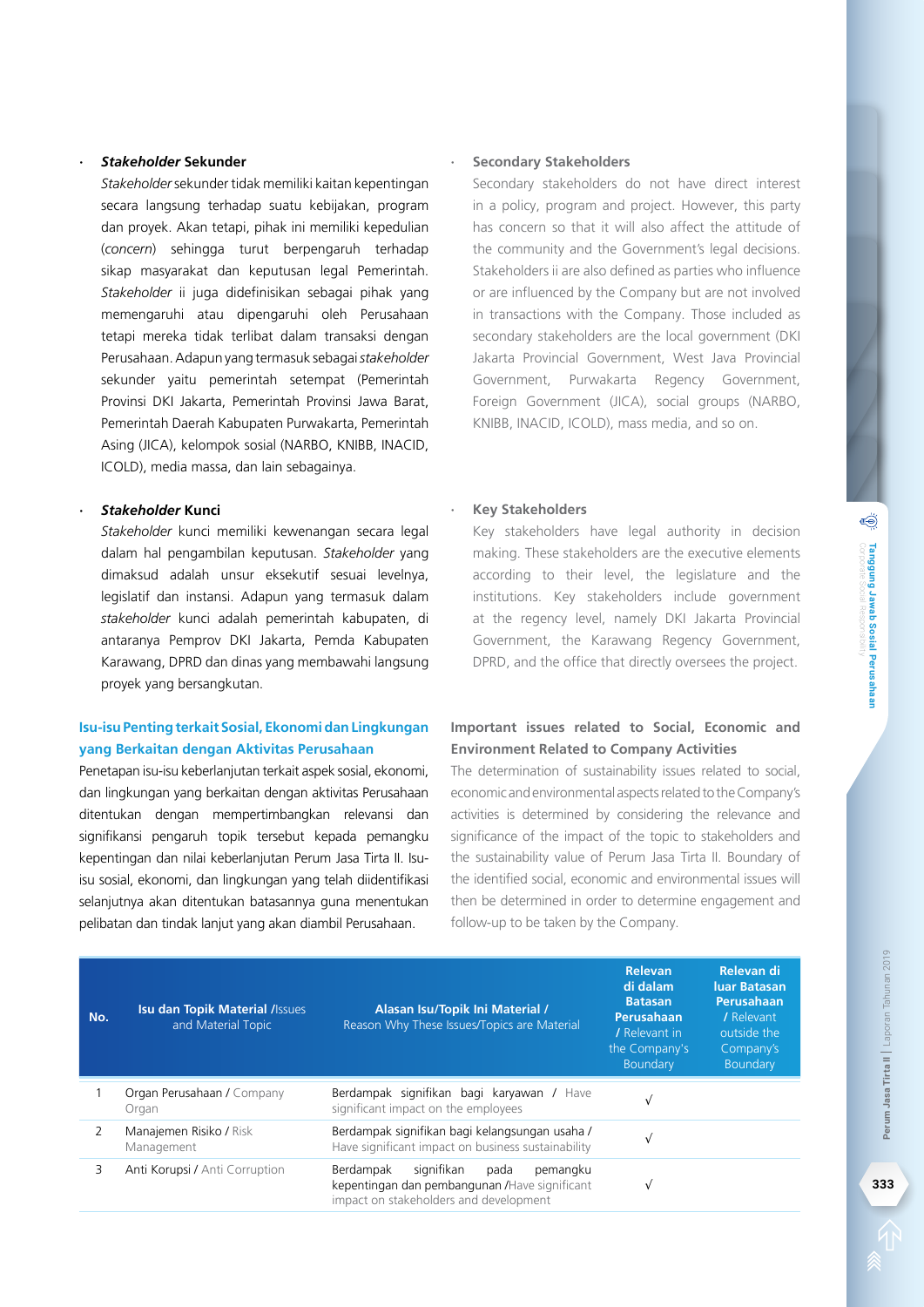- ***Stakeholder* Sekunder**

  *Stakeholder* sekunder tidak memiliki kaitan kepentingan secara langsung terhadap suatu kebijakan, program dan proyek. Akan tetapi, pihak ini memiliki kepedulian (*concern*) sehingga turut berpengaruh terhadap sikap masyarakat dan keputusan legal Pemerintah. *Stakeholder* ii juga didefinisikan sebagai pihak yang memengaruhi atau dipengaruhi oleh Perusahaan tetapi mereka tidak terlibat dalam transaksi dengan Perusahaan. Adapun yang termasuk sebagai *stakeholder* sekunder yaitu pemerintah setempat (Pemerintah Provinsi DKI Jakarta, Pemerintah Provinsi Jawa Barat, Pemerintah Daerah Kabupaten Purwakarta, Pemerintah Asing (JICA), kelompok sosial (NARBO, KNIBB, INACID, ICOLD), media massa, dan lain sebagainya.

- ***Stakeholder* Kunci**

  *Stakeholder* kunci memiliki kewenangan secara legal dalam hal pengambilan keputusan. *Stakeholder* yang dimaksud adalah unsur eksekutif sesuai levelnya, legislatif dan instansi. Adapun yang termasuk dalam *stakeholder* kunci adalah pemerintah kabupaten, di antaranya Pemprov DKI Jakarta, Pemda Kabupaten Karawang, DPRD dan dinas yang membawahi langsung proyek yang bersangkutan.

- **Secondary Stakeholders**

  Secondary stakeholders do not have direct interest in a policy, program and project. However, this party has concern so that it will also affect the attitude of the community and the Government's legal decisions. Stakeholders ii are also defined as parties who influence or are influenced by the Company but are not involved in transactions with the Company. Those included as secondary stakeholders are the local government (DKI Jakarta Provincial Government, West Java Provincial Government, Purwakarta Regency Government, Foreign Government (JICA), social groups (NARBO, KNIBB, INACID, ICOLD), mass media, and so on.

- **Key Stakeholders**

  Key stakeholders have legal authority in decision making. These stakeholders are the executive elements according to their level, the legislature and the institutions. Key stakeholders include government at the regency level, namely DKI Jakarta Provincial Government, the Karawang Regency Government, DPRD, and the office that directly oversees the project.

## Isu-isu Penting terkait Sosial, Ekonomi dan Lingkungan yang Berkaitan dengan Aktivitas Perusahaan

Penetapan isu-isu keberlanjutan terkait aspek sosial, ekonomi, dan lingkungan yang berkaitan dengan aktivitas Perusahaan ditentukan dengan mempertimbangkan relevansi dan signifikansi pengaruh topik tersebut kepada pemangku kepentingan dan nilai keberlanjutan Perum Jasa Tirta II. Isu-isu sosial, ekonomi, dan lingkungan yang telah diidentifikasi selanjutnya akan ditentukan batasannya guna menentukan pelibatan dan tindak lanjut yang akan diambil Perusahaan.

## Important issues related to Social, Economic and Environment Related to Company Activities

The determination of sustainability issues related to social, economic and environmental aspects related to the Company's activities is determined by considering the relevance and significance of the impact of the topic to stakeholders and the sustainability value of Perum Jasa Tirta II. Boundary of the identified social, economic and environmental issues will then be determined in order to determine engagement and follow-up to be taken by the Company.

| No. | Isu dan Topik Material / Issues and Material Topic | Alasan Isu/Topik Ini Material / Reason Why These Issues/Topics are Material | Relevan di dalam Batasan Perusahaan / Relevant in the Company's Boundary | Relevan di luar Batasan Perusahaan / Relevant outside the Company's Boundary |
|---|---|---|---|---|
| 1 | Organ Perusahaan / Company Organ | Berdampak signifikan bagi karyawan / Have significant impact on the employees | √ | |
| 2 | Manajemen Risiko / Risk Management | Berdampak signifikan bagi kelangsungan usaha / Have significant impact on business sustainability | √ | |
| 3 | Anti Korupsi / Anti Corruption | Berdampak signifikan pada pemangku kepentingan dan pembangunan /Have significant impact on stakeholders and development | √ | |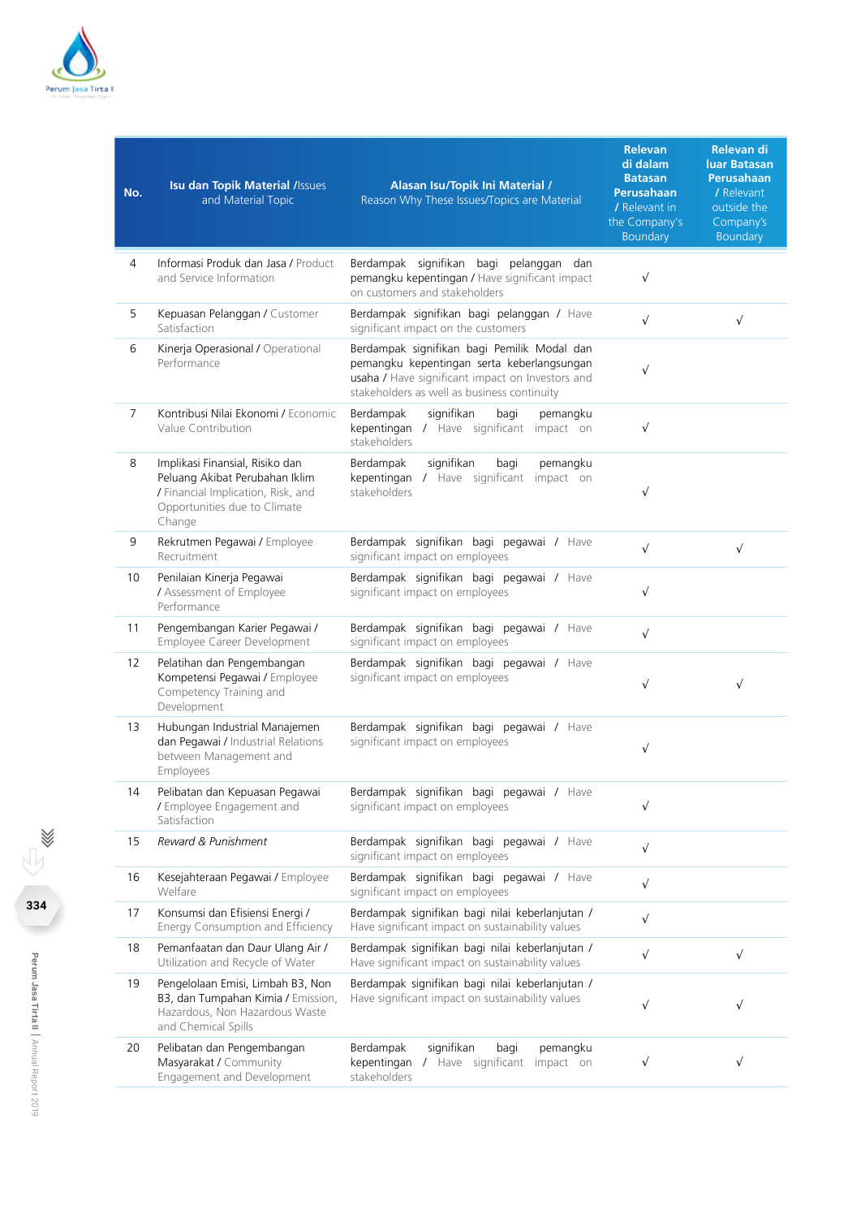| No. | Isu dan Topik Material /Issues and Material Topic | Alasan Isu/Topik Ini Material / Reason Why These Issues/Topics are Material | Relevan di dalam Batasan Perusahaan / Relevant in the Company's Boundary | Relevan di luar Batasan Perusahaan / Relevant outside the Company's Boundary |
|---|---|---|---|---|
| 4 | Informasi Produk dan Jasa / Product and Service Information | Berdampak signifikan bagi pelanggan dan pemangku kepentingan / Have significant impact on customers and stakeholders | √ | |
| 5 | Kepuasan Pelanggan / Customer Satisfaction | Berdampak signifikan bagi pelanggan / Have significant impact on the customers | √ | √ |
| 6 | Kinerja Operasional / Operational Performance | Berdampak signifikan bagi Pemilik Modal dan pemangku kepentingan serta keberlangsungan usaha / Have significant impact on Investors and stakeholders as well as business continuity | √ | |
| 7 | Kontribusi Nilai Ekonomi / Economic Value Contribution | Berdampak signifikan bagi pemangku kepentingan / Have significant impact on stakeholders | √ | |
| 8 | Implikasi Finansial, Risiko dan Peluang Akibat Perubahan Iklim / Financial Implication, Risk, and Opportunities due to Climate Change | Berdampak signifikan bagi pemangku kepentingan / Have significant impact on stakeholders | √ | |
| 9 | Rekrutmen Pegawai / Employee Recruitment | Berdampak signifikan bagi pegawai / Have significant impact on employees | √ | √ |
| 10 | Penilaian Kinerja Pegawai / Assessment of Employee Performance | Berdampak signifikan bagi pegawai / Have significant impact on employees | √ | |
| 11 | Pengembangan Karier Pegawai / Employee Career Development | Berdampak signifikan bagi pegawai / Have significant impact on employees | √ | |
| 12 | Pelatihan dan Pengembangan Kompetensi Pegawai / Employee Competency Training and Development | Berdampak signifikan bagi pegawai / Have significant impact on employees | √ | √ |
| 13 | Hubungan Industrial Manajemen dan Pegawai / Industrial Relations between Management and Employees | Berdampak signifikan bagi pegawai / Have significant impact on employees | √ | |
| 14 | Pelibatan dan Kepuasan Pegawai / Employee Engagement and Satisfaction | Berdampak signifikan bagi pegawai / Have significant impact on employees | √ | |
| 15 | *Reward & Punishment* | Berdampak signifikan bagi pegawai / Have significant impact on employees | √ | |
| 16 | Kesejahteraan Pegawai / Employee Welfare | Berdampak signifikan bagi pegawai / Have significant impact on employees | √ | |
| 17 | Konsumsi dan Efisiensi Energi / Energy Consumption and Efficiency | Berdampak signifikan bagi nilai keberlanjutan / Have significant impact on sustainability values | √ | |
| 18 | Pemanfaatan dan Daur Ulang Air / Utilization and Recycle of Water | Berdampak signifikan bagi nilai keberlanjutan / Have significant impact on sustainability values | √ | √ |
| 19 | Pengelolaan Emisi, Limbah B3, Non B3, dan Tumpahan Kimia / Emission, Hazardous, Non Hazardous Waste and Chemical Spills | Berdampak signifikan bagi nilai keberlanjutan / Have significant impact on sustainability values | √ | √ |
| 20 | Pelibatan dan Pengembangan Masyarakat / Community Engagement and Development | Berdampak signifikan bagi pemangku kepentingan / Have significant impact on stakeholders | √ | √ |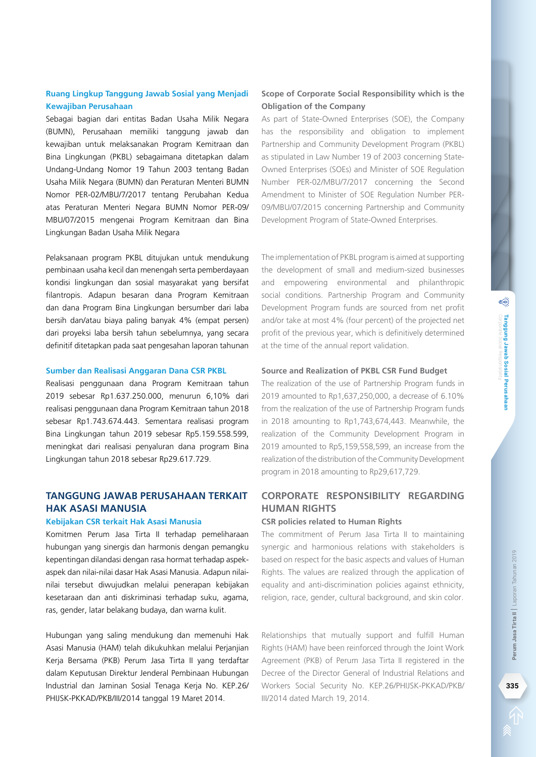### Ruang Lingkup Tanggung Jawab Sosial yang Menjadi Kewajiban Perusahaan

Sebagai bagian dari entitas Badan Usaha Milik Negara (BUMN), Perusahaan memiliki tanggung jawab dan kewajiban untuk melaksanakan Program Kemitraan dan Bina Lingkungan (PKBL) sebagaimana ditetapkan dalam Undang-Undang Nomor 19 Tahun 2003 tentang Badan Usaha Milik Negara (BUMN) dan Peraturan Menteri BUMN Nomor PER-02/MBU/7/2017 tentang Perubahan Kedua atas Peraturan Menteri Negara BUMN Nomor PER-09/MBU/07/2015 mengenai Program Kemitraan dan Bina Lingkungan Badan Usaha Milik Negara

Pelaksanaan program PKBL ditujukan untuk mendukung pembinaan usaha kecil dan menengah serta pemberdayaan kondisi lingkungan dan sosial masyarakat yang bersifat filantropis. Adapun besaran dana Program Kemitraan dan dana Program Bina Lingkungan bersumber dari laba bersih dan/atau biaya paling banyak 4% (empat persen) dari proyeksi laba bersih tahun sebelumnya, yang secara definitif ditetapkan pada saat pengesahan laporan tahunan

### Sumber dan Realisasi Anggaran Dana CSR PKBL

Realisasi penggunaan dana Program Kemitraan tahun 2019 sebesar Rp1.637.250.000, menurun 6,10% dari realisasi penggunaan dana Program Kemitraan tahun 2018 sebesar Rp1.743.674.443. Sementara realisasi program Bina Lingkungan tahun 2019 sebesar Rp5.159.558.599, meningkat dari realisasi penyaluran dana program Bina Lingkungan tahun 2018 sebesar Rp29.617.729.

## TANGGUNG JAWAB PERUSAHAAN TERKAIT HAK ASASI MANUSIA

### Kebijakan CSR terkait Hak Asasi Manusia

Komitmen Perum Jasa Tirta II terhadap pemeliharaan hubungan yang sinergis dan harmonis dengan pemangku kepentingan dilandasi dengan rasa hormat terhadap aspek-aspek dan nilai-nilai dasar Hak Asasi Manusia. Adapun nilai-nilai tersebut diwujudkan melalui penerapan kebijakan kesetaraan dan anti diskriminasi terhadap suku, agama, ras, gender, latar belakang budaya, dan warna kulit.

Hubungan yang saling mendukung dan memenuhi Hak Asasi Manusia (HAM) telah dikukuhkan melalui Perjanjian Kerja Bersama (PKB) Perum Jasa Tirta II yang terdaftar dalam Keputusan Direktur Jenderal Pembinaan Hubungan Industrial dan Jaminan Sosial Tenaga Kerja No. KEP.26/PHIJSK-PKKAD/PKB/III/2014 tanggal 19 Maret 2014.

### Scope of Corporate Social Responsibility which is the Obligation of the Company

As part of State-Owned Enterprises (SOE), the Company has the responsibility and obligation to implement Partnership and Community Development Program (PKBL) as stipulated in Law Number 19 of 2003 concerning State-Owned Enterprises (SOEs) and Minister of SOE Regulation Number PER-02/MBU/7/2017 concerning the Second Amendment to Minister of SOE Regulation Number PER-09/MBU/07/2015 concerning Partnership and Community Development Program of State-Owned Enterprises.

The implementation of PKBL program is aimed at supporting the development of small and medium-sized businesses and empowering environmental and philanthropic social conditions. Partnership Program and Community Development Program funds are sourced from net profit and/or take at most 4% (four percent) of the projected net profit of the previous year, which is definitively determined at the time of the annual report validation.

### Source and Realization of PKBL CSR Fund Budget

The realization of the use of Partnership Program funds in 2019 amounted to Rp1,637,250,000, a decrease of 6.10% from the realization of the use of Partnership Program funds in 2018 amounting to Rp1,743,674,443. Meanwhile, the realization of the Community Development Program in 2019 amounted to Rp5,159,558,599, an increase from the realization of the distribution of the Community Development program in 2018 amounting to Rp29,617,729.

## CORPORATE RESPONSIBILITY REGARDING HUMAN RIGHTS

### CSR policies related to Human Rights

The commitment of Perum Jasa Tirta II to maintaining synergic and harmonious relations with stakeholders is based on respect for the basic aspects and values of Human Rights. The values are realized through the application of equality and anti-discrimination policies against ethnicity, religion, race, gender, cultural background, and skin color.

Relationships that mutually support and fulfill Human Rights (HAM) have been reinforced through the Joint Work Agreement (PKB) of Perum Jasa Tirta II registered in the Decree of the Director General of Industrial Relations and Workers Social Security No. KEP.26/PHIJSK-PKKAD/PKB/III/2014 dated March 19, 2014.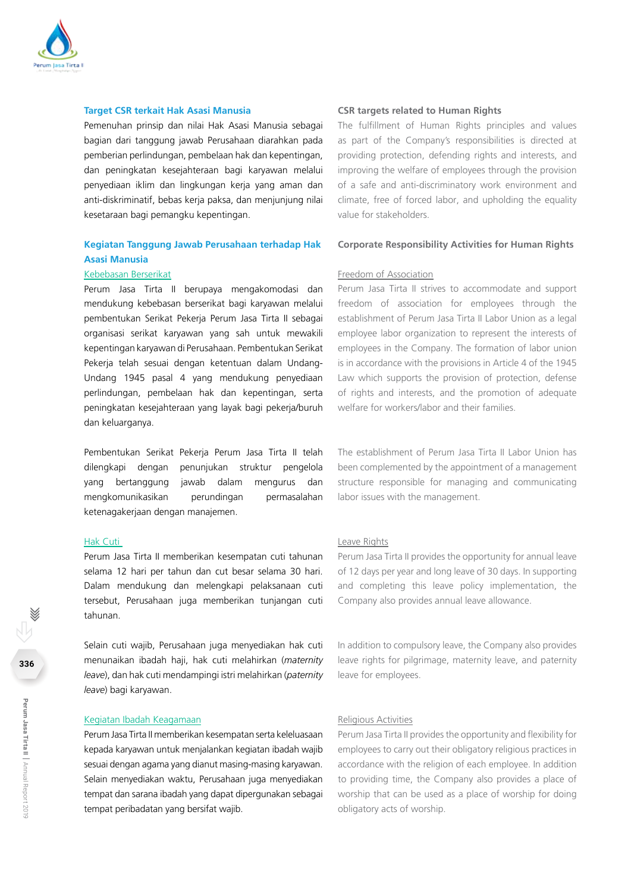### Target CSR terkait Hak Asasi Manusia

Pemenuhan prinsip dan nilai Hak Asasi Manusia sebagai bagian dari tanggung jawab Perusahaan diarahkan pada pemberian perlindungan, pembelaan hak dan kepentingan, dan peningkatan kesejahteraan bagi karyawan melalui penyediaan iklim dan lingkungan kerja yang aman dan anti-diskriminatif, bebas kerja paksa, dan menjunjung nilai kesetaraan bagi pemangku kepentingan.

### Kegiatan Tanggung Jawab Perusahaan terhadap Hak Asasi Manusia

Kebebasan Berserikat

Perum Jasa Tirta II berupaya mengakomodasi dan mendukung kebebasan berserikat bagi karyawan melalui pembentukan Serikat Pekerja Perum Jasa Tirta II sebagai organisasi serikat karyawan yang sah untuk mewakili kepentingan karyawan di Perusahaan. Pembentukan Serikat Pekerja telah sesuai dengan ketentuan dalam Undang-Undang 1945 pasal 4 yang mendukung penyediaan perlindungan, pembelaan hak dan kepentingan, serta peningkatan kesejahteraan yang layak bagi pekerja/buruh dan keluarganya.

Pembentukan Serikat Pekerja Perum Jasa Tirta II telah dilengkapi dengan penunjukan struktur pengelola yang bertanggung jawab dalam mengurus dan mengkomunikasikan perundingan permasalahan ketenagakerjaan dengan manajemen.

Hak Cuti

Perum Jasa Tirta II memberikan kesempatan cuti tahunan selama 12 hari per tahun dan cut besar selama 30 hari. Dalam mendukung dan melengkapi pelaksanaan cuti tersebut, Perusahaan juga memberikan tunjangan cuti tahunan.

Selain cuti wajib, Perusahaan juga menyediakan hak cuti menunaikan ibadah haji, hak cuti melahirkan (*maternity leave*), dan hak cuti mendampingi istri melahirkan (*paternity leave*) bagi karyawan.

Kegiatan Ibadah Keagamaan

Perum Jasa Tirta II memberikan kesempatan serta keleluasaan kepada karyawan untuk menjalankan kegiatan ibadah wajib sesuai dengan agama yang dianut masing-masing karyawan. Selain menyediakan waktu, Perusahaan juga menyediakan tempat dan sarana ibadah yang dapat dipergunakan sebagai tempat peribadatan yang bersifat wajib.

### CSR targets related to Human Rights

The fulfillment of Human Rights principles and values as part of the Company's responsibilities is directed at providing protection, defending rights and interests, and improving the welfare of employees through the provision of a safe and anti-discriminatory work environment and climate, free of forced labor, and upholding the equality value for stakeholders.

### Corporate Responsibility Activities for Human Rights

Freedom of Association

Perum Jasa Tirta II strives to accommodate and support freedom of association for employees through the establishment of Perum Jasa Tirta II Labor Union as a legal employee labor organization to represent the interests of employees in the Company. The formation of labor union is in accordance with the provisions in Article 4 of the 1945 Law which supports the provision of protection, defense of rights and interests, and the promotion of adequate welfare for workers/labor and their families.

The establishment of Perum Jasa Tirta II Labor Union has been complemented by the appointment of a management structure responsible for managing and communicating labor issues with the management.

Leave Rights

Perum Jasa Tirta II provides the opportunity for annual leave of 12 days per year and long leave of 30 days. In supporting and completing this leave policy implementation, the Company also provides annual leave allowance.

In addition to compulsory leave, the Company also provides leave rights for pilgrimage, maternity leave, and paternity leave for employees.

Religious Activities

Perum Jasa Tirta II provides the opportunity and flexibility for employees to carry out their obligatory religious practices in accordance with the religion of each employee. In addition to providing time, the Company also provides a place of worship that can be used as a place of worship for doing obligatory acts of worship.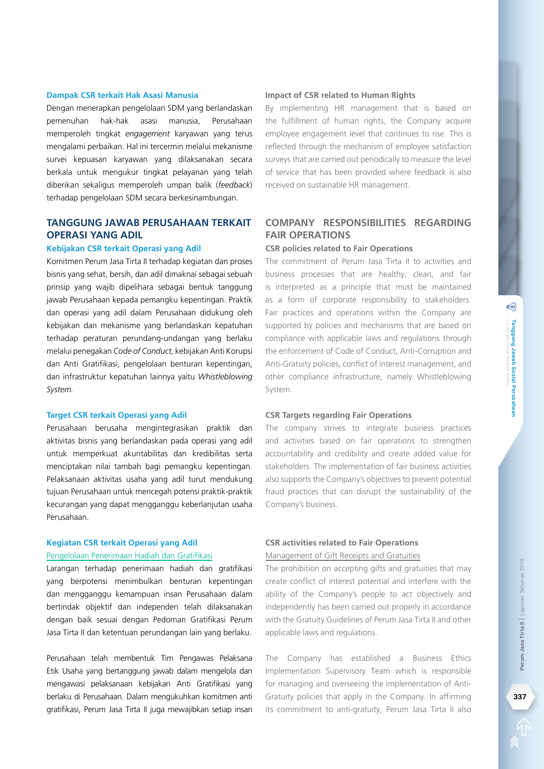### Dampak CSR terkait Hak Asasi Manusia

Dengan menerapkan pengelolaan SDM yang berlandaskan pemenuhan hak-hak asasi manusia, Perusahaan memperoleh tingkat *engagement* karyawan yang terus mengalami perbaikan. Hal ini tercermin melalui mekanisme survei kepuasan karyawan yang dilaksanakan secara berkala untuk mengukur tingkat pelayanan yang telah diberikan sekaligus memperoleh umpan balik (*feedback*) terhadap pengelolaan SDM secara berkesinambungan.

## TANGGUNG JAWAB PERUSAHAAN TERKAIT OPERASI YANG ADIL

### Kebijakan CSR terkait Operasi yang Adil

Komitmen Perum Jasa Tirta II terhadap kegiatan dan proses bisnis yang sehat, bersih, dan adil dimaknai sebagai sebuah prinsip yang wajib dipelihara sebagai bentuk tanggung jawab Perusahaan kepada pemangku kepentingan. Praktik dan operasi yang adil dalam Perusahaan didukung oleh kebijakan dan mekanisme yang berlandaskan kepatuhan terhadap peraturan perundang-undangan yang berlaku melalui penegakan *Code of Conduct*, kebijakan Anti Korupsi dan Anti Gratifikasi, pengelolaan benturan kepentingan, dan infrastruktur kepatuhan lainnya yaitu *Whistleblowing System*.

### Target CSR terkait Operasi yang Adil

Perusahaan berusaha mengintegrasikan praktik dan aktivitas bisnis yang berlandaskan pada operasi yang adil untuk memperkuat akuntabilitas dan kredibilitas serta menciptakan nilai tambah bagi pemangku kepentingan. Pelaksanaan aktivitas usaha yang adil turut mendukung tujuan Perusahaan untuk mencegah potensi praktik-praktik kecurangan yang dapat mengganggu keberlanjutan usaha Perusahaan.

### Kegiatan CSR terkait Operasi yang Adil

Pengelolaan Penerimaan Hadiah dan Gratifikasi

Larangan terhadap penerimaan hadiah dan gratifikasi yang berpotensi menimbulkan benturan kepentingan dan mengganggu kemampuan insan Perusahaan dalam bertindak objektif dan independen telah dilaksanakan dengan baik sesuai dengan Pedoman Gratifikasi Perum Jasa Tirta II dan ketentuan perundangan lain yang berlaku.

Perusahaan telah membentuk Tim Pengawas Pelaksana Etik Usaha yang bertanggung jawab dalam mengelola dan mengawasi pelaksanaan kebijakan Anti Gratifikasi yang berlaku di Perusahaan. Dalam mengukuhkan komitmen anti gratifikasi, Perum Jasa Tirta II juga mewajibkan setiap insan

### Impact of CSR related to Human Rights

By implementing HR management that is based on the fulfillment of human rights, the Company acquire employee engagement level that continues to rise. This is reflected through the mechanism of employee satisfaction surveys that are carried out periodically to measure the level of service that has been provided where feedback is also received on sustainable HR management.

## COMPANY RESPONSIBILITIES REGARDING FAIR OPERATIONS

### CSR policies related to Fair Operations

The commitment of Perum Jasa Tirta II to activities and business processes that are healthy, clean, and fair is interpreted as a principle that must be maintained as a form of corporate responsibility to stakeholders. Fair practices and operations within the Company are supported by policies and mechanisms that are based on compliance with applicable laws and regulations through the enforcement of Code of Conduct, Anti-Corruption and Anti-Gratuity policies, conflict of interest management, and other compliance infrastructure, namely Whistleblowing System.

### CSR Targets regarding Fair Operations

The company strives to integrate business practices and activities based on fair operations to strengthen accountability and credibility and create added value for stakeholders. The implementation of fair business activities also supports the Company's objectives to prevent potential fraud practices that can disrupt the sustainability of the Company's business.

### CSR activities related to Fair Operations

Management of Gift Receipts and Gratuities

The prohibition on accepting gifts and gratuities that may create conflict of interest potential and interfere with the ability of the Company's people to act objectively and independently has been carried out properly in accordance with the Gratuity Guidelines of Perum Jasa Tirta II and other applicable laws and regulations.

The Company has established a Business Ethics Implementation Supervisory Team which is responsible for managing and overseeing the implementation of Anti-Gratuity policies that apply in the Company. In affirming its commitment to anti-gratuity, Perum Jasa Tirta II also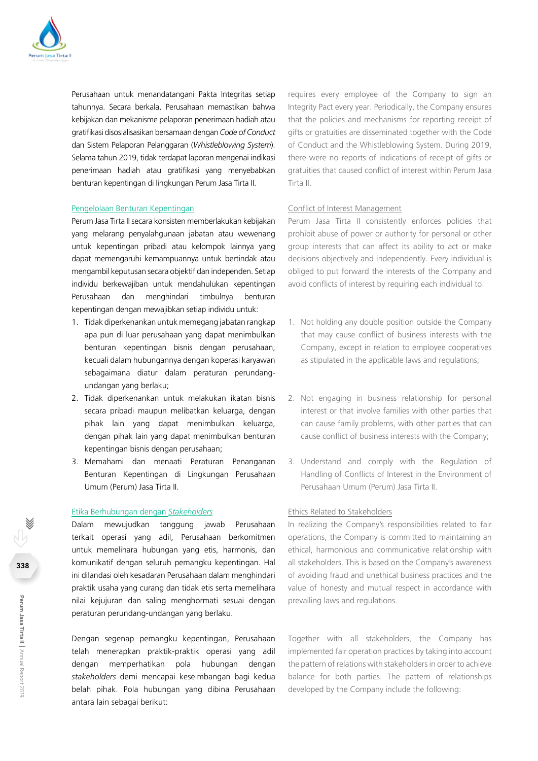Perusahaan untuk menandatangani Pakta Integritas setiap tahunnya. Secara berkala, Perusahaan memastikan bahwa kebijakan dan mekanisme pelaporan penerimaan hadiah atau gratifikasi disosialisasikan bersamaan dengan *Code of Conduct* dan Sistem Pelaporan Pelanggaran (*Whistleblowing System*). Selama tahun 2019, tidak terdapat laporan mengenai indikasi penerimaan hadiah atau gratifikasi yang menyebabkan benturan kepentingan di lingkungan Perum Jasa Tirta II.

requires every employee of the Company to sign an Integrity Pact every year. Periodically, the Company ensures that the policies and mechanisms for reporting receipt of gifts or gratuities are disseminated together with the Code of Conduct and the Whistleblowing System. During 2019, there were no reports of indications of receipt of gifts or gratuities that caused conflict of interest within Perum Jasa Tirta II.

### Pengelolaan Benturan Kepentingan

Perum Jasa Tirta II secara konsisten memberlakukan kebijakan yang melarang penyalahgunaan jabatan atau wewenang untuk kepentingan pribadi atau kelompok lainnya yang dapat memengaruhi kemampuannya untuk bertindak atau mengambil keputusan secara objektif dan independen. Setiap individu berkewajiban untuk mendahulukan kepentingan Perusahaan dan menghindari timbulnya benturan kepentingan dengan mewajibkan setiap individu untuk:

1. Tidak diperkenankan untuk memegang jabatan rangkap apa pun di luar perusahaan yang dapat menimbulkan benturan kepentingan bisnis dengan perusahaan, kecuali dalam hubungannya dengan koperasi karyawan sebagaimana diatur dalam peraturan perundang-undangan yang berlaku;
2. Tidak diperkenankan untuk melakukan ikatan bisnis secara pribadi maupun melibatkan keluarga, dengan pihak lain yang dapat menimbulkan keluarga, dengan pihak lain yang dapat menimbulkan benturan kepentingan bisnis dengan perusahaan;
3. Memahami dan menaati Peraturan Penanganan Benturan Kepentingan di Lingkungan Perusahaan Umum (Perum) Jasa Tirta II.

### Conflict of Interest Management

Perum Jasa Tirta II consistently enforces policies that prohibit abuse of power or authority for personal or other group interests that can affect its ability to act or make decisions objectively and independently. Every individual is obliged to put forward the interests of the Company and avoid conflicts of interest by requiring each individual to:

1. Not holding any double position outside the Company that may cause conflict of business interests with the Company, except in relation to employee cooperatives as stipulated in the applicable laws and regulations;
2. Not engaging in business relationship for personal interest or that involve families with other parties that can cause family problems, with other parties that can cause conflict of business interests with the Company;
3. Understand and comply with the Regulation of Handling of Conflicts of Interest in the Environment of Perusahaan Umum (Perum) Jasa Tirta II.

### Etika Berhubungan dengan *Stakeholders*

Dalam mewujudkan tanggung jawab Perusahaan terkait operasi yang adil, Perusahaan berkomitmen untuk memelihara hubungan yang etis, harmonis, dan komunikatif dengan seluruh pemangku kepentingan. Hal ini dilandasi oleh kesadaran Perusahaan dalam menghindari praktik usaha yang curang dan tidak etis serta memelihara nilai kejujuran dan saling menghormati sesuai dengan peraturan perundang-undangan yang berlaku.

Dengan segenap pemangku kepentingan, Perusahaan telah menerapkan praktik-praktik operasi yang adil dengan memperhatikan pola hubungan dengan *stakeholders* demi mencapai keseimbangan bagi kedua belah pihak. Pola hubungan yang dibina Perusahaan antara lain sebagai berikut:

### Ethics Related to Stakeholders

In realizing the Company's responsibilities related to fair operations, the Company is committed to maintaining an ethical, harmonious and communicative relationship with all stakeholders. This is based on the Company's awareness of avoiding fraud and unethical business practices and the value of honesty and mutual respect in accordance with prevailing laws and regulations.

Together with all stakeholders, the Company has implemented fair operation practices by taking into account the pattern of relations with stakeholders in order to achieve balance for both parties. The pattern of relationships developed by the Company include the following: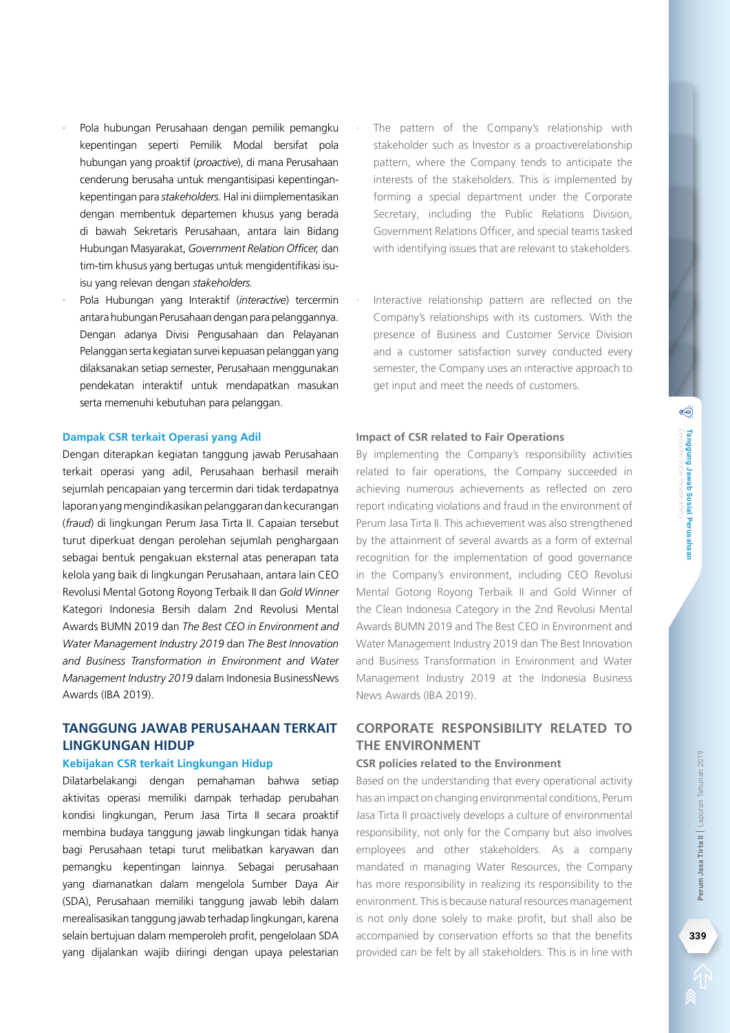- Pola hubungan Perusahaan dengan pemilik pemangku kepentingan seperti Pemilik Modal bersifat pola hubungan yang proaktif (*proactive*), di mana Perusahaan cenderung berusaha untuk mengantisipasi kepentingan-kepentingan para *stakeholders.* Hal ini diimplementasikan dengan membentuk departemen khusus yang berada di bawah Sekretaris Perusahaan, antara lain Bidang Hubungan Masyarakat, *Government Relation Officer,* dan tim-tim khusus yang bertugas untuk mengidentifikasi isu-isu yang relevan dengan *stakeholders.*
- Pola Hubungan yang Interaktif (*interactive*) tercermin antara hubungan Perusahaan dengan para pelanggannya. Dengan adanya Divisi Pengusahaan dan Pelayanan Pelanggan serta kegiatan survei kepuasan pelanggan yang dilaksanakan setiap semester, Perusahaan menggunakan pendekatan interaktif untuk mendapatkan masukan serta memenuhi kebutuhan para pelanggan.

**Dampak CSR terkait Operasi yang Adil**

Dengan diterapkan kegiatan tanggung jawab Perusahaan terkait operasi yang adil, Perusahaan berhasil meraih sejumlah pencapaian yang tercermin dari tidak terdapatnya laporan yang mengindikasikan pelanggaran dan kecurangan (*fraud*) di lingkungan Perum Jasa Tirta II. Capaian tersebut turut diperkuat dengan perolehan sejumlah penghargaan sebagai bentuk pengakuan eksternal atas penerapan tata kelola yang baik di lingkungan Perusahaan, antara lain CEO Revolusi Mental Gotong Royong Terbaik II dan *Gold Winner* Kategori Indonesia Bersih dalam 2nd Revolusi Mental Awards BUMN 2019 dan *The Best CEO in Environment and Water Management Industry 2019* dan *The Best Innovation and Business Transformation in Environment and Water Management Industry 2019* dalam Indonesia BusinessNews Awards (IBA 2019).

## TANGGUNG JAWAB PERUSAHAAN TERKAIT LINGKUNGAN HIDUP

**Kebijakan CSR terkait Lingkungan Hidup**

Dilatarbelakangi dengan pemahaman bahwa setiap aktivitas operasi memiliki dampak terhadap perubahan kondisi lingkungan, Perum Jasa Tirta II secara proaktif membina budaya tanggung jawab lingkungan tidak hanya bagi Perusahaan tetapi turut melibatkan karyawan dan pemangku kepentingan lainnya. Sebagai perusahaan yang diamanatkan dalam mengelola Sumber Daya Air (SDA), Perusahaan memiliki tanggung jawab lebih dalam merealisasikan tanggung jawab terhadap lingkungan, karena selain bertujuan dalam memperoleh profit, pengelolaan SDA yang dijalankan wajib diiringi dengan upaya pelestarian

- The pattern of the Company's relationship with stakeholder such as Investor is a proactiverelationship pattern, where the Company tends to anticipate the interests of the stakeholders. This is implemented by forming a special department under the Corporate Secretary, including the Public Relations Division, Government Relations Officer, and special teams tasked with identifying issues that are relevant to stakeholders.
- Interactive relationship pattern are reflected on the Company's relationships with its customers. With the presence of Business and Customer Service Division and a customer satisfaction survey conducted every semester, the Company uses an interactive approach to get input and meet the needs of customers.

**Impact of CSR related to Fair Operations**

By implementing the Company's responsibility activities related to fair operations, the Company succeeded in achieving numerous achievements as reflected on zero report indicating violations and fraud in the environment of Perum Jasa Tirta II. This achievement was also strengthened by the attainment of several awards as a form of external recognition for the implementation of good governance in the Company's environment, including CEO Revolusi Mental Gotong Royong Terbaik II and Gold Winner of the Clean Indonesia Category in the 2nd Revolusi Mental Awards BUMN 2019 and The Best CEO in Environment and Water Management Industry 2019 dan The Best Innovation and Business Transformation in Environment and Water Management Industry 2019 at the Indonesia Business News Awards (IBA 2019).

## CORPORATE RESPONSIBILITY RELATED TO THE ENVIRONMENT

**CSR policies related to the Environment**

Based on the understanding that every operational activity has an impact on changing environmental conditions, Perum Jasa Tirta II proactively develops a culture of environmental responsibility, not only for the Company but also involves employees and other stakeholders. As a company mandated in managing Water Resources, the Company has more responsibility in realizing its responsibility to the environment. This is because natural resources management is not only done solely to make profit, but shall also be accompanied by conservation efforts so that the benefits provided can be felt by all stakeholders. This is in line with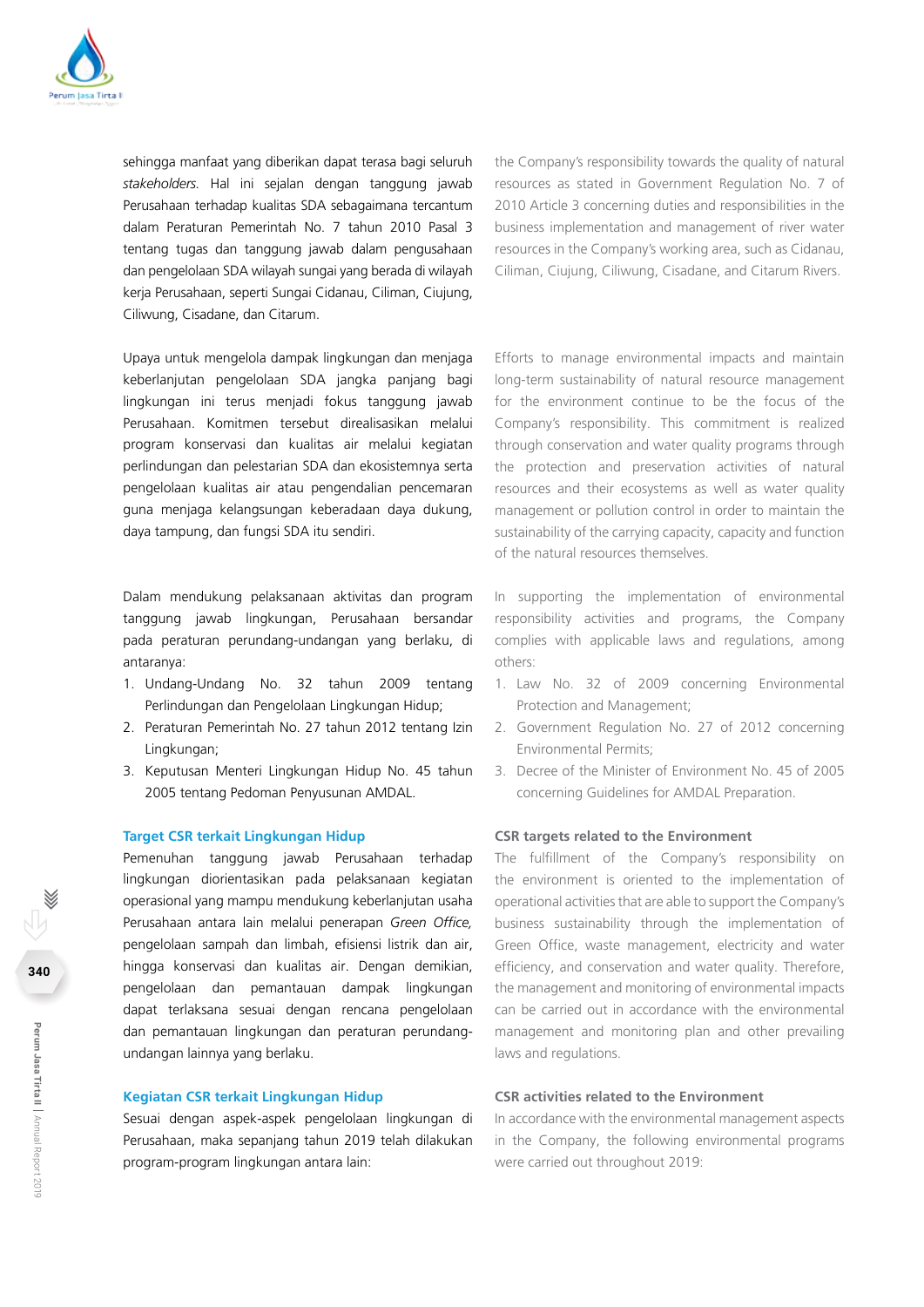sehingga manfaat yang diberikan dapat terasa bagi seluruh *stakeholders.* Hal ini sejalan dengan tanggung jawab Perusahaan terhadap kualitas SDA sebagaimana tercantum dalam Peraturan Pemerintah No. 7 tahun 2010 Pasal 3 tentang tugas dan tanggung jawab dalam pengusahaan dan pengelolaan SDA wilayah sungai yang berada di wilayah kerja Perusahaan, seperti Sungai Cidanau, Ciliman, Ciujung, Ciliwung, Cisadane, dan Citarum.

the Company's responsibility towards the quality of natural resources as stated in Government Regulation No. 7 of 2010 Article 3 concerning duties and responsibilities in the business implementation and management of river water resources in the Company's working area, such as Cidanau, Ciliman, Ciujung, Ciliwung, Cisadane, and Citarum Rivers.

Upaya untuk mengelola dampak lingkungan dan menjaga keberlanjutan pengelolaan SDA jangka panjang bagi lingkungan ini terus menjadi fokus tanggung jawab Perusahaan. Komitmen tersebut direalisasikan melalui program konservasi dan kualitas air melalui kegiatan perlindungan dan pelestarian SDA dan ekosistemnya serta pengelolaan kualitas air atau pengendalian pencemaran guna menjaga kelangsungan keberadaan daya dukung, daya tampung, dan fungsi SDA itu sendiri.

Efforts to manage environmental impacts and maintain long-term sustainability of natural resource management for the environment continue to be the focus of the Company's responsibility. This commitment is realized through conservation and water quality programs through the protection and preservation activities of natural resources and their ecosystems as well as water quality management or pollution control in order to maintain the sustainability of the carrying capacity, capacity and function of the natural resources themselves.

Dalam mendukung pelaksanaan aktivitas dan program tanggung jawab lingkungan, Perusahaan bersandar pada peraturan perundang-undangan yang berlaku, di antaranya:

1. Undang-Undang No. 32 tahun 2009 tentang Perlindungan dan Pengelolaan Lingkungan Hidup;
2. Peraturan Pemerintah No. 27 tahun 2012 tentang Izin Lingkungan;
3. Keputusan Menteri Lingkungan Hidup No. 45 tahun 2005 tentang Pedoman Penyusunan AMDAL.

In supporting the implementation of environmental responsibility activities and programs, the Company complies with applicable laws and regulations, among others:

1. Law No. 32 of 2009 concerning Environmental Protection and Management;
2. Government Regulation No. 27 of 2012 concerning Environmental Permits;
3. Decree of the Minister of Environment No. 45 of 2005 concerning Guidelines for AMDAL Preparation.

### Target CSR terkait Lingkungan Hidup

Pemenuhan tanggung jawab Perusahaan terhadap lingkungan diorientasikan pada pelaksanaan kegiatan operasional yang mampu mendukung keberlanjutan usaha Perusahaan antara lain melalui penerapan *Green Office,* pengelolaan sampah dan limbah, efisiensi listrik dan air, hingga konservasi dan kualitas air. Dengan demikian, pengelolaan dan pemantauan dampak lingkungan dapat terlaksana sesuai dengan rencana pengelolaan dan pemantauan lingkungan dan peraturan perundang-undangan lainnya yang berlaku.

### CSR targets related to the Environment

The fulfillment of the Company's responsibility on the environment is oriented to the implementation of operational activities that are able to support the Company's business sustainability through the implementation of Green Office, waste management, electricity and water efficiency, and conservation and water quality. Therefore, the management and monitoring of environmental impacts can be carried out in accordance with the environmental management and monitoring plan and other prevailing laws and regulations.

### Kegiatan CSR terkait Lingkungan Hidup

Sesuai dengan aspek-aspek pengelolaan lingkungan di Perusahaan, maka sepanjang tahun 2019 telah dilakukan program-program lingkungan antara lain:

### CSR activities related to the Environment

In accordance with the environmental management aspects in the Company, the following environmental programs were carried out throughout 2019: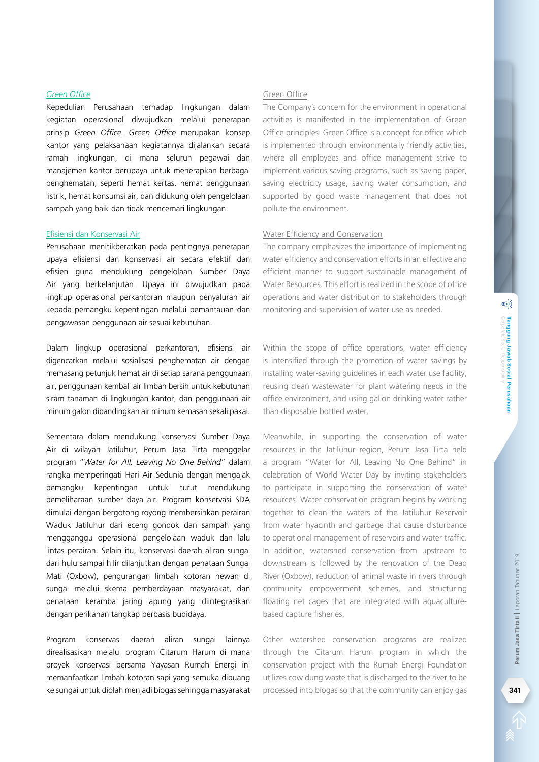### *Green Office*

Kepedulian Perusahaan terhadap lingkungan dalam kegiatan operasional diwujudkan melalui penerapan prinsip *Green Office*. *Green Office* merupakan konsep kantor yang pelaksanaan kegiatannya dijalankan secara ramah lingkungan, di mana seluruh pegawai dan manajemen kantor berupaya untuk menerapkan berbagai penghematan, seperti hemat kertas, hemat penggunaan listrik, hemat konsumsi air, dan didukung oleh pengelolaan sampah yang baik dan tidak mencemari lingkungan.

### Efisiensi dan Konservasi Air

Perusahaan menitikberatkan pada pentingnya penerapan upaya efisiensi dan konservasi air secara efektif dan efisien guna mendukung pengelolaan Sumber Daya Air yang berkelanjutan. Upaya ini diwujudkan pada lingkup operasional perkantoran maupun penyaluran air kepada pemangku kepentingan melalui pemantauan dan pengawasan penggunaan air sesuai kebutuhan.

Dalam lingkup operasional perkantoran, efisiensi air digencarkan melalui sosialisasi penghematan air dengan memasang petunjuk hemat air di setiap sarana penggunaan air, penggunaan kembali air limbah bersih untuk kebutuhan siram tanaman di lingkungan kantor, dan penggunaan air minum galon dibandingkan air minum kemasan sekali pakai.

Sementara dalam mendukung konservasi Sumber Daya Air di wilayah Jatiluhur, Perum Jasa Tirta menggelar program "*Water for All, Leaving No One Behind*" dalam rangka memperingati Hari Air Sedunia dengan mengajak pemangku kepentingan untuk turut mendukung pemeliharaan sumber daya air. Program konservasi SDA dimulai dengan bergotong royong membersihkan perairan Waduk Jatiluhur dari eceng gondok dan sampah yang mengganggu operasional pengelolaan waduk dan lalu lintas perairan. Selain itu, konservasi daerah aliran sungai dari hulu sampai hilir dilanjutkan dengan penataan Sungai Mati (Oxbow), pengurangan limbah kotoran hewan di sungai melalui skema pemberdayaan masyarakat, dan penataan keramba jaring apung yang diintegrasikan dengan perikanan tangkap berbasis budidaya.

Program konservasi daerah aliran sungai lainnya direalisasikan melalui program Citarum Harum di mana proyek konservasi bersama Yayasan Rumah Energi ini memanfaatkan limbah kotoran sapi yang semuka dibuang ke sungai untuk diolah menjadi biogas sehingga masyarakat

### Green Office

The Company's concern for the environment in operational activities is manifested in the implementation of Green Office principles. Green Office is a concept for office which is implemented through environmentally friendly activities, where all employees and office management strive to implement various saving programs, such as saving paper, saving electricity usage, saving water consumption, and supported by good waste management that does not pollute the environment.

### Water Efficiency and Conservation

The company emphasizes the importance of implementing water efficiency and conservation efforts in an effective and efficient manner to support sustainable management of Water Resources. This effort is realized in the scope of office operations and water distribution to stakeholders through monitoring and supervision of water use as needed.

Within the scope of office operations, water efficiency is intensified through the promotion of water savings by installing water-saving guidelines in each water use facility, reusing clean wastewater for plant watering needs in the office environment, and using gallon drinking water rather than disposable bottled water.

Meanwhile, in supporting the conservation of water resources in the Jatiluhur region, Perum Jasa Tirta held a program "Water for All, Leaving No One Behind" in celebration of World Water Day by inviting stakeholders to participate in supporting the conservation of water resources. Water conservation program begins by working together to clean the waters of the Jatiluhur Reservoir from water hyacinth and garbage that cause disturbance to operational management of reservoirs and water traffic. In addition, watershed conservation from upstream to downstream is followed by the renovation of the Dead River (Oxbow), reduction of animal waste in rivers through community empowerment schemes, and structuring floating net cages that are integrated with aquaculture-based capture fisheries.

Other watershed conservation programs are realized through the Citarum Harum program in which the conservation project with the Rumah Energi Foundation utilizes cow dung waste that is discharged to the river to be processed into biogas so that the community can enjoy gas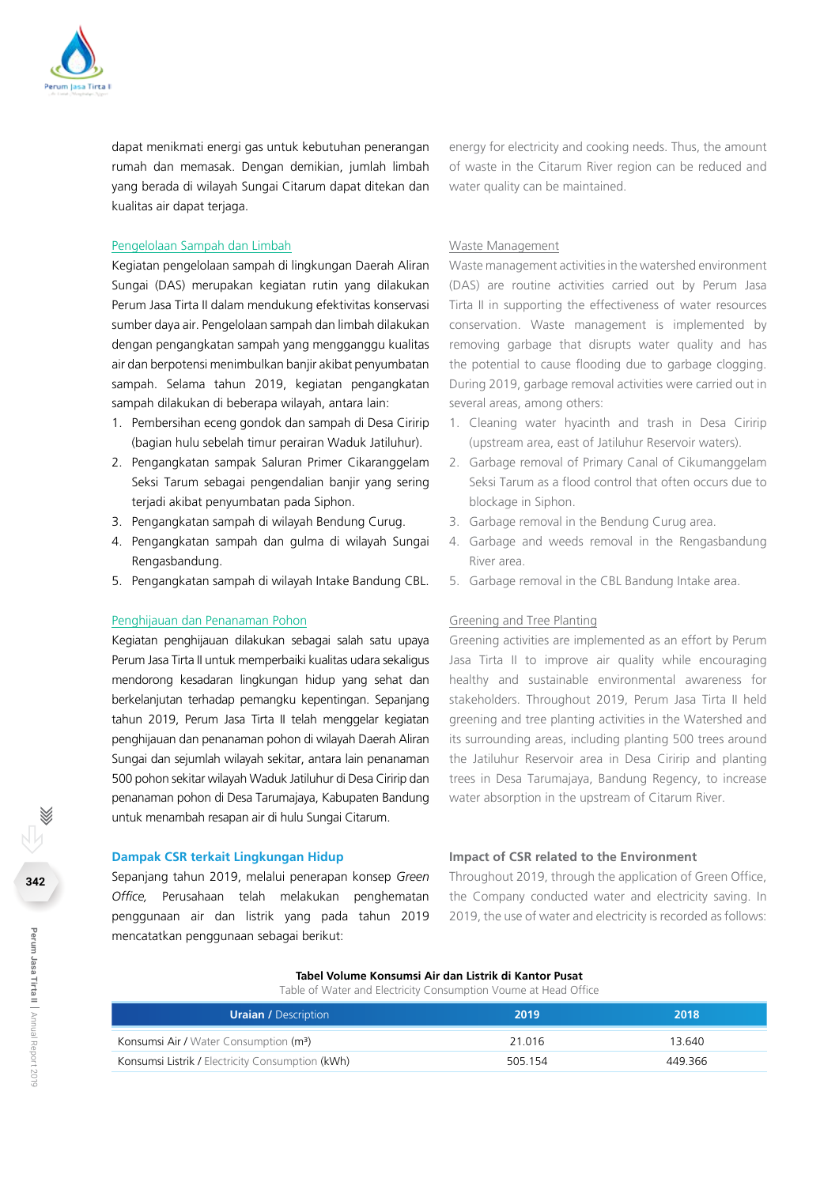dapat menikmati energi gas untuk kebutuhan penerangan rumah dan memasak. Dengan demikian, jumlah limbah yang berada di wilayah Sungai Citarum dapat ditekan dan kualitas air dapat terjaga.

energy for electricity and cooking needs. Thus, the amount of waste in the Citarum River region can be reduced and water quality can be maintained.

Pengelolaan Sampah dan Limbah

Kegiatan pengelolaan sampah di lingkungan Daerah Aliran Sungai (DAS) merupakan kegiatan rutin yang dilakukan Perum Jasa Tirta II dalam mendukung efektivitas konservasi sumber daya air. Pengelolaan sampah dan limbah dilakukan dengan pengangkatan sampah yang mengganggu kualitas air dan berpotensi menimbulkan banjir akibat penyumbatan sampah. Selama tahun 2019, kegiatan pengangkatan sampah dilakukan di beberapa wilayah, antara lain:

1. Pembersihan eceng gondok dan sampah di Desa Ciririp (bagian hulu sebelah timur perairan Waduk Jatiluhur).
2. Pengangkatan sampak Saluran Primer Cikaranggelam Seksi Tarum sebagai pengendalian banjir yang sering terjadi akibat penyumbatan pada Siphon.
3. Pengangkatan sampah di wilayah Bendung Curug.
4. Pengangkatan sampah dan gulma di wilayah Sungai Rengasbandung.
5. Pengangkatan sampah di wilayah Intake Bandung CBL.

Waste Management

Waste management activities in the watershed environment (DAS) are routine activities carried out by Perum Jasa Tirta II in supporting the effectiveness of water resources conservation. Waste management is implemented by removing garbage that disrupts water quality and has the potential to cause flooding due to garbage clogging. During 2019, garbage removal activities were carried out in several areas, among others:

1. Cleaning water hyacinth and trash in Desa Ciririp (upstream area, east of Jatiluhur Reservoir waters).
2. Garbage removal of Primary Canal of Cikumanggelam Seksi Tarum as a flood control that often occurs due to blockage in Siphon.
3. Garbage removal in the Bendung Curug area.
4. Garbage and weeds removal in the Rengasbandung River area.
5. Garbage removal in the CBL Bandung Intake area.

Penghijauan dan Penanaman Pohon

Kegiatan penghijauan dilakukan sebagai salah satu upaya Perum Jasa Tirta II untuk memperbaiki kualitas udara sekaligus mendorong kesadaran lingkungan hidup yang sehat dan berkelanjutan terhadap pemangku kepentingan. Sepanjang tahun 2019, Perum Jasa Tirta II telah menggelar kegiatan penghijauan dan penanaman pohon di wilayah Daerah Aliran Sungai dan sejumlah wilayah sekitar, antara lain penanaman 500 pohon sekitar wilayah Waduk Jatiluhur di Desa Ciririp dan penanaman pohon di Desa Tarumajaya, Kabupaten Bandung untuk menambah resapan air di hulu Sungai Citarum.

Greening and Tree Planting

Greening activities are implemented as an effort by Perum Jasa Tirta II to improve air quality while encouraging healthy and sustainable environmental awareness for stakeholders. Throughout 2019, Perum Jasa Tirta II held greening and tree planting activities in the Watershed and its surrounding areas, including planting 500 trees around the Jatiluhur Reservoir area in Desa Ciririp and planting trees in Desa Tarumajaya, Bandung Regency, to increase water absorption in the upstream of Citarum River.

## Dampak CSR terkait Lingkungan Hidup

Sepanjang tahun 2019, melalui penerapan konsep *Green Office*, Perusahaan telah melakukan penghematan penggunaan air dan listrik yang pada tahun 2019 mencatatkan penggunaan sebagai berikut:

## Impact of CSR related to the Environment

Throughout 2019, through the application of Green Office, the Company conducted water and electricity saving. In 2019, the use of water and electricity is recorded as follows:

**Tabel Volume Konsumsi Air dan Listrik di Kantor Pusat**
Table of Water and Electricity Consumption Voume at Head Office

| Uraian / Description | 2019 | 2018 |
|---|---|---|
| Konsumsi Air / Water Consumption (m³) | 21.016 | 13.640 |
| Konsumsi Listrik / Electricity Consumption (kWh) | 505.154 | 449.366 |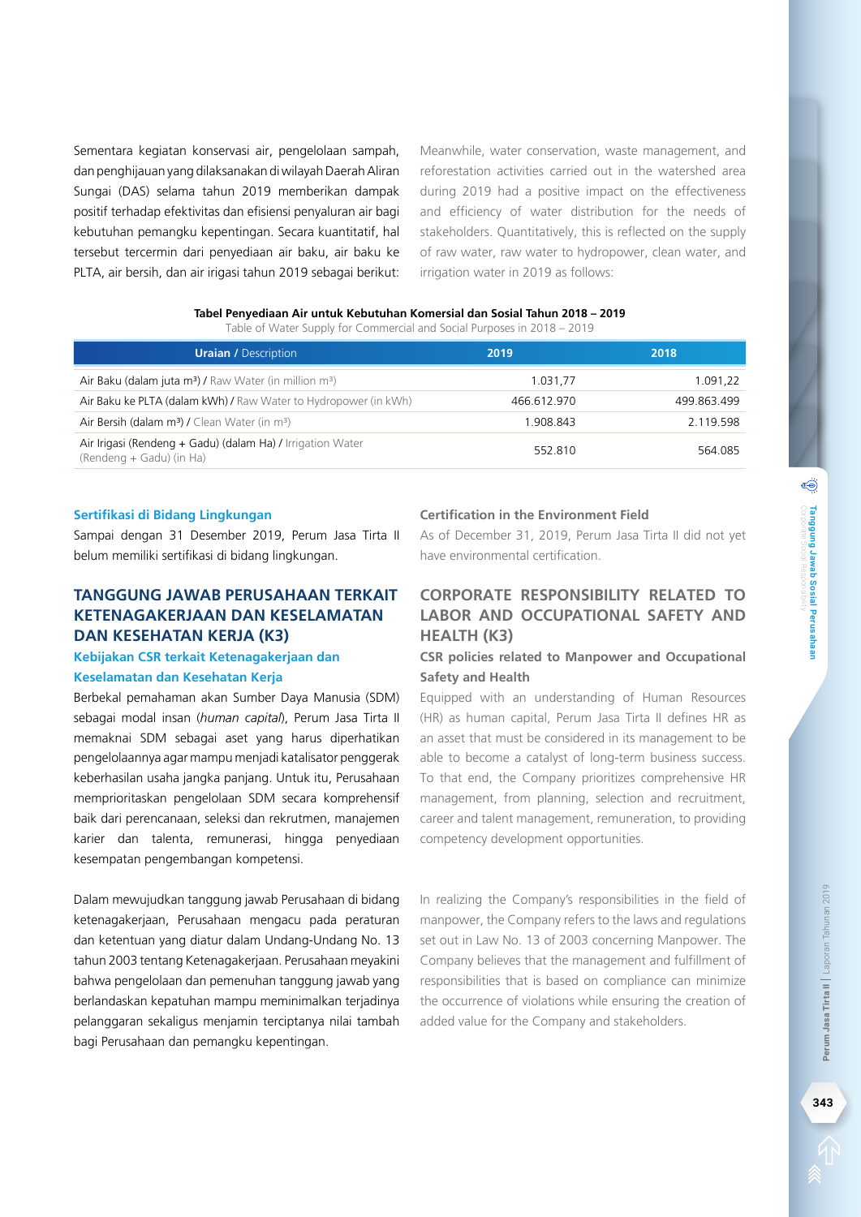Sementara kegiatan konservasi air, pengelolaan sampah, dan penghijauan yang dilaksanakan di wilayah Daerah Aliran Sungai (DAS) selama tahun 2019 memberikan dampak positif terhadap efektivitas dan efisiensi penyaluran air bagi kebutuhan pemangku kepentingan. Secara kuantitatif, hal tersebut tercermin dari penyediaan air baku, air baku ke PLTA, air bersih, dan air irigasi tahun 2019 sebagai berikut:

Meanwhile, water conservation, waste management, and reforestation activities carried out in the watershed area during 2019 had a positive impact on the effectiveness and efficiency of water distribution for the needs of stakeholders. Quantitatively, this is reflected on the supply of raw water, raw water to hydropower, clean water, and irrigation water in 2019 as follows:

**Tabel Penyediaan Air untuk Kebutuhan Komersial dan Sosial Tahun 2018 – 2019**
Table of Water Supply for Commercial and Social Purposes in 2018 – 2019

| **Uraian** / Description | 2019 | 2018 |
|---|---|---|
| Air Baku (dalam juta m³) / Raw Water (in million m³) | 1.031,77 | 1.091,22 |
| Air Baku ke PLTA (dalam kWh) / Raw Water to Hydropower (in kWh) | 466.612.970 | 499.863.499 |
| Air Bersih (dalam m³) / Clean Water (in m³) | 1.908.843 | 2.119.598 |
| Air Irigasi (Rendeng + Gadu) (dalam Ha) / Irrigation Water (Rendeng + Gadu) (in Ha) | 552.810 | 564.085 |

### Sertifikasi di Bidang Lingkungan

Sampai dengan 31 Desember 2019, Perum Jasa Tirta II belum memiliki sertifikasi di bidang lingkungan.

### Certification in the Environment Field

As of December 31, 2019, Perum Jasa Tirta II did not yet have environmental certification.

## TANGGUNG JAWAB PERUSAHAAN TERKAIT KETENAGAKERJAAN DAN KESELAMATAN DAN KESEHATAN KERJA (K3)

### Kebijakan CSR terkait Ketenagakerjaan dan Keselamatan dan Kesehatan Kerja

Berbekal pemahaman akan Sumber Daya Manusia (SDM) sebagai modal insan (*human capital*), Perum Jasa Tirta II memaknai SDM sebagai aset yang harus diperhatikan pengelolaannya agar mampu menjadi katalisator penggerak keberhasilan usaha jangka panjang. Untuk itu, Perusahaan memprioritaskan pengelolaan SDM secara komprehensif baik dari perencanaan, seleksi dan rekrutmen, manajemen karier dan talenta, remunerasi, hingga penyediaan kesempatan pengembangan kompetensi.

Dalam mewujudkan tanggung jawab Perusahaan di bidang ketenagakerjaan, Perusahaan mengacu pada peraturan dan ketentuan yang diatur dalam Undang-Undang No. 13 tahun 2003 tentang Ketenagakerjaan. Perusahaan meyakini bahwa pengelolaan dan pemenuhan tanggung jawab yang berlandaskan kepatuhan mampu meminimalkan terjadinya pelanggaran sekaligus menjamin terciptanya nilai tambah bagi Perusahaan dan pemangku kepentingan.

## CORPORATE RESPONSIBILITY RELATED TO LABOR AND OCCUPATIONAL SAFETY AND HEALTH (K3)

### CSR policies related to Manpower and Occupational Safety and Health

Equipped with an understanding of Human Resources (HR) as human capital, Perum Jasa Tirta II defines HR as an asset that must be considered in its management to be able to become a catalyst of long-term business success. To that end, the Company prioritizes comprehensive HR management, from planning, selection and recruitment, career and talent management, remuneration, to providing competency development opportunities.

In realizing the Company's responsibilities in the field of manpower, the Company refers to the laws and regulations set out in Law No. 13 of 2003 concerning Manpower. The Company believes that the management and fulfillment of responsibilities that is based on compliance can minimize the occurrence of violations while ensuring the creation of added value for the Company and stakeholders.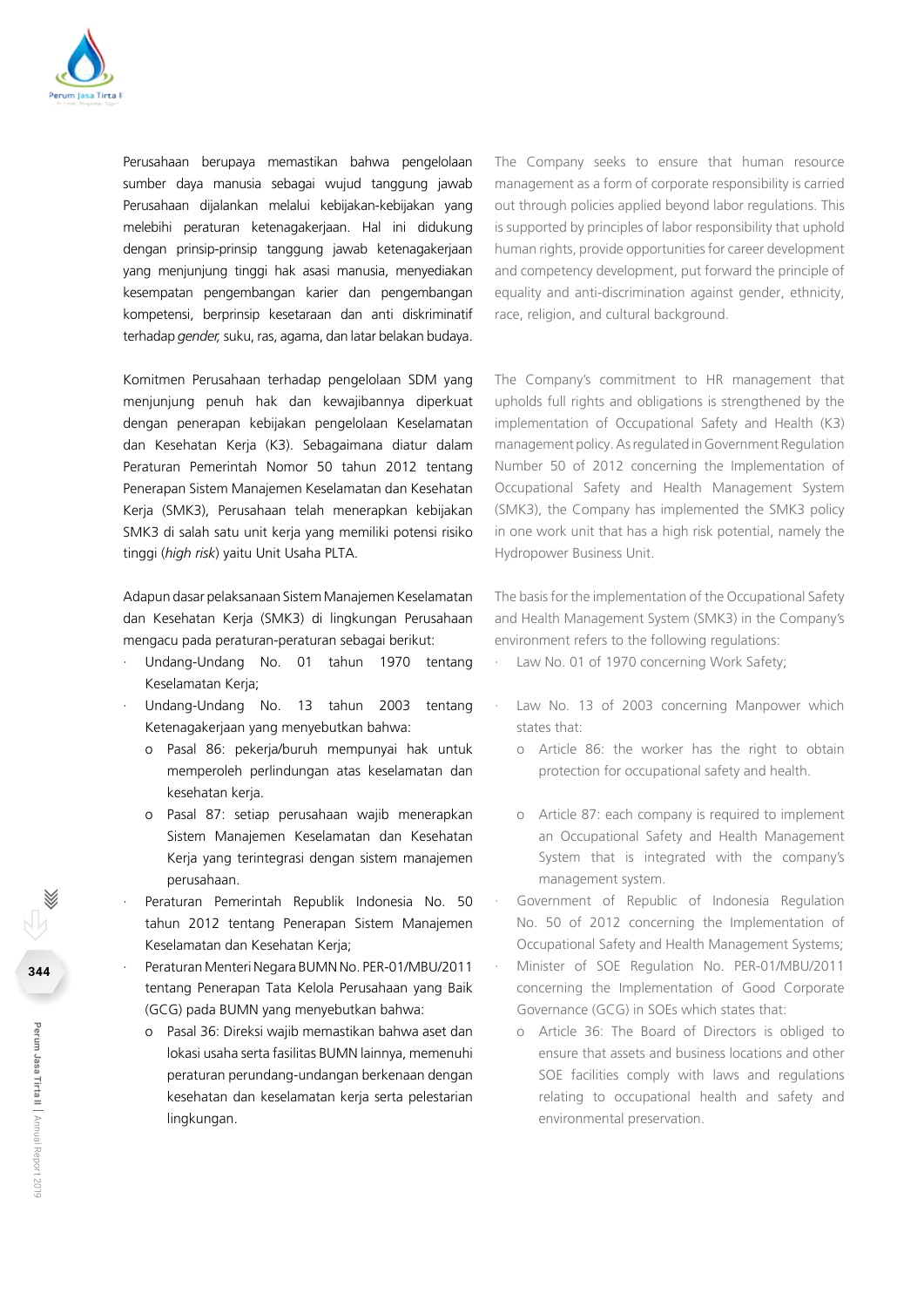Perusahaan berupaya memastikan bahwa pengelolaan sumber daya manusia sebagai wujud tanggung jawab Perusahaan dijalankan melalui kebijakan-kebijakan yang melebihi peraturan ketenagakerjaan. Hal ini didukung dengan prinsip-prinsip tanggung jawab ketenagakerjaan yang menjunjung tinggi hak asasi manusia, menyediakan kesempatan pengembangan karier dan pengembangan kompetensi, berprinsip kesetaraan dan anti diskriminatif terhadap *gender,* suku, ras, agama, dan latar belakang budaya.

The Company seeks to ensure that human resource management as a form of corporate responsibility is carried out through policies applied beyond labor regulations. This is supported by principles of labor responsibility that uphold human rights, provide opportunities for career development and competency development, put forward the principle of equality and anti-discrimination against gender, ethnicity, race, religion, and cultural background.

Komitmen Perusahaan terhadap pengelolaan SDM yang menjunjung penuh hak dan kewajibannya diperkuat dengan penerapan kebijakan pengelolaan Keselamatan dan Kesehatan Kerja (K3). Sebagaimana diatur dalam Peraturan Pemerintah Nomor 50 tahun 2012 tentang Penerapan Sistem Manajemen Keselamatan dan Kesehatan Kerja (SMK3), Perusahaan telah menerapkan kebijakan SMK3 di salah satu unit kerja yang memiliki potensi risiko tinggi (*high risk*) yaitu Unit Usaha PLTA.

The Company's commitment to HR management that upholds full rights and obligations is strengthened by the implementation of Occupational Safety and Health (K3) management policy. As regulated in Government Regulation Number 50 of 2012 concerning the Implementation of Occupational Safety and Health Management System (SMK3), the Company has implemented the SMK3 policy in one work unit that has a high risk potential, namely the Hydropower Business Unit.

Adapun dasar pelaksanaan Sistem Manajemen Keselamatan dan Kesehatan Kerja (SMK3) di lingkungan Perusahaan mengacu pada peraturan-peraturan sebagai berikut:

- Undang-Undang No. 01 tahun 1970 tentang Keselamatan Kerja;
- Undang-Undang No. 13 tahun 2003 tentang Ketenagakerjaan yang menyebutkan bahwa:
  - Pasal 86: pekerja/buruh mempunyai hak untuk memperoleh perlindungan atas keselamatan dan kesehatan kerja.
  - Pasal 87: setiap perusahaan wajib menerapkan Sistem Manajemen Keselamatan dan Kesehatan Kerja yang terintegrasi dengan sistem manajemen perusahaan.
- Peraturan Pemerintah Republik Indonesia No. 50 tahun 2012 tentang Penerapan Sistem Manajemen Keselamatan dan Kesehatan Kerja;
- Peraturan Menteri Negara BUMN No. PER-01/MBU/2011 tentang Penerapan Tata Kelola Perusahaan yang Baik (GCG) pada BUMN yang menyebutkan bahwa:
  - Pasal 36: Direksi wajib memastikan bahwa aset dan lokasi usaha serta fasilitas BUMN lainnya, memenuhi peraturan perundang-undangan berkenaan dengan kesehatan dan keselamatan kerja serta pelestarian lingkungan.

The basis for the implementation of the Occupational Safety and Health Management System (SMK3) in the Company's environment refers to the following regulations:

- Law No. 01 of 1970 concerning Work Safety;
- Law No. 13 of 2003 concerning Manpower which states that:
  - Article 86: the worker has the right to obtain protection for occupational safety and health.
  - Article 87: each company is required to implement an Occupational Safety and Health Management System that is integrated with the company's management system.
- Government of Republic of Indonesia Regulation No. 50 of 2012 concerning the Implementation of Occupational Safety and Health Management Systems;
- Minister of SOE Regulation No. PER-01/MBU/2011 concerning the Implementation of Good Corporate Governance (GCG) in SOEs which states that:
  - Article 36: The Board of Directors is obliged to ensure that assets and business locations and other SOE facilities comply with laws and regulations relating to occupational health and safety and environmental preservation.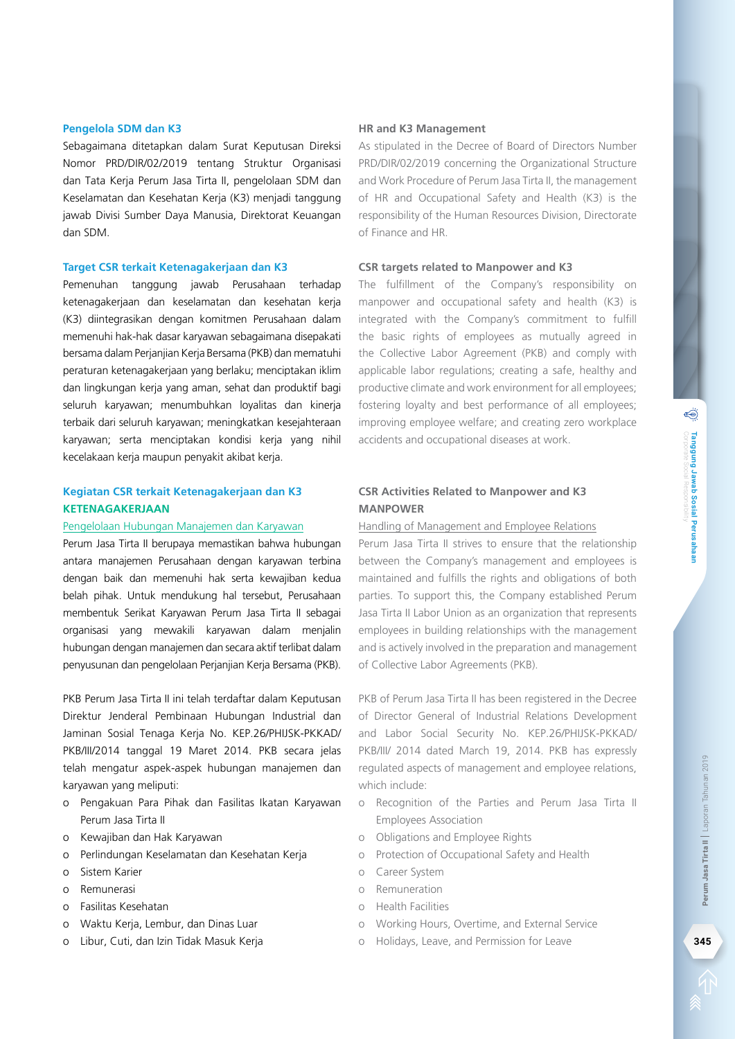### Pengelola SDM dan K3

Sebagaimana ditetapkan dalam Surat Keputusan Direksi Nomor PRD/DIR/02/2019 tentang Struktur Organisasi dan Tata Kerja Perum Jasa Tirta II, pengelolaan SDM dan Keselamatan dan Kesehatan Kerja (K3) menjadi tanggung jawab Divisi Sumber Daya Manusia, Direktorat Keuangan dan SDM.

### Target CSR terkait Ketenagakerjaan dan K3

Pemenuhan tanggung jawab Perusahaan terhadap ketenagakerjaan dan keselamatan dan kesehatan kerja (K3) diintegrasikan dengan komitmen Perusahaan dalam memenuhi hak-hak dasar karyawan sebagaimana disepakati bersama dalam Perjanjian Kerja Bersama (PKB) dan mematuhi peraturan ketenagakerjaan yang berlaku; menciptakan iklim dan lingkungan kerja yang aman, sehat dan produktif bagi seluruh karyawan; menumbuhkan loyalitas dan kinerja terbaik dari seluruh karyawan; meningkatkan kesejahteraan karyawan; serta menciptakan kondisi kerja yang nihil kecelakaan kerja maupun penyakit akibat kerja.

### Kegiatan CSR terkait Ketenagakerjaan dan K3

#### KETENAGAKERJAAN

Pengelolaan Hubungan Manajemen dan Karyawan

Perum Jasa Tirta II berupaya memastikan bahwa hubungan antara manajemen Perusahaan dengan karyawan terbina dengan baik dan memenuhi hak serta kewajiban kedua belah pihak. Untuk mendukung hal tersebut, Perusahaan membentuk Serikat Karyawan Perum Jasa Tirta II sebagai organisasi yang mewakili karyawan dalam menjalin hubungan dengan manajemen dan secara aktif terlibat dalam penyusunan dan pengelolaan Perjanjian Kerja Bersama (PKB).

PKB Perum Jasa Tirta II ini telah terdaftar dalam Keputusan Direktur Jenderal Pembinaan Hubungan Industrial dan Jaminan Sosial Tenaga Kerja No. KEP.26/PHIJSK-PKKAD/PKB/III/2014 tanggal 19 Maret 2014. PKB secara jelas telah mengatur aspek-aspek hubungan manajemen dan karyawan yang meliputi:

- Pengakuan Para Pihak dan Fasilitas Ikatan Karyawan Perum Jasa Tirta II
- Kewajiban dan Hak Karyawan
- Perlindungan Keselamatan dan Kesehatan Kerja
- Sistem Karier
- Remunerasi
- Fasilitas Kesehatan
- Waktu Kerja, Lembur, dan Dinas Luar
- Libur, Cuti, dan Izin Tidak Masuk Kerja

### HR and K3 Management

As stipulated in the Decree of Board of Directors Number PRD/DIR/02/2019 concerning the Organizational Structure and Work Procedure of Perum Jasa Tirta II, the management of HR and Occupational Safety and Health (K3) is the responsibility of the Human Resources Division, Directorate of Finance and HR.

### CSR targets related to Manpower and K3

The fulfillment of the Company's responsibility on manpower and occupational safety and health (K3) is integrated with the Company's commitment to fulfill the basic rights of employees as mutually agreed in the Collective Labor Agreement (PKB) and comply with applicable labor regulations; creating a safe, healthy and productive climate and work environment for all employees; fostering loyalty and best performance of all employees; improving employee welfare; and creating zero workplace accidents and occupational diseases at work.

### CSR Activities Related to Manpower and K3

#### MANPOWER

Handling of Management and Employee Relations

Perum Jasa Tirta II strives to ensure that the relationship between the Company's management and employees is maintained and fulfills the rights and obligations of both parties. To support this, the Company established Perum Jasa Tirta II Labor Union as an organization that represents employees in building relationships with the management and is actively involved in the preparation and management of Collective Labor Agreements (PKB).

PKB of Perum Jasa Tirta II has been registered in the Decree of Director General of Industrial Relations Development and Labor Social Security No. KEP.26/PHIJSK-PKKAD/PKB/III/ 2014 dated March 19, 2014. PKB has expressly regulated aspects of management and employee relations, which include:

- Recognition of the Parties and Perum Jasa Tirta II Employees Association
- Obligations and Employee Rights
- Protection of Occupational Safety and Health
- Career System
- Remuneration
- Health Facilities
- Working Hours, Overtime, and External Service
- Holidays, Leave, and Permission for Leave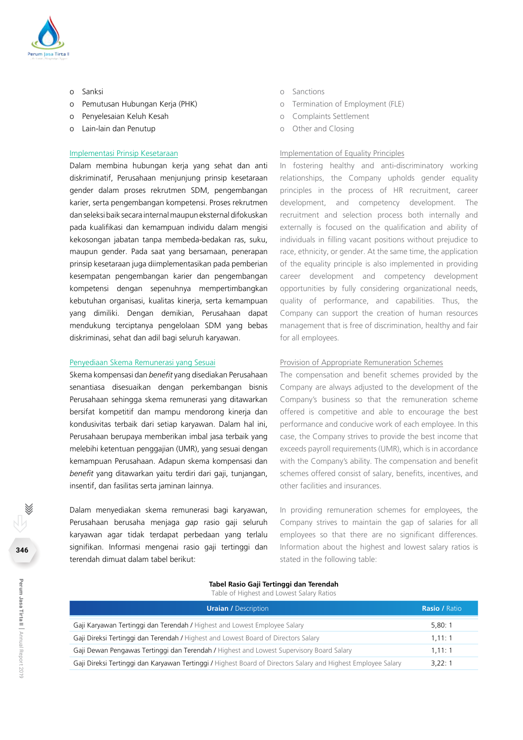- Sanksi
- Pemutusan Hubungan Kerja (PHK)
- Penyelesaian Keluh Kesah
- Lain-lain dan Penutup

- Sanctions
- Termination of Employment (FLE)
- Complaints Settlement
- Other and Closing

### Implementasi Prinsip Kesetaraan

Dalam membina hubungan kerja yang sehat dan anti diskriminatif, Perusahaan menjunjung prinsip kesetaraan gender dalam proses rekrutmen SDM, pengembangan karier, serta pengembangan kompetensi. Proses rekrutmen dan seleksi baik secara internal maupun eksternal difokuskan pada kualifikasi dan kemampuan individu dalam mengisi kekosongan jabatan tanpa membeda-bedakan ras, suku, maupun gender. Pada saat yang bersamaan, penerapan prinsip kesetaraan juga diimplementasikan pada pemberian kesempatan pengembangan karier dan pengembangan kompetensi dengan sepenuhnya mempertimbangkan kebutuhan organisasi, kualitas kinerja, serta kemampuan yang dimiliki. Dengan demikian, Perusahaan dapat mendukung terciptanya pengelolaan SDM yang bebas diskriminasi, sehat dan adil bagi seluruh karyawan.

### Implementation of Equality Principles

In fostering healthy and anti-discriminatory working relationships, the Company upholds gender equality principles in the process of HR recruitment, career development, and competency development. The recruitment and selection process both internally and externally is focused on the qualification and ability of individuals in filling vacant positions without prejudice to race, ethnicity, or gender. At the same time, the application of the equality principle is also implemented in providing career development and competency development opportunities by fully considering organizational needs, quality of performance, and capabilities. Thus, the Company can support the creation of human resources management that is free of discrimination, healthy and fair for all employees.

### Penyediaan Skema Remunerasi yang Sesuai

Skema kompensasi dan *benefit* yang disediakan Perusahaan senantiasa disesuaikan dengan perkembangan bisnis Perusahaan sehingga skema remunerasi yang ditawarkan bersifat kompetitif dan mampu mendorong kinerja dan kondusivitas terbaik dari setiap karyawan. Dalam hal ini, Perusahaan berupaya memberikan imbal jasa terbaik yang melebihi ketentuan penggajian (UMR), yang sesuai dengan kemampuan Perusahaan. Adapun skema kompensasi dan *benefit* yang ditawarkan yaitu terdiri dari gaji, tunjangan, insentif, dan fasilitas serta jaminan lainnya.

Dalam menyediakan skema remunerasi bagi karyawan, Perusahaan berusaha menjaga *gap* rasio gaji seluruh karyawan agar tidak terdapat perbedaan yang terlalu signifikan. Informasi mengenai rasio gaji tertinggi dan terendah dimuat dalam tabel berikut:

### Provision of Appropriate Remuneration Schemes

The compensation and benefit schemes provided by the Company are always adjusted to the development of the Company's business so that the remuneration scheme offered is competitive and able to encourage the best performance and conducive work of each employee. In this case, the Company strives to provide the best income that exceeds payroll requirements (UMR), which is in accordance with the Company's ability. The compensation and benefit schemes offered consist of salary, benefits, incentives, and other facilities and insurances.

In providing remuneration schemes for employees, the Company strives to maintain the gap of salaries for all employees so that there are no significant differences. Information about the highest and lowest salary ratios is stated in the following table:

**Tabel Rasio Gaji Tertinggi dan Terendah**
Table of Highest and Lowest Salary Ratios

| Uraian / Description | Rasio / Ratio |
|---|---|
| Gaji Karyawan Tertinggi dan Terendah / Highest and Lowest Employee Salary | 5,80: 1 |
| Gaji Direksi Tertinggi dan Terendah / Highest and Lowest Board of Directors Salary | 1,11: 1 |
| Gaji Dewan Pengawas Tertinggi dan Terendah / Highest and Lowest Supervisory Board Salary | 1,11: 1 |
| Gaji Direksi Tertinggi dan Karyawan Tertinggi / Highest Board of Directors Salary and Highest Employee Salary | 3,22: 1 |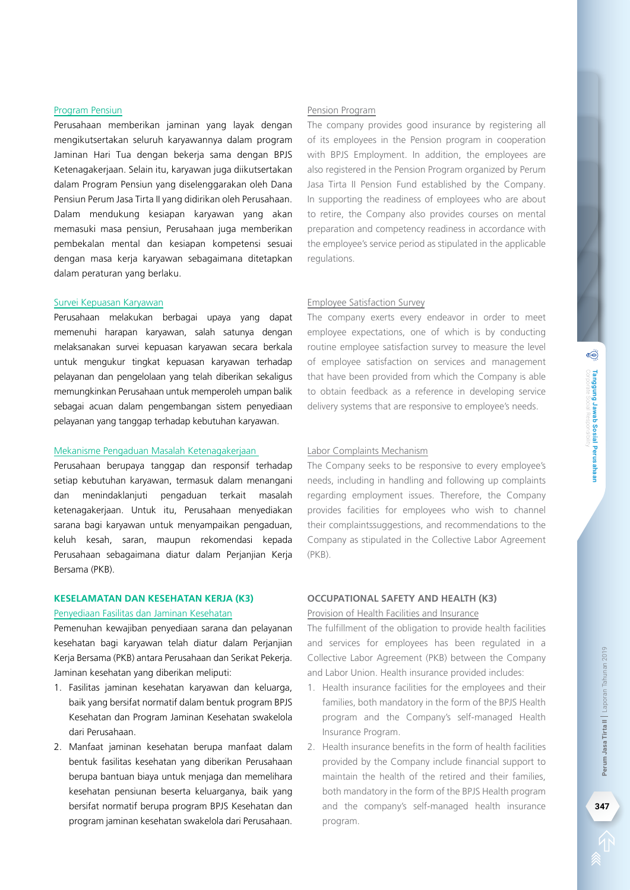#### Program Pensiun

Perusahaan memberikan jaminan yang layak dengan mengikutsertakan seluruh karyawannya dalam program Jaminan Hari Tua dengan bekerja sama dengan BPJS Ketenagakerjaan. Selain itu, karyawan juga diikutsertakan dalam Program Pensiun yang diselenggarakan oleh Dana Pensiun Perum Jasa Tirta II yang didirikan oleh Perusahaan. Dalam mendukung kesiapan karyawan yang akan memasuki masa pensiun, Perusahaan juga memberikan pembekalan mental dan kesiapan kompetensi sesuai dengan masa kerja karyawan sebagaimana ditetapkan dalam peraturan yang berlaku.

#### Survei Kepuasan Karyawan

Perusahaan melakukan berbagai upaya yang dapat memenuhi harapan karyawan, salah satunya dengan melaksanakan survei kepuasan karyawan secara berkala untuk mengukur tingkat kepuasan karyawan terhadap pelayanan dan pengelolaan yang telah diberikan sekaligus memungkinkan Perusahaan untuk memperoleh umpan balik sebagai acuan dalam pengembangan sistem penyediaan pelayanan yang tanggap terhadap kebutuhan karyawan.

#### Mekanisme Pengaduan Masalah Ketenagakerjaan

Perusahaan berupaya tanggap dan responsif terhadap setiap kebutuhan karyawan, termasuk dalam menangani dan menindaklanjuti pengaduan terkait masalah ketenagakerjaan. Untuk itu, Perusahaan menyediakan sarana bagi karyawan untuk menyampaikan pengaduan, keluh kesah, saran, maupun rekomendasi kepada Perusahaan sebagaimana diatur dalam Perjanjian Kerja Bersama (PKB).

### KESELAMATAN DAN KESEHATAN KERJA (K3)

#### Penyediaan Fasilitas dan Jaminan Kesehatan

Pemenuhan kewajiban penyediaan sarana dan pelayanan kesehatan bagi karyawan telah diatur dalam Perjanjian Kerja Bersama (PKB) antara Perusahaan dan Serikat Pekerja. Jaminan kesehatan yang diberikan meliputi:

1. Fasilitas jaminan kesehatan karyawan dan keluarga, baik yang bersifat normatif dalam bentuk program BPJS Kesehatan dan Program Jaminan Kesehatan swakelola dari Perusahaan.
2. Manfaat jaminan kesehatan berupa manfaat dalam bentuk fasilitas kesehatan yang diberikan Perusahaan berupa bantuan biaya untuk menjaga dan memelihara kesehatan pensiunan beserta keluarganya, baik yang bersifat normatif berupa program BPJS Kesehatan dan program jaminan kesehatan swakelola dari Perusahaan.

#### Pension Program

The company provides good insurance by registering all of its employees in the Pension program in cooperation with BPJS Employment. In addition, the employees are also registered in the Pension Program organized by Perum Jasa Tirta II Pension Fund established by the Company. In supporting the readiness of employees who are about to retire, the Company also provides courses on mental preparation and competency readiness in accordance with the employee's service period as stipulated in the applicable regulations.

#### Employee Satisfaction Survey

The company exerts every endeavor in order to meet employee expectations, one of which is by conducting routine employee satisfaction survey to measure the level of employee satisfaction on services and management that have been provided from which the Company is able to obtain feedback as a reference in developing service delivery systems that are responsive to employee's needs.

#### Labor Complaints Mechanism

The Company seeks to be responsive to every employee's needs, including in handling and following up complaints regarding employment issues. Therefore, the Company provides facilities for employees who wish to channel their complaintssuggestions, and recommendations to the Company as stipulated in the Collective Labor Agreement (PKB).

### OCCUPATIONAL SAFETY AND HEALTH (K3)

#### Provision of Health Facilities and Insurance

The fulfillment of the obligation to provide health facilities and services for employees has been regulated in a Collective Labor Agreement (PKB) between the Company and Labor Union. Health insurance provided includes:

1. Health insurance facilities for the employees and their families, both mandatory in the form of the BPJS Health program and the Company's self-managed Health Insurance Program.
2. Health insurance benefits in the form of health facilities provided by the Company include financial support to maintain the health of the retired and their families, both mandatory in the form of the BPJS Health program and the company's self-managed health insurance program.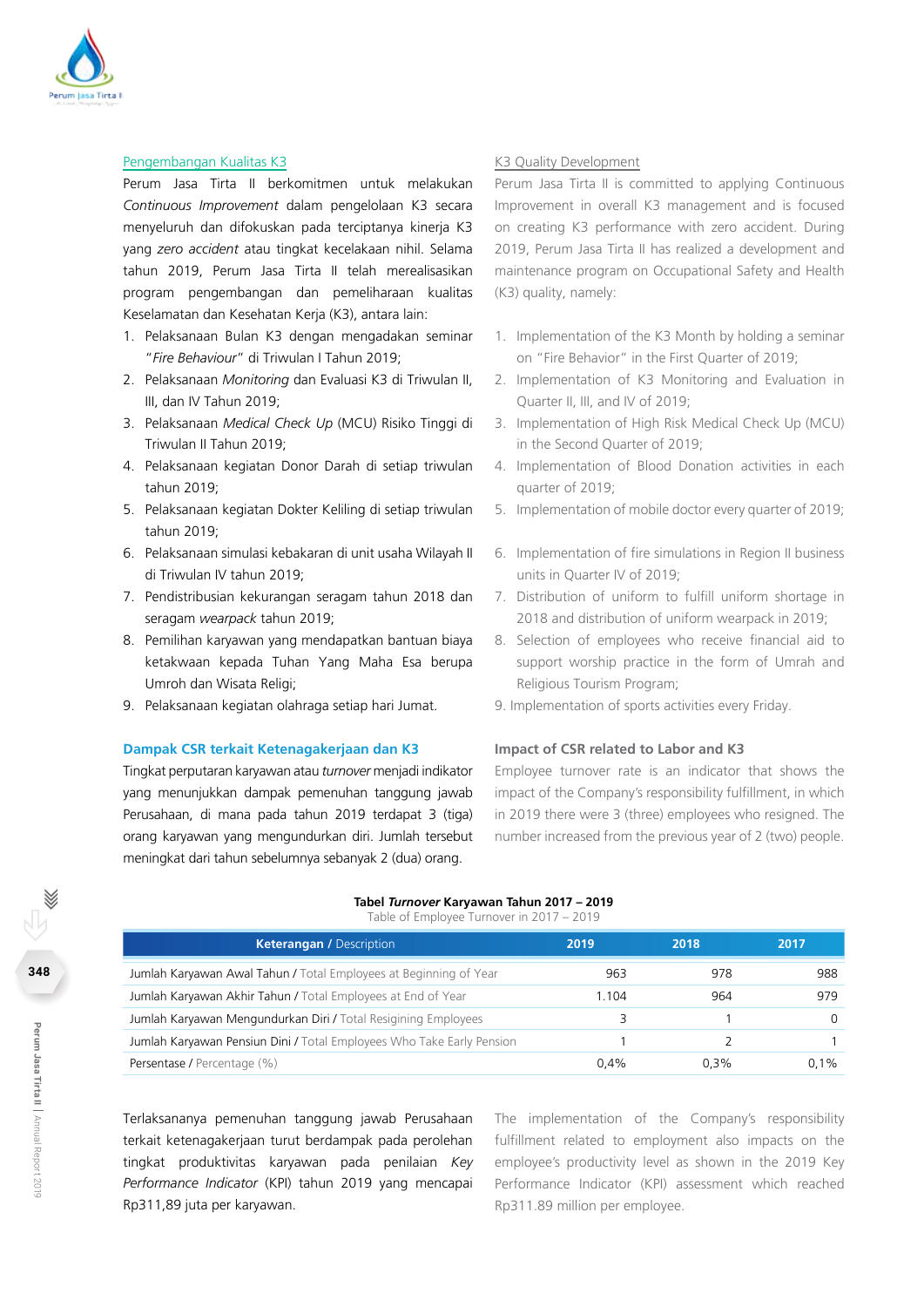### Pengembangan Kualitas K3

Perum Jasa Tirta II berkomitmen untuk melakukan *Continuous Improvement* dalam pengelolaan K3 secara menyeluruh dan difokuskan pada terciptanya kinerja K3 yang *zero accident* atau tingkat kecelakaan nihil. Selama tahun 2019, Perum Jasa Tirta II telah merealisasikan program pengembangan dan pemeliharaan kualitas Keselamatan dan Kesehatan Kerja (K3), antara lain:

1. Pelaksanaan Bulan K3 dengan mengadakan seminar "*Fire Behaviour*" di Triwulan I Tahun 2019;
2. Pelaksanaan *Monitoring* dan Evaluasi K3 di Triwulan II, III, dan IV Tahun 2019;
3. Pelaksanaan *Medical Check Up* (MCU) Risiko Tinggi di Triwulan II Tahun 2019;
4. Pelaksanaan kegiatan Donor Darah di setiap triwulan tahun 2019;
5. Pelaksanaan kegiatan Dokter Keliling di setiap triwulan tahun 2019;
6. Pelaksanaan simulasi kebakaran di unit usaha Wilayah II di Triwulan IV tahun 2019;
7. Pendistribusian kekurangan seragam tahun 2018 dan seragam *wearpack* tahun 2019;
8. Pemilihan karyawan yang mendapatkan bantuan biaya ketakwaan kepada Tuhan Yang Maha Esa berupa Umroh dan Wisata Religi;
9. Pelaksanaan kegiatan olahraga setiap hari Jumat.

### K3 Quality Development

Perum Jasa Tirta II is committed to applying Continuous Improvement in overall K3 management and is focused on creating K3 performance with zero accident. During 2019, Perum Jasa Tirta II has realized a development and maintenance program on Occupational Safety and Health (K3) quality, namely:

1. Implementation of the K3 Month by holding a seminar on "Fire Behavior" in the First Quarter of 2019;
2. Implementation of K3 Monitoring and Evaluation in Quarter II, III, and IV of 2019;
3. Implementation of High Risk Medical Check Up (MCU) in the Second Quarter of 2019;
4. Implementation of Blood Donation activities in each quarter of 2019;
5. Implementation of mobile doctor every quarter of 2019;
6. Implementation of fire simulations in Region II business units in Quarter IV of 2019;
7. Distribution of uniform to fulfill uniform shortage in 2018 and distribution of uniform wearpack in 2019;
8. Selection of employees who receive financial aid to support worship practice in the form of Umrah and Religious Tourism Program;
9. Implementation of sports activities every Friday.

### Dampak CSR terkait Ketenagakerjaan dan K3

Tingkat perputaran karyawan atau *turnover* menjadi indikator yang menunjukkan dampak pemenuhan tanggung jawab Perusahaan, di mana pada tahun 2019 terdapat 3 (tiga) orang karyawan yang mengundurkan diri. Jumlah tersebut meningkat dari tahun sebelumnya sebanyak 2 (dua) orang.

### Impact of CSR related to Labor and K3

Employee turnover rate is an indicator that shows the impact of the Company's responsibility fulfillment, in which in 2019 there were 3 (three) employees who resigned. The number increased from the previous year of 2 (two) people.

**Tabel *Turnover* Karyawan Tahun 2017 – 2019**
Table of Employee Turnover in 2017 – 2019

| Keterangan / Description | 2019 | 2018 | 2017 |
|---|---|---|---|
| Jumlah Karyawan Awal Tahun / Total Employees at Beginning of Year | 963 | 978 | 988 |
| Jumlah Karyawan Akhir Tahun / Total Employees at End of Year | 1.104 | 964 | 979 |
| Jumlah Karyawan Mengundurkan Diri / Total Resigining Employees | 3 | 1 | 0 |
| Jumlah Karyawan Pensiun Dini / Total Employees Who Take Early Pension | 1 | 2 | 1 |
| Persentase / Percentage (%) | 0,4% | 0,3% | 0,1% |

Terlaksananya pemenuhan tanggung jawab Perusahaan terkait ketenagakerjaan turut berdampak pada perolehan tingkat produktivitas karyawan pada penilaian *Key Performance Indicator* (KPI) tahun 2019 yang mencapai Rp311,89 juta per karyawan.

The implementation of the Company's responsibility fulfillment related to employment also impacts on the employee's productivity level as shown in the 2019 Key Performance Indicator (KPI) assessment which reached Rp311.89 million per employee.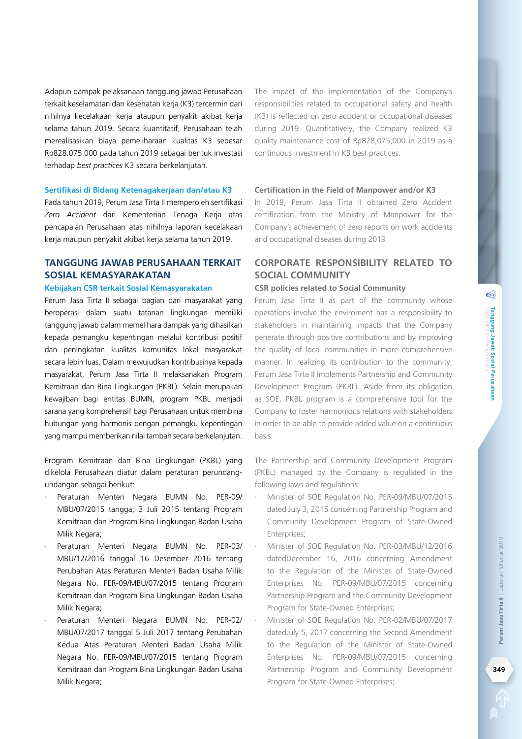Adapun dampak pelaksanaan tanggung jawab Perusahaan terkait keselamatan dan kesehatan kerja (K3) tercermin dari nihilnya kecelakaan kerja ataupun penyakit akibat kerja selama tahun 2019. Secara kuantitatif, Perusahaan telah merealisasikan biaya pemeliharaan kualitas K3 sebesar Rp828.075.000 pada tahun 2019 sebagai bentuk investasi terhadap *best practices* K3 secara berkelanjutan.

The impact of the implementation of the Company's responsibilities related to occupational safety and health (K3) is reflected on zero accident or occupational diseases during 2019. Quantitatively, the Company realized K3 quality maintenance cost of Rp828,075,000 in 2019 as a continuous investment in K3 best practices.

### Sertifikasi di Bidang Ketenagakerjaan dan/atau K3

Pada tahun 2019, Perum Jasa Tirta II memperoleh sertifikasi *Zero Accident* dari Kementerian Tenaga Kerja atas pencapaian Perusahaan atas nihilnya laporan kecelakaan kerja maupun penyakit akibat kerja selama tahun 2019.

### Certification in the Field of Manpower and/or K3

In 2019, Perum Jasa Tirta II obtained Zero Accident certification from the Ministry of Manpower for the Company's achievement of zero reports on work accidents and occupational diseases during 2019.

## TANGGUNG JAWAB PERUSAHAAN TERKAIT SOSIAL KEMASYARAKATAN

### Kebijakan CSR terkait Sosial Kemasyarakatan

Perum Jasa Tirta II sebagai bagian dari masyarakat yang beroperasi dalam suatu tatanan lingkungan memiliki tanggung jawab dalam memelihara dampak yang dihasilkan kepada pemangku kepentingan melalui kontribusi positif dan peningkatan kualitas komunitas lokal masyarakat secara lebih luas. Dalam mewujudkan kontribusinya kepada masyarakat, Perum Jasa Tirta II melaksanakan Program Kemitraan dan Bina Lingkungan (PKBL). Selain merupakan kewajiban bagi entitas BUMN, program PKBL menjadi sarana yang komprehensif bagi Perusahaan untuk membina hubungan yang harmonis dengan pemangku kepentingan yang mampu memberikan nilai tambah secara berkelanjutan.

Program Kemitraan dan Bina Lingkungan (PKBL) yang dikelola Perusahaan diatur dalam peraturan perundang-undangan sebagai berikut:

- Peraturan Menteri Negara BUMN No. PER-09/MBU/07/2015 tangga; 3 Juli 2015 tentang Program Kemitraan dan Program Bina Lingkungan Badan Usaha Milik Negara;
- Peraturan Menteri Negara BUMN No. PER-03/MBU/12/2016 tanggal 16 Desember 2016 tentang Perubahan Atas Peraturan Menteri Badan Usaha Milik Negara No. PER-09/MBU/07/2015 tentang Program Kemitraan dan Program Bina Lingkungan Badan Usaha Milik Negara;
- Peraturan Menteri Negara BUMN No. PER-02/MBU/07/2017 tanggal 5 Juli 2017 tentang Perubahan Kedua Atas Peraturan Menteri Badan Usaha Milik Negara No. PER-09/MBU/07/2015 tentang Program Kemitraan dan Program Bina Lingkungan Badan Usaha Milik Negara;

## CORPORATE RESPONSIBILITY RELATED TO SOCIAL COMMUNITY

### CSR policies related to Social Community

Perum Jasa Tirta II as part of the community whose operations involve the enviroment has a responsibility to stakeholders in maintaining impacts that the Company generate through positive contributions and by improving the quality of local communities in more comprehensive manner. In realizing its contribution to the community, Perum Jasa Tirta II implements Partnership and Community Development Program (PKBL). Aside from its obligation as SOE, PKBL program is a comprehensive tool for the Company to foster harmonious relations with stakeholders in order to be able to provide added value on a continuous basis.

The Partnership and Community Development Program (PKBL) managed by the Company is regulated in the following laws and regulations:

- Minister of SOE Regulation No. PER-09/MBU/07/2015 dated July 3, 2015 concerning Partnership Program and Community Development Program of State-Owned Enterprises;
- Minister of SOE Regulation No. PER-03/MBU/12/2016 datedDecember 16, 2016 concerning Amendment to the Regulation of the Minister of State-Owned Enterprises No. PER-09/MBU/07/2015 concerning Partnership Program and the Community Development Program for State-Owned Enterprises;
- Minister of SOE Regulation No. PER-02/MBU/07/2017 datedJuly 5, 2017 concerning the Second Amendment to the Regulation of the Minister of State-Owned Enterprises No. PER-09/MBU/07/2015 concerning Partnership Program and Community Development Program for State-Owned Enterprises;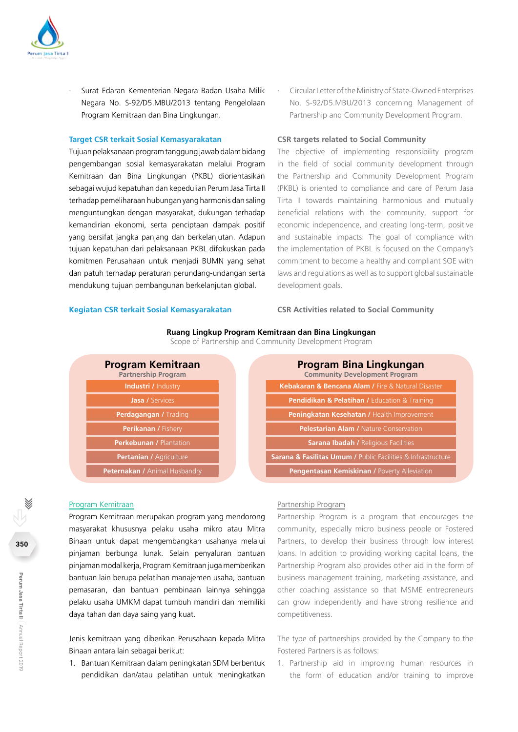- Surat Edaran Kementerian Negara Badan Usaha Milik Negara No. S-92/D5.MBU/2013 tentang Pengelolaan Program Kemitraan dan Bina Lingkungan.

- Circular Letter of the Ministry of State-Owned Enterprises No. S-92/D5.MBU/2013 concerning Management of Partnership and Community Development Program.

### Target CSR terkait Sosial Kemasyarakatan

Tujuan pelaksanaan program tanggung jawab dalam bidang pengembangan sosial kemasyarakatan melalui Program Kemitraan dan Bina Lingkungan (PKBL) diorientasikan sebagai wujud kepatuhan dan kepedulian Perum Jasa Tirta II terhadap pemeliharaan hubungan yang harmonis dan saling menguntungkan dengan masyarakat, dukungan terhadap kemandirian ekonomi, serta penciptaan dampak positif yang bersifat jangka panjang dan berkelanjutan. Adapun tujuan kepatuhan dari pelaksanaan PKBL difokuskan pada komitmen Perusahaan untuk menjadi BUMN yang sehat dan patuh terhadap peraturan perundang-undangan serta mendukung tujuan pembangunan berkelanjutan global.

### CSR targets related to Social Community

The objective of implementing responsibility program in the field of social community development through the Partnership and Community Development Program (PKBL) is oriented to compliance and care of Perum Jasa Tirta II towards maintaining harmonious and mutually beneficial relations with the community, support for economic independence, and creating long-term, positive and sustainable impacts. The goal of compliance with the implementation of PKBL is focused on the Company's commitment to become a healthy and compliant SOE with laws and regulations as well as to support global sustainable development goals.

### Kegiatan CSR terkait Sosial Kemasyarakatan

### CSR Activities related to Social Community

**Ruang Lingkup Program Kemitraan dan Bina Lingkungan**
Scope of Partnership and Community Development Program

| Program Kemitraan (Partnership Program) | Program Bina Lingkungan (Community Development Program) |
|---|---|
| **Industri** / Industry | **Kebakaran & Bencana Alam** / Fire & Natural Disaster |
| **Jasa** / Services | **Pendidikan & Pelatihan** / Education & Training |
| **Perdagangan** / Trading | **Peningkatan Kesehatan** / Health Improvement |
| **Perikanan** / Fishery | **Pelestarian Alam** / Nature Conservation |
| **Perkebunan** / Plantation | **Sarana Ibadah** / Religious Facilities |
| **Pertanian** / Agriculture | **Sarana & Fasilitas Umum** / Public Facilities & Infrastructure |
| **Peternakan** / Animal Husbandry | **Pengentasan Kemiskinan** / Poverty Alleviation |

#### Program Kemitraan

Program Kemitraan merupakan program yang mendorong masyarakat khususnya pelaku usaha mikro atau Mitra Binaan untuk dapat mengembangkan usahanya melalui pinjaman berbunga lunak. Selain penyaluran bantuan pinjaman modal kerja, Program Kemitraan juga memberikan bantuan lain berupa pelatihan manajemen usaha, bantuan pemasaran, dan bantuan pembinaan lainnya sehingga pelaku usaha UMKM dapat tumbuh mandiri dan memiliki daya tahan dan daya saing yang kuat.

Jenis kemitraan yang diberikan Perusahaan kepada Mitra Binaan antara lain sebagai berikut:

1. Bantuan Kemitraan dalam peningkatan SDM berbentuk pendidikan dan/atau pelatihan untuk meningkatkan

#### Partnership Program

Partnership Program is a program that encourages the community, especially micro business people or Fostered Partners, to develop their business through low interest loans. In addition to providing working capital loans, the Partnership Program also provides other aid in the form of business management training, marketing assistance, and other coaching assistance so that MSME entrepreneurs can grow independently and have strong resilience and competitiveness.

The type of partnerships provided by the Company to the Fostered Partners is as follows:

1. Partnership aid in improving human resources in the form of education and/or training to improve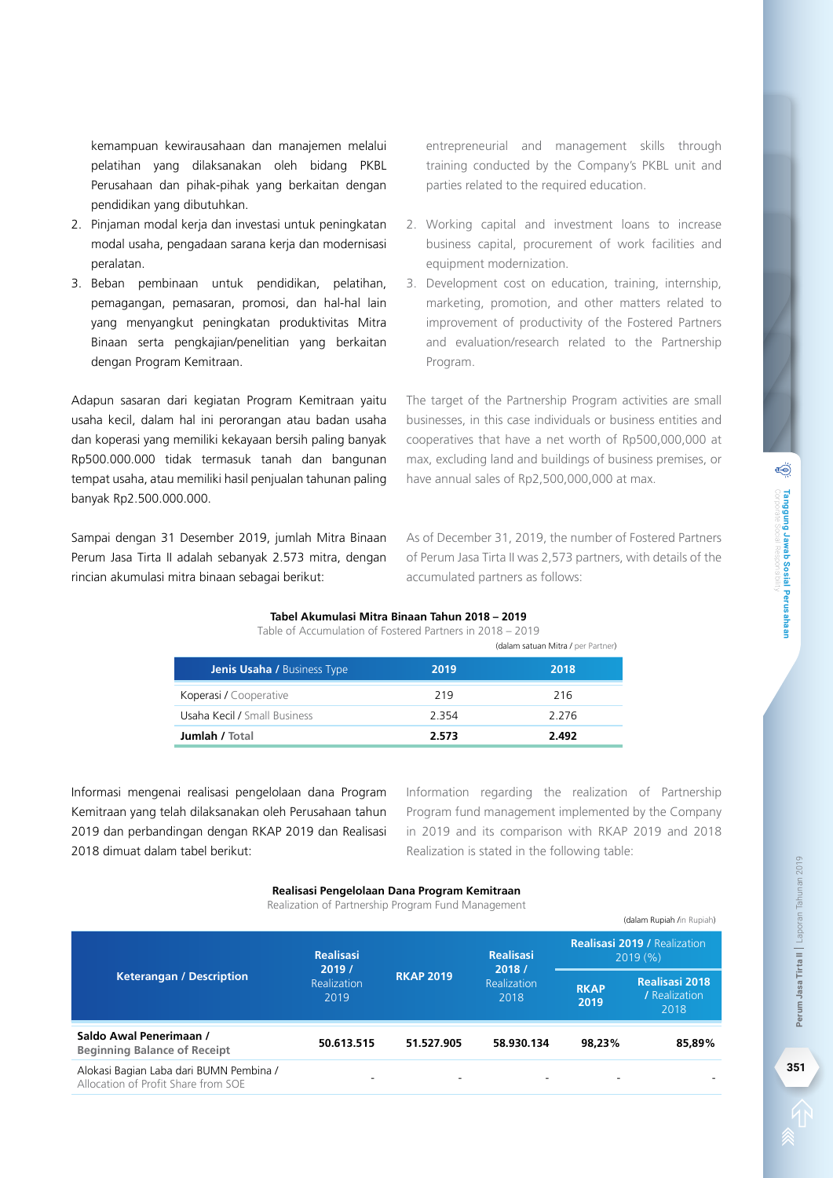kemampuan kewirausahaan dan manajemen melalui pelatihan yang dilaksanakan oleh bidang PKBL Perusahaan dan pihak-pihak yang berkaitan dengan pendidikan yang dibutuhkan.

2. Pinjaman modal kerja dan investasi untuk peningkatan modal usaha, pengadaan sarana kerja dan modernisasi peralatan.
3. Beban pembinaan untuk pendidikan, pelatihan, pemagangan, pemasaran, promosi, dan hal-hal lain yang menyangkut peningkatan produktivitas Mitra Binaan serta pengkajian/penelitian yang berkaitan dengan Program Kemitraan.

Adapun sasaran dari kegiatan Program Kemitraan yaitu usaha kecil, dalam hal ini perorangan atau badan usaha dan koperasi yang memiliki kekayaan bersih paling banyak Rp500.000.000 tidak termasuk tanah dan bangunan tempat usaha, atau memiliki hasil penjualan tahunan paling banyak Rp2.500.000.000.

Sampai dengan 31 Desember 2019, jumlah Mitra Binaan Perum Jasa Tirta II adalah sebanyak 2.573 mitra, dengan rincian akumulasi mitra binaan sebagai berikut:

entrepreneurial and management skills through training conducted by the Company's PKBL unit and parties related to the required education.

2. Working capital and investment loans to increase business capital, procurement of work facilities and equipment modernization.
3. Development cost on education, training, internship, marketing, promotion, and other matters related to improvement of productivity of the Fostered Partners and evaluation/research related to the Partnership Program.

The target of the Partnership Program activities are small businesses, in this case individuals or business entities and cooperatives that have a net worth of Rp500,000,000 at max, excluding land and buildings of business premises, or have annual sales of Rp2,500,000,000 at max.

As of December 31, 2019, the number of Fostered Partners of Perum Jasa Tirta II was 2,573 partners, with details of the accumulated partners as follows:

**Tabel Akumulasi Mitra Binaan Tahun 2018 – 2019**
Table of Accumulation of Fostered Partners in 2018 – 2019

(dalam satuan Mitra / per Partner)

| Jenis Usaha / Business Type | 2019 | 2018 |
|---|---|---|
| Koperasi / Cooperative | 219 | 216 |
| Usaha Kecil / Small Business | 2.354 | 2.276 |
| **Jumlah / Total** | **2.573** | **2.492** |

Informasi mengenai realisasi pengelolaan dana Program Kemitraan yang telah dilaksanakan oleh Perusahaan tahun 2019 dan perbandingan dengan RKAP 2019 dan Realisasi 2018 dimuat dalam tabel berikut:

Information regarding the realization of Partnership Program fund management implemented by the Company in 2019 and its comparison with RKAP 2019 and 2018 Realization is stated in the following table:

**Realisasi Pengelolaan Dana Program Kemitraan**
Realization of Partnership Program Fund Management

(dalam Rupiah /in Rupiah)

| Keterangan / Description | Realisasi 2019 / Realization 2019 | RKAP 2019 | Realisasi 2018 / Realization 2018 | Realisasi 2019 / Realization 2019 (%) | |
|---|---|---|---|---|---|
| | | | | RKAP 2019 | Realisasi 2018 / Realization 2018 |
| **Saldo Awal Penerimaan / Beginning Balance of Receipt** | **50.613.515** | **51.527.905** | **58.930.134** | **98,23%** | **85,89%** |
| Alokasi Bagian Laba dari BUMN Pembina / Allocation of Profit Share from SOE | - | - | - | - | - |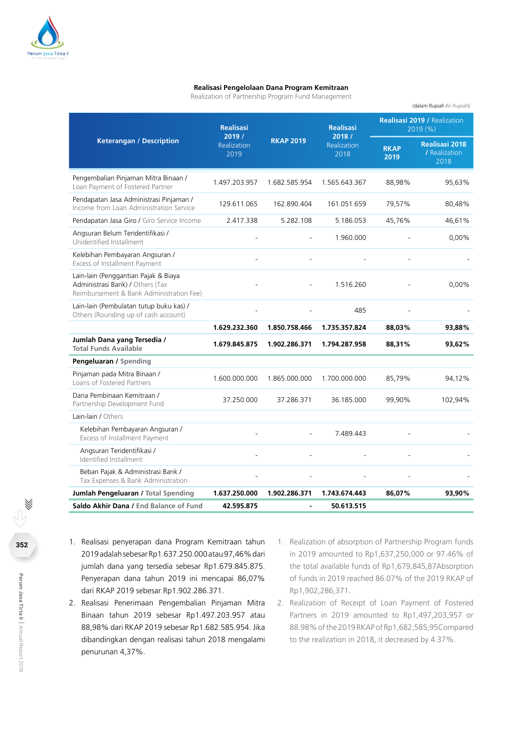**Realisasi Pengelolaan Dana Program Kemitraan**
Realization of Partnership Program Fund Management

(dalam Rupiah /in Rupiah)

| Keterangan / Description | Realisasi 2019 / Realization 2019 | RKAP 2019 | Realisasi 2018 / Realization 2018 | Realisasi 2019 / Realization 2019 (%) | |
|---|---|---|---|---|---|
| | | | | RKAP 2019 | Realisasi 2018 / Realization 2018 |
| Pengembalian Pinjaman Mitra Binaan / Loan Payment of Fostered Partner | 1.497.203.957 | 1.682.585.954 | 1.565.643.367 | 88,98% | 95,63% |
| Pendapatan Jasa Administrasi Pinjaman / Income from Loan Administration Service | 129.611.065 | 162.890.404 | 161.051.659 | 79,57% | 80,48% |
| Pendapatan Jasa Giro / Giro Service Income | 2.417.338 | 5.282.108 | 5.186.053 | 45,76% | 46,61% |
| Angsuran Belum Teridentifikasi / Unidentified Installment | - | - | 1.960.000 | - | 0,00% |
| Kelebihan Pembayaran Angsuran / Excess of Installment Payment | - | - | - | - | - |
| Lain-lain (Penggantian Pajak & Biaya Administrasi Bank) / Others (Tax Reimbursement & Bank Administration Fee) | - | - | 1.516.260 | - | 0,00% |
| Lain-lain (Pembulatan tutup buku kas) / Others (Rounding up of cash account) | - | - | 485 | - | - |
| | **1.629.232.360** | **1.850.758.466** | **1.735.357.824** | **88,03%** | **93,88%** |
| **Jumlah Dana yang Tersedia / Total Funds Available** | **1.679.845.875** | **1.902.286.371** | **1.794.287.958** | **88,31%** | **93,62%** |
| **Pengeluaran / Spending** | | | | | |
| Pinjaman pada Mitra Binaan / Loans of Fostered Partners | 1.600.000.000 | 1.865.000.000 | 1.700.000.000 | 85,79% | 94,12% |
| Dana Pembinaan Kemitraan / Partnership Development Fund | 37.250.000 | 37.286.371 | 36.185.000 | 99,90% | 102,94% |
| Lain-lain / Others | | | | | |
| Kelebihan Pembayaran Angsuran / Excess of Installment Payment | - | - | 7.489.443 | - | - |
| Angsuran Teridentifikasi / Identified Installment | - | - | - | - | - |
| Beban Pajak & Administrasi Bank / Tax Expenses & Bank Administration | - | - | - | - | - |
| **Jumlah Pengeluaran / Total Spending** | **1.637.250.000** | **1.902.286.371** | **1.743.674.443** | **86,07%** | **93,90%** |
| **Saldo Akhir Dana / End Balance of Fund** | **42.595.875** | **-** | **50.613.515** | | |

1. Realisasi penyerapan dana Program Kemitraan tahun 2019 adalah sebesar Rp1.637.250.000 atau 97,46% dari jumlah dana yang tersedia sebesar Rp1.679.845.875. Penyerapan dana tahun 2019 ini mencapai 86,07% dari RKAP 2019 sebesar Rp1.902.286.371.
2. Realisasi Penerimaan Pengembalian Pinjaman Mitra Binaan tahun 2019 sebesar Rp1.497.203.957 atau 88,98% dari RKAP 2019 sebesar Rp1.682.585.954. Jika dibandingkan dengan realisasi tahun 2018 mengalami penurunan 4,37%.

1. Realization of absorption of Partnership Program funds in 2019 amounted to Rp1,637,250,000 or 97.46% of the total available funds of Rp1,679,845,87Absorption of funds in 2019 reached 86.07% of the 2019 RKAP of Rp1,902,286,371.
2. Realization of Receipt of Loan Payment of Fostered Partners in 2019 amounted to Rp1,497,203,957 or 88.98% of the 2019 RKAP of Rp1,682,585,95Compared to the realization in 2018, it decreased by 4.37%.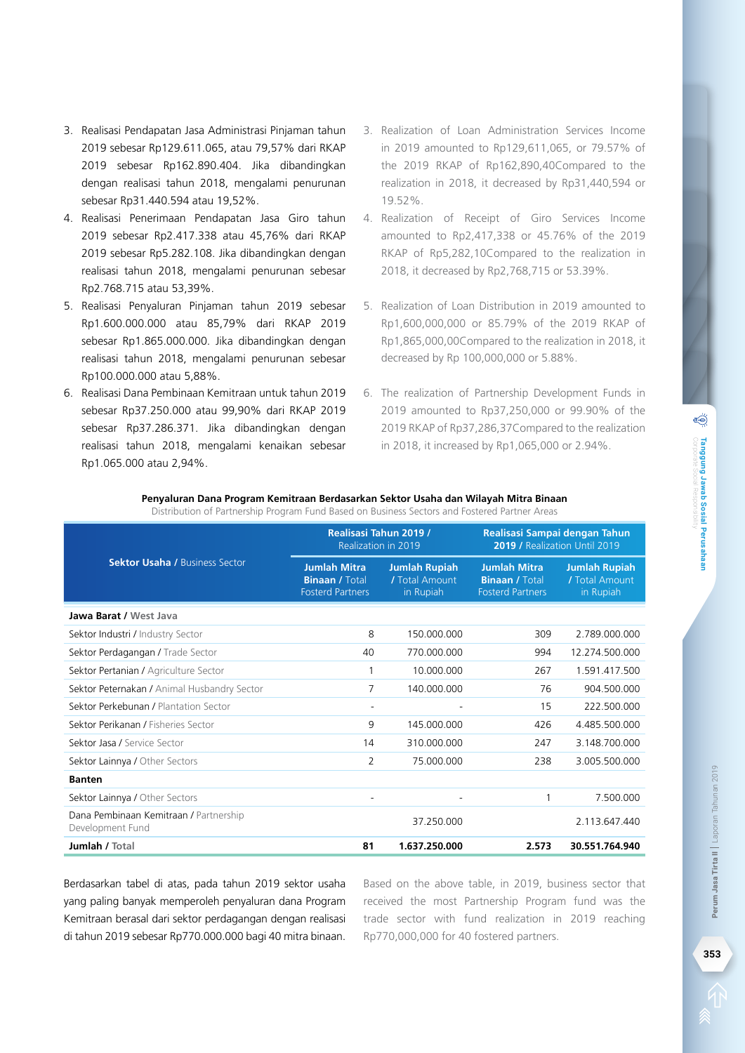3. Realisasi Pendapatan Jasa Administrasi Pinjaman tahun 2019 sebesar Rp129.611.065, atau 79,57% dari RKAP 2019 sebesar Rp162.890.404. Jika dibandingkan dengan realisasi tahun 2018, mengalami penurunan sebesar Rp31.440.594 atau 19,52%.
4. Realisasi Penerimaan Pendapatan Jasa Giro tahun 2019 sebesar Rp2.417.338 atau 45,76% dari RKAP 2019 sebesar Rp5.282.108. Jika dibandingkan dengan realisasi tahun 2018, mengalami penurunan sebesar Rp2.768.715 atau 53,39%.
5. Realisasi Penyaluran Pinjaman tahun 2019 sebesar Rp1.600.000.000 atau 85,79% dari RKAP 2019 sebesar Rp1.865.000.000. Jika dibandingkan dengan realisasi tahun 2018, mengalami penurunan sebesar Rp100.000.000 atau 5,88%.
6. Realisasi Dana Pembinaan Kemitraan untuk tahun 2019 sebesar Rp37.250.000 atau 99,90% dari RKAP 2019 sebesar Rp37.286.371. Jika dibandingkan dengan realisasi tahun 2018, mengalami kenaikan sebesar Rp1.065.000 atau 2,94%.

3. Realization of Loan Administration Services Income in 2019 amounted to Rp129,611,065, or 79.57% of the 2019 RKAP of Rp162,890,40Compared to the realization in 2018, it decreased by Rp31,440,594 or 19.52%.
4. Realization of Receipt of Giro Services Income amounted to Rp2,417,338 or 45.76% of the 2019 RKAP of Rp5,282,10Compared to the realization in 2018, it decreased by Rp2,768,715 or 53.39%.
5. Realization of Loan Distribution in 2019 amounted to Rp1,600,000,000 or 85.79% of the 2019 RKAP of Rp1,865,000,00Compared to the realization in 2018, it decreased by Rp 100,000,000 or 5.88%.
6. The realization of Partnership Development Funds in 2019 amounted to Rp37,250,000 or 99.90% of the 2019 RKAP of Rp37,286,37Compared to the realization in 2018, it increased by Rp1,065,000 or 2.94%.

**Penyaluran Dana Program Kemitraan Berdasarkan Sektor Usaha dan Wilayah Mitra Binaan**
Distribution of Partnership Program Fund Based on Business Sectors and Fostered Partner Areas

| Sektor Usaha / Business Sector | Realisasi Tahun 2019 / Realization in 2019 | | Realisasi Sampai dengan Tahun 2019 / Realization Until 2019 | |
|---|---|---|---|---|
| | Jumlah Mitra Binaan / Total Fosterd Partners | Jumlah Rupiah / Total Amount in Rupiah | Jumlah Mitra Binaan / Total Fosterd Partners | Jumlah Rupiah / Total Amount in Rupiah |
| **Jawa Barat / West Java** | | | | |
| Sektor Industri / Industry Sector | 8 | 150.000.000 | 309 | 2.789.000.000 |
| Sektor Perdagangan / Trade Sector | 40 | 770.000.000 | 994 | 12.274.500.000 |
| Sektor Pertanian / Agriculture Sector | 1 | 10.000.000 | 267 | 1.591.417.500 |
| Sektor Peternakan / Animal Husbandry Sector | 7 | 140.000.000 | 76 | 904.500.000 |
| Sektor Perkebunan / Plantation Sector | - | - | 15 | 222.500.000 |
| Sektor Perikanan / Fisheries Sector | 9 | 145.000.000 | 426 | 4.485.500.000 |
| Sektor Jasa / Service Sector | 14 | 310.000.000 | 247 | 3.148.700.000 |
| Sektor Lainnya / Other Sectors | 2 | 75.000.000 | 238 | 3.005.500.000 |
| **Banten** | | | | |
| Sektor Lainnya / Other Sectors | - | - | 1 | 7.500.000 |
| Dana Pembinaan Kemitraan / Partnership Development Fund | | 37.250.000 | | 2.113.647.440 |
| **Jumlah / Total** | **81** | **1.637.250.000** | **2.573** | **30.551.764.940** |

Berdasarkan tabel di atas, pada tahun 2019 sektor usaha yang paling banyak memperoleh penyaluran dana Program Kemitraan berasal dari sektor perdagangan dengan realisasi di tahun 2019 sebesar Rp770.000.000 bagi 40 mitra binaan.

Based on the above table, in 2019, business sector that received the most Partnership Program fund was the trade sector with fund realization in 2019 reaching Rp770,000,000 for 40 fostered partners.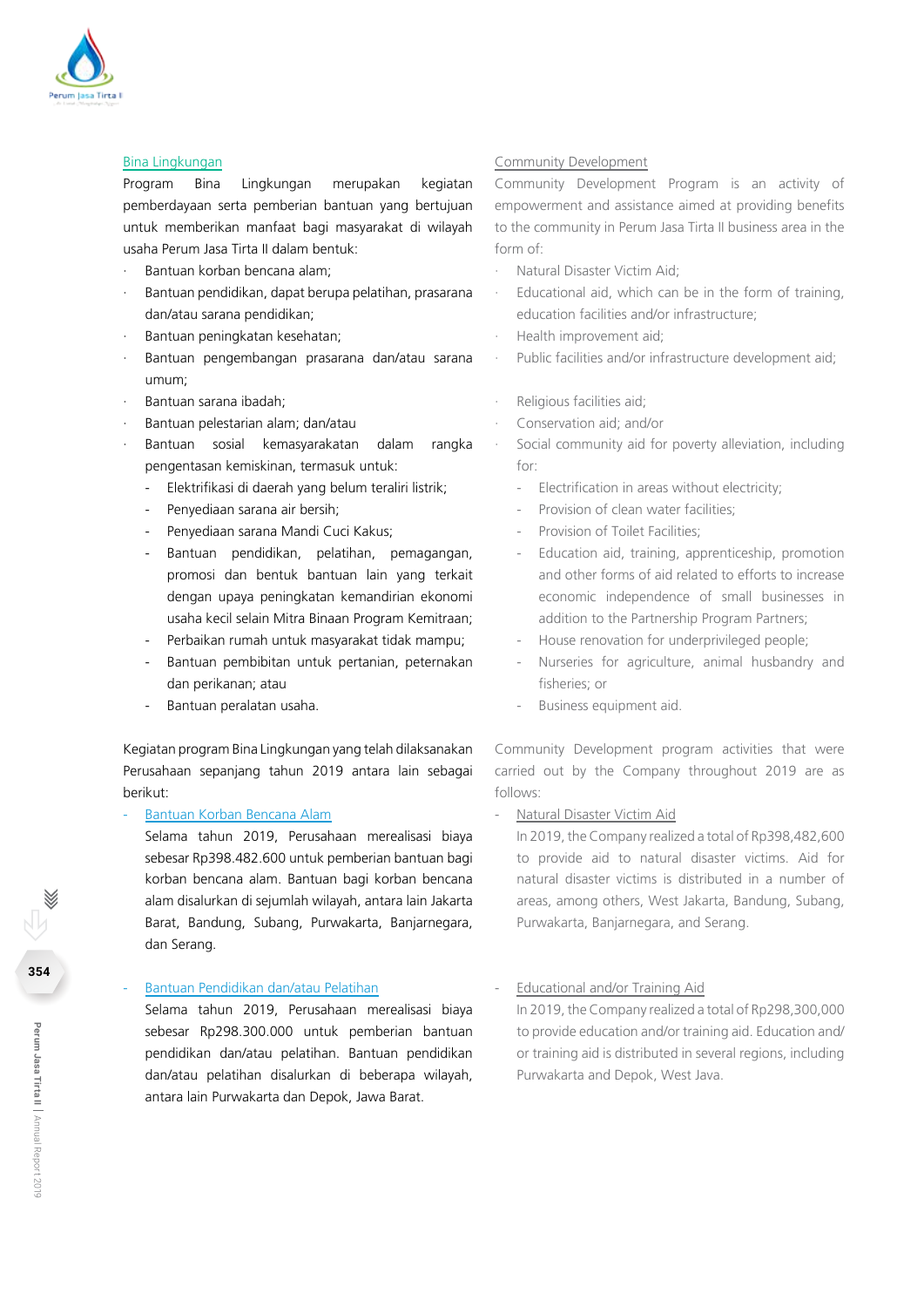### Bina Lingkungan

Program Bina Lingkungan merupakan kegiatan pemberdayaan serta pemberian bantuan yang bertujuan untuk memberikan manfaat bagi masyarakat di wilayah usaha Perum Jasa Tirta II dalam bentuk:

- Bantuan korban bencana alam;
- Bantuan pendidikan, dapat berupa pelatihan, prasarana dan/atau sarana pendidikan;
- Bantuan peningkatan kesehatan;
- Bantuan pengembangan prasarana dan/atau sarana umum;
- Bantuan sarana ibadah;
- Bantuan pelestarian alam; dan/atau
- Bantuan sosial kemasyarakatan dalam rangka pengentasan kemiskinan, termasuk untuk:
  - Elektrifikasi di daerah yang belum teraliri listrik;
  - Penyediaan sarana air bersih;
  - Penyediaan sarana Mandi Cuci Kakus;
  - Bantuan pendidikan, pelatihan, pemagangan, promosi dan bentuk bantuan lain yang terkait dengan upaya peningkatan kemandirian ekonomi usaha kecil selain Mitra Binaan Program Kemitraan;
  - Perbaikan rumah untuk masyarakat tidak mampu;
  - Bantuan pembibitan untuk pertanian, peternakan dan perikanan; atau
  - Bantuan peralatan usaha.

Kegiatan program Bina Lingkungan yang telah dilaksanakan Perusahaan sepanjang tahun 2019 antara lain sebagai berikut:

- **Bantuan Korban Bencana Alam**

  Selama tahun 2019, Perusahaan merealisasi biaya sebesar Rp398.482.600 untuk pemberian bantuan bagi korban bencana alam. Bantuan bagi korban bencana alam disalurkan di sejumlah wilayah, antara lain Jakarta Barat, Bandung, Subang, Purwakarta, Banjarnegara, dan Serang.

- **Bantuan Pendidikan dan/atau Pelatihan**

  Selama tahun 2019, Perusahaan merealisasi biaya sebesar Rp298.300.000 untuk pemberian bantuan pendidikan dan/atau pelatihan. Bantuan pendidikan dan/atau pelatihan disalurkan di beberapa wilayah, antara lain Purwakarta dan Depok, Jawa Barat.

### Community Development

Community Development Program is an activity of empowerment and assistance aimed at providing benefits to the community in Perum Jasa Tirta II business area in the form of:

- Natural Disaster Victim Aid;
- Educational aid, which can be in the form of training, education facilities and/or infrastructure;
- Health improvement aid;
- Public facilities and/or infrastructure development aid;
- Religious facilities aid;
- Conservation aid; and/or
- Social community aid for poverty alleviation, including for:
  - Electrification in areas without electricity;
  - Provision of clean water facilities;
  - Provision of Toilet Facilities;
  - Education aid, training, apprenticeship, promotion and other forms of aid related to efforts to increase economic independence of small businesses in addition to the Partnership Program Partners;
  - House renovation for underprivileged people;
  - Nurseries for agriculture, animal husbandry and fisheries; or
  - Business equipment aid.

Community Development program activities that were carried out by the Company throughout 2019 are as follows:

- **Natural Disaster Victim Aid**

  In 2019, the Company realized a total of Rp398,482,600 to provide aid to natural disaster victims. Aid for natural disaster victims is distributed in a number of areas, among others, West Jakarta, Bandung, Subang, Purwakarta, Banjarnegara, and Serang.

- **Educational and/or Training Aid**

  In 2019, the Company realized a total of Rp298,300,000 to provide education and/or training aid. Education and/or training aid is distributed in several regions, including Purwakarta and Depok, West Java.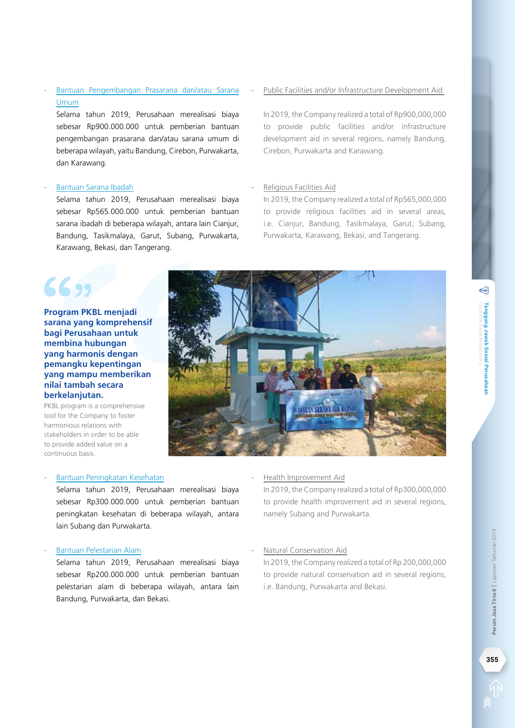- Bantuan Pengembangan Prasarana dan/atau Sarana Umum

  Selama tahun 2019, Perusahaan merealisasi biaya sebesar Rp900.000.000 untuk pemberian bantuan pengembangan prasarana dan/atau sarana umum di beberapa wilayah, yaitu Bandung, Cirebon, Purwakarta, dan Karawang.

- Bantuan Sarana Ibadah

  Selama tahun 2019, Perusahaan merealisasi biaya sebesar Rp565.000.000 untuk pemberian bantuan sarana ibadah di beberapa wilayah, antara lain Cianjur, Bandung, Tasikmalaya, Garut, Subang, Purwakarta, Karawang, Bekasi, dan Tangerang.

- Public Facilities and/or Infrastructure Development Aid

  In 2019, the Company realized a total of Rp900,000,000 to provide public facilities and/or infrastructure development aid in several regions, namely Bandung, Cirebon, Purwakarta and Karawang.

- Religious Facilities Aid

  In 2019, the Company realized a total of Rp565,000,000 to provide religious facilities aid in several areas, i.e. Cianjur, Bandung, Tasikmalaya, Garut, Subang, Purwakarta, Karawang, Bekasi, and Tangerang.

**Program PKBL menjadi sarana yang komprehensif bagi Perusahaan untuk membina hubungan yang harmonis dengan pemangku kepentingan yang mampu memberikan nilai tambah secara berkelanjutan.**

PKBL program is a comprehensive tool for the Company to foster harmonious relations with stakeholders in order to be able to provide added value on a continuous basis.

- Bantuan Peningkatan Kesehatan

  Selama tahun 2019, Perusahaan merealisasi biaya sebesar Rp300.000.000 untuk pemberian bantuan peningkatan kesehatan di beberapa wilayah, antara lain Subang dan Purwakarta.

- Bantuan Pelestarian Alam

  Selama tahun 2019, Perusahaan merealisasi biaya sebesar Rp200.000.000 untuk pemberian bantuan pelestarian alam di beberapa wilayah, antara lain Bandung, Purwakarta, dan Bekasi.

- Health Improvement Aid

  In 2019, the Company realized a total of Rp300,000,000 to provide health improvement aid in several regions, namely Subang and Purwakarta.

- Natural Conservation Aid

  In 2019, the Company realized a total of Rp 200,000,000 to provide natural conservation aid in several regions, i.e. Bandung, Purwakarta and Bekasi.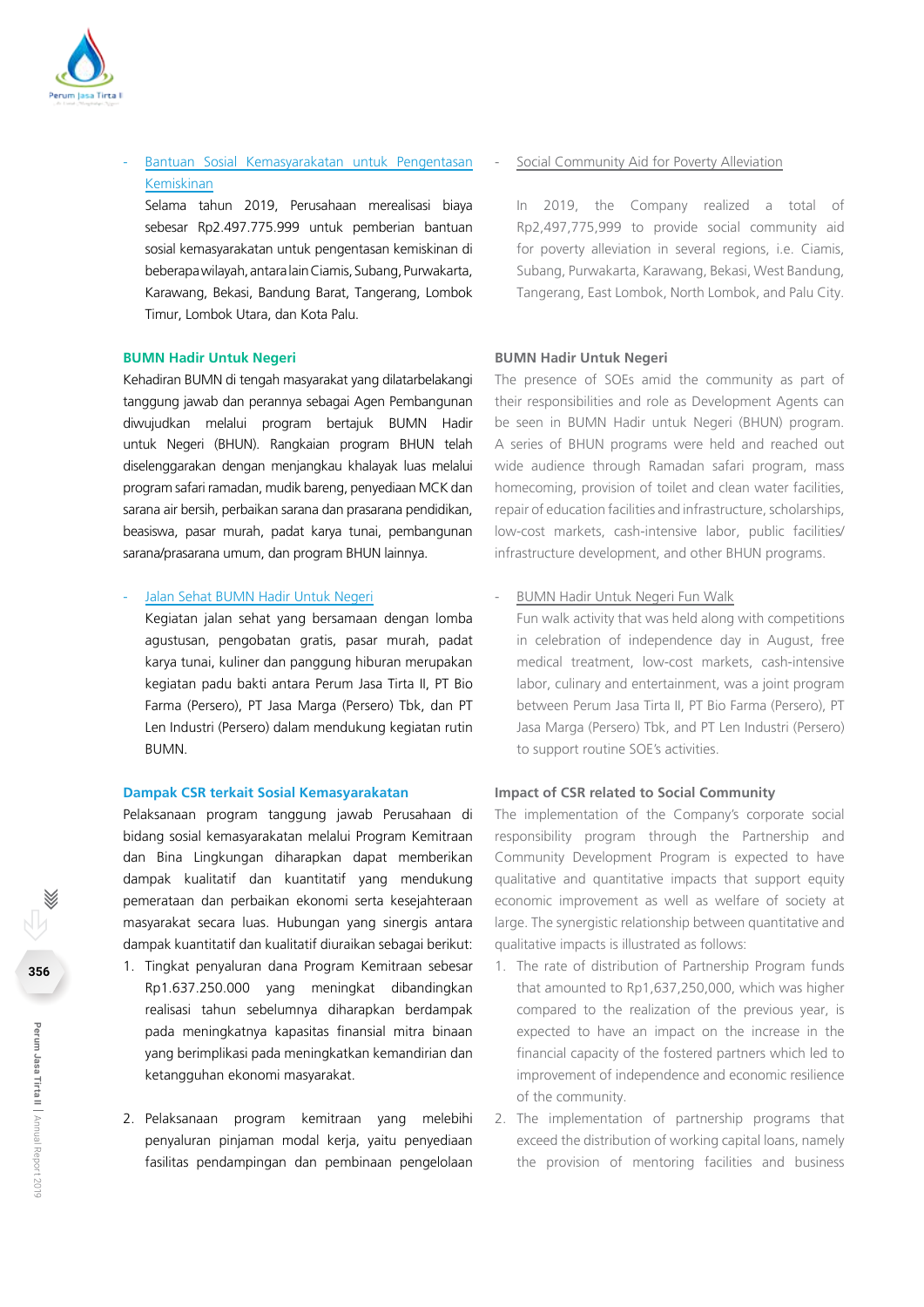- Bantuan Sosial Kemasyarakatan untuk Pengentasan Kemiskinan

  Selama tahun 2019, Perusahaan merealisasi biaya sebesar Rp2.497.775.999 untuk pemberian bantuan sosial kemasyarakatan untuk pengentasan kemiskinan di beberapa wilayah, antara lain Ciamis, Subang, Purwakarta, Karawang, Bekasi, Bandung Barat, Tangerang, Lombok Timur, Lombok Utara, dan Kota Palu.

### BUMN Hadir Untuk Negeri

Kehadiran BUMN di tengah masyarakat yang dilatarbelakangi tanggung jawab dan perannya sebagai Agen Pembangunan diwujudkan melalui program bertajuk BUMN Hadir untuk Negeri (BHUN). Rangkaian program BHUN telah diselenggarakan dengan menjangkau khalayak luas melalui program safari ramadan, mudik bareng, penyediaan MCK dan sarana air bersih, perbaikan sarana dan prasarana pendidikan, beasiswa, pasar murah, padat karya tunai, pembangunan sarana/prasarana umum, dan program BHUN lainnya.

- Jalan Sehat BUMN Hadir Untuk Negeri

  Kegiatan jalan sehat yang bersamaan dengan lomba agustusan, pengobatan gratis, pasar murah, padat karya tunai, kuliner dan panggung hiburan merupakan kegiatan padu bakti antara Perum Jasa Tirta II, PT Bio Farma (Persero), PT Jasa Marga (Persero) Tbk, dan PT Len Industri (Persero) dalam mendukung kegiatan rutin BUMN.

### Dampak CSR terkait Sosial Kemasyarakatan

Pelaksanaan program tanggung jawab Perusahaan di bidang sosial kemasyarakatan melalui Program Kemitraan dan Bina Lingkungan diharapkan dapat memberikan dampak kualitatif dan kuantitatif yang mendukung pemerataan dan perbaikan ekonomi serta kesejahteraan masyarakat secara luas. Hubungan yang sinergis antara dampak kuantitatif dan kualitatif diuraikan sebagai berikut:

1. Tingkat penyaluran dana Program Kemitraan sebesar Rp1.637.250.000 yang meningkat dibandingkan realisasi tahun sebelumnya diharapkan berdampak pada meningkatnya kapasitas finansial mitra binaan yang berimplikasi pada meningkatkan kemandirian dan ketangguhan ekonomi masyarakat.
2. Pelaksanaan program kemitraan yang melebihi penyaluran pinjaman modal kerja, yaitu penyediaan fasilitas pendampingan dan pembinaan pengelolaan

- Social Community Aid for Poverty Alleviation

  In 2019, the Company realized a total of Rp2,497,775,999 to provide social community aid for poverty alleviation in several regions, i.e. Ciamis, Subang, Purwakarta, Karawang, Bekasi, West Bandung, Tangerang, East Lombok, North Lombok, and Palu City.

### BUMN Hadir Untuk Negeri

The presence of SOEs amid the community as part of their responsibilities and role as Development Agents can be seen in BUMN Hadir untuk Negeri (BHUN) program. A series of BHUN programs were held and reached out wide audience through Ramadan safari program, mass homecoming, provision of toilet and clean water facilities, repair of education facilities and infrastructure, scholarships, low-cost markets, cash-intensive labor, public facilities/ infrastructure development, and other BHUN programs.

- BUMN Hadir Untuk Negeri Fun Walk

  Fun walk activity that was held along with competitions in celebration of independence day in August, free medical treatment, low-cost markets, cash-intensive labor, culinary and entertainment, was a joint program between Perum Jasa Tirta II, PT Bio Farma (Persero), PT Jasa Marga (Persero) Tbk, and PT Len Industri (Persero) to support routine SOE's activities.

### Impact of CSR related to Social Community

The implementation of the Company's corporate social responsibility program through the Partnership and Community Development Program is expected to have qualitative and quantitative impacts that support equity economic improvement as well as welfare of society at large. The synergistic relationship between quantitative and qualitative impacts is illustrated as follows:

1. The rate of distribution of Partnership Program funds that amounted to Rp1,637,250,000, which was higher compared to the realization of the previous year, is expected to have an impact on the increase in the financial capacity of the fostered partners which led to improvement of independence and economic resilience of the community.
2. The implementation of partnership programs that exceed the distribution of working capital loans, namely the provision of mentoring facilities and business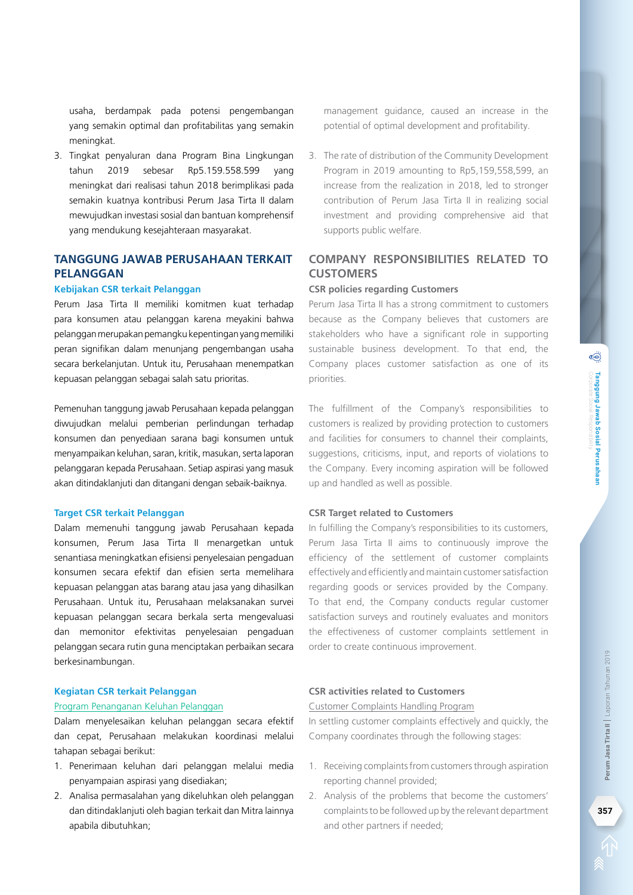usaha, berdampak pada potensi pengembangan yang semakin optimal dan profitabilitas yang semakin meningkat.

3. Tingkat penyaluran dana Program Bina Lingkungan tahun 2019 sebesar Rp5.159.558.599 yang meningkat dari realisasi tahun 2018 berimplikasi pada semakin kuatnya kontribusi Perum Jasa Tirta II dalam mewujudkan investasi sosial dan bantuan komprehensif yang mendukung kesejahteraan masyarakat.

## TANGGUNG JAWAB PERUSAHAAN TERKAIT PELANGGAN

### Kebijakan CSR terkait Pelanggan

Perum Jasa Tirta II memiliki komitmen kuat terhadap para konsumen atau pelanggan karena meyakini bahwa pelanggan merupakan pemangku kepentingan yang memiliki peran signifikan dalam menunjang pengembangan usaha secara berkelanjutan. Untuk itu, Perusahaan menempatkan kepuasan pelanggan sebagai salah satu prioritas.

Pemenuhan tanggung jawab Perusahaan kepada pelanggan diwujudkan melalui pemberian perlindungan terhadap konsumen dan penyediaan sarana bagi konsumen untuk menyampaikan keluhan, saran, kritik, masukan, serta laporan pelanggaran kepada Perusahaan. Setiap aspirasi yang masuk akan ditindaklanjuti dan ditangani dengan sebaik-baiknya.

### Target CSR terkait Pelanggan

Dalam memenuhi tanggung jawab Perusahaan kepada konsumen, Perum Jasa Tirta II menargetkan untuk senantiasa meningkatkan efisiensi penyelesaian pengaduan konsumen secara efektif dan efisien serta memelihara kepuasan pelanggan atas barang atau jasa yang dihasilkan Perusahaan. Untuk itu, Perusahaan melaksanakan survei kepuasan pelanggan secara berkala serta mengevaluasi dan memonitor efektivitas penyelesaian pengaduan pelanggan secara rutin guna menciptakan perbaikan secara berkesinambungan.

### Kegiatan CSR terkait Pelanggan

Program Penanganan Keluhan Pelanggan

Dalam menyelesaikan keluhan pelanggan secara efektif dan cepat, Perusahaan melakukan koordinasi melalui tahapan sebagai berikut:

1. Penerimaan keluhan dari pelanggan melalui media penyampaian aspirasi yang disediakan;
2. Analisa permasalahan yang dikeluhkan oleh pelanggan dan ditindaklanjuti oleh bagian terkait dan Mitra lainnya apabila dibutuhkan;

management guidance, caused an increase in the potential of optimal development and profitability.

3. The rate of distribution of the Community Development Program in 2019 amounting to Rp5,159,558,599, an increase from the realization in 2018, led to stronger contribution of Perum Jasa Tirta II in realizing social investment and providing comprehensive aid that supports public welfare.

## COMPANY RESPONSIBILITIES RELATED TO CUSTOMERS

### CSR policies regarding Customers

Perum Jasa Tirta II has a strong commitment to customers because as the Company believes that customers are stakeholders who have a significant role in supporting sustainable business development. To that end, the Company places customer satisfaction as one of its priorities.

The fulfillment of the Company's responsibilities to customers is realized by providing protection to customers and facilities for consumers to channel their complaints, suggestions, criticisms, input, and reports of violations to the Company. Every incoming aspiration will be followed up and handled as well as possible.

### CSR Target related to Customers

In fulfilling the Company's responsibilities to its customers, Perum Jasa Tirta II aims to continuously improve the efficiency of the settlement of customer complaints effectively and efficiently and maintain customer satisfaction regarding goods or services provided by the Company. To that end, the Company conducts regular customer satisfaction surveys and routinely evaluates and monitors the effectiveness of customer complaints settlement in order to create continuous improvement.

### CSR activities related to Customers

Customer Complaints Handling Program

In settling customer complaints effectively and quickly, the Company coordinates through the following stages:

1. Receiving complaints from customers through aspiration reporting channel provided;
2. Analysis of the problems that become the customers' complaints to be followed up by the relevant department and other partners if needed;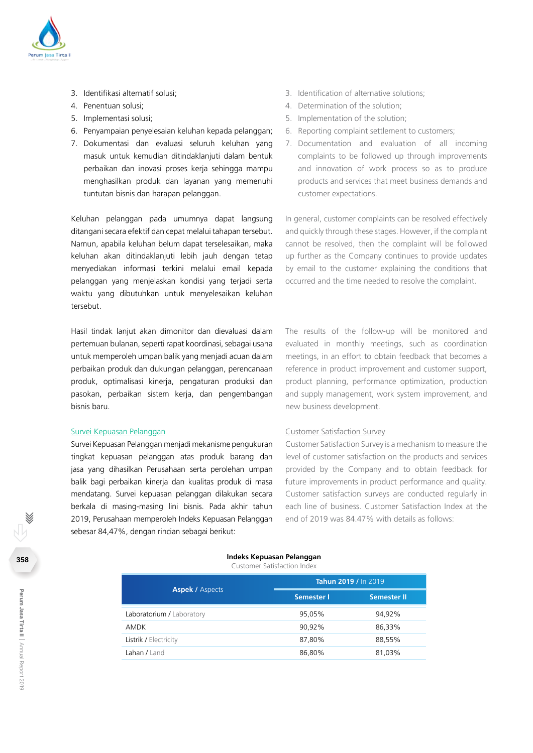3. Identifikasi alternatif solusi;
4. Penentuan solusi;
5. Implementasi solusi;
6. Penyampaian penyelesaian keluhan kepada pelanggan;
7. Dokumentasi dan evaluasi seluruh keluhan yang masuk untuk kemudian ditindaklanjuti dalam bentuk perbaikan dan inovasi proses kerja sehingga mampu menghasilkan produk dan layanan yang memenuhi tuntutan bisnis dan harapan pelanggan.

Keluhan pelanggan pada umumnya dapat langsung ditangani secara efektif dan cepat melalui tahapan tersebut. Namun, apabila keluhan belum dapat terselesaikan, maka keluhan akan ditindaklanjuti lebih jauh dengan tetap menyediakan informasi terkini melalui email kepada pelanggan yang menjelaskan kondisi yang terjadi serta waktu yang dibutuhkan untuk menyelesaikan keluhan tersebut.

Hasil tindak lanjut akan dimonitor dan dievaluasi dalam pertemuan bulanan, seperti rapat koordinasi, sebagai usaha untuk memperoleh umpan balik yang menjadi acuan dalam perbaikan produk dan dukungan pelanggan, perencanaan produk, optimalisasi kinerja, pengaturan produksi dan pasokan, perbaikan sistem kerja, dan pengembangan bisnis baru.

Survei Kepuasan Pelanggan

Survei Kepuasan Pelanggan menjadi mekanisme pengukuran tingkat kepuasan pelanggan atas produk barang dan jasa yang dihasilkan Perusahaan serta perolehan umpan balik bagi perbaikan kinerja dan kualitas produk di masa mendatang. Survei kepuasan pelanggan dilakukan secara berkala di masing-masing lini bisnis. Pada akhir tahun 2019, Perusahaan memperoleh Indeks Kepuasan Pelanggan sebesar 84,47%, dengan rincian sebagai berikut:

3. Identification of alternative solutions;
4. Determination of the solution;
5. Implementation of the solution;
6. Reporting complaint settlement to customers;
7. Documentation and evaluation of all incoming complaints to be followed up through improvements and innovation of work process so as to produce products and services that meet business demands and customer expectations.

In general, customer complaints can be resolved effectively and quickly through these stages. However, if the complaint cannot be resolved, then the complaint will be followed up further as the Company continues to provide updates by email to the customer explaining the conditions that occurred and the time needed to resolve the complaint.

The results of the follow-up will be monitored and evaluated in monthly meetings, such as coordination meetings, in an effort to obtain feedback that becomes a reference in product improvement and customer support, product planning, performance optimization, production and supply management, work system improvement, and new business development.

Customer Satisfaction Survey

Customer Satisfaction Survey is a mechanism to measure the level of customer satisfaction on the products and services provided by the Company and to obtain feedback for future improvements in product performance and quality. Customer satisfaction surveys are conducted regularly in each line of business. Customer Satisfaction Index at the end of 2019 was 84.47% with details as follows:

**Indeks Kepuasan Pelanggan**
Customer Satisfaction Index

| **Aspek** / Aspects | **Tahun 2019** / In 2019 | |
|---|---|---|
| | **Semester I** | **Semester II** |
| Laboratorium / Laboratory | 95,05% | 94,92% |
| AMDK | 90,92% | 86,33% |
| Listrik / Electricity | 87,80% | 88,55% |
| Lahan / Land | 86,80% | 81,03% |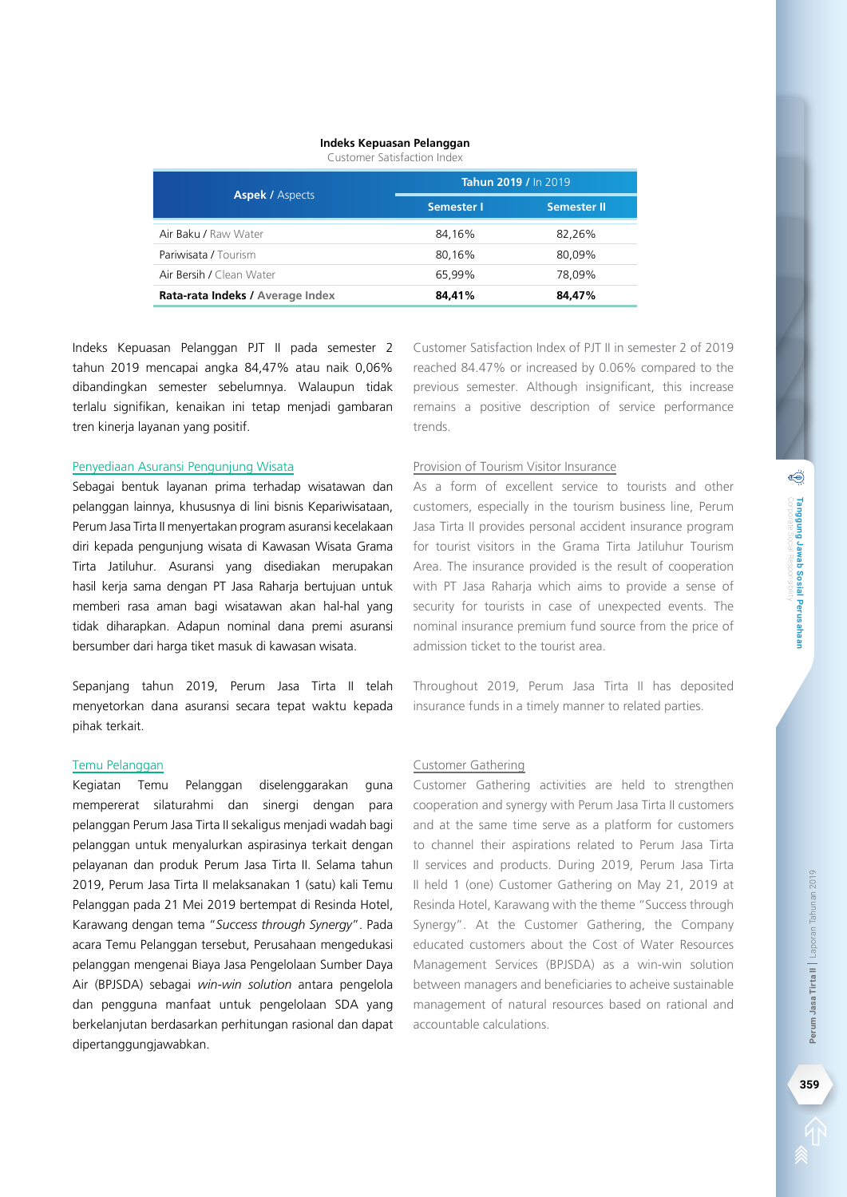**Indeks Kepuasan Pelanggan**
Customer Satisfaction Index

| Aspek / Aspects | Tahun 2019 / In 2019 | |
|---|---|---|
| | Semester I | Semester II |
| Air Baku / Raw Water | 84,16% | 82,26% |
| Pariwisata / Tourism | 80,16% | 80,09% |
| Air Bersih / Clean Water | 65,99% | 78,09% |
| **Rata-rata Indeks / Average Index** | **84,41%** | **84,47%** |

Indeks Kepuasan Pelanggan PJT II pada semester 2 tahun 2019 mencapai angka 84,47% atau naik 0,06% dibandingkan semester sebelumnya. Walaupun tidak terlalu signifikan, kenaikan ini tetap menjadi gambaran tren kinerja layanan yang positif.

Customer Satisfaction Index of PJT II in semester 2 of 2019 reached 84.47% or increased by 0.06% compared to the previous semester. Although insignificant, this increase remains a positive description of service performance trends.

### Penyediaan Asuransi Pengunjung Wisata

Sebagai bentuk layanan prima terhadap wisatawan dan pelanggan lainnya, khususnya di lini bisnis Kepariwisataan, Perum Jasa Tirta II menyertakan program asuransi kecelakaan diri kepada pengunjung wisata di Kawasan Wisata Grama Tirta Jatiluhur. Asuransi yang disediakan merupakan hasil kerja sama dengan PT Jasa Raharja bertujuan untuk memberi rasa aman bagi wisatawan akan hal-hal yang tidak diharapkan. Adapun nominal dana premi asuransi bersumber dari harga tiket masuk di kawasan wisata.

Sepanjang tahun 2019, Perum Jasa Tirta II telah menyetorkan dana asuransi secara tepat waktu kepada pihak terkait.

### Provision of Tourism Visitor Insurance

As a form of excellent service to tourists and other customers, especially in the tourism business line, Perum Jasa Tirta II provides personal accident insurance program for tourist visitors in the Grama Tirta Jatiluhur Tourism Area. The insurance provided is the result of cooperation with PT Jasa Raharja which aims to provide a sense of security for tourists in case of unexpected events. The nominal insurance premium fund source from the price of admission ticket to the tourist area.

Throughout 2019, Perum Jasa Tirta II has deposited insurance funds in a timely manner to related parties.

### Temu Pelanggan

Kegiatan Temu Pelanggan diselenggarakan guna mempererat silaturahmi dan sinergi dengan para pelanggan Perum Jasa Tirta II sekaligus menjadi wadah bagi pelanggan untuk menyalurkan aspirasinya terkait dengan pelayanan dan produk Perum Jasa Tirta II. Selama tahun 2019, Perum Jasa Tirta II melaksanakan 1 (satu) kali Temu Pelanggan pada 21 Mei 2019 bertempat di Resinda Hotel, Karawang dengan tema "*Success through Synergy*". Pada acara Temu Pelanggan tersebut, Perusahaan mengedukasi pelanggan mengenai Biaya Jasa Pengelolaan Sumber Daya Air (BPJSDA) sebagai *win-win solution* antara pengelola dan pengguna manfaat untuk pengelolaan SDA yang berkelanjutan berdasarkan perhitungan rasional dan dapat dipertanggungjawabkan.

### Customer Gathering

Customer Gathering activities are held to strengthen cooperation and synergy with Perum Jasa Tirta II customers and at the same time serve as a platform for customers to channel their aspirations related to Perum Jasa Tirta II services and products. During 2019, Perum Jasa Tirta II held 1 (one) Customer Gathering on May 21, 2019 at Resinda Hotel, Karawang with the theme "Success through Synergy". At the Customer Gathering, the Company educated customers about the Cost of Water Resources Management Services (BPJSDA) as a win-win solution between managers and beneficiaries to acheive sustainable management of natural resources based on rational and accountable calculations.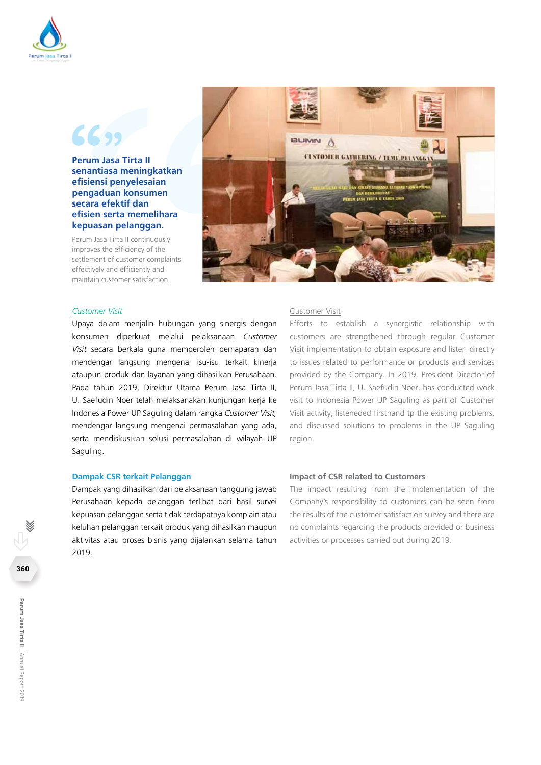**Perum Jasa Tirta II senantiasa meningkatkan efisiensi penyelesaian pengaduan konsumen secara efektif dan efisien serta memelihara kepuasan pelanggan.**

Perum Jasa Tirta II continuously improves the efficiency of the settlement of customer complaints effectively and efficiently and maintain customer satisfaction.

*Customer Visit*

Upaya dalam menjalin hubungan yang sinergis dengan konsumen diperkuat melalui pelaksanaan *Customer Visit* secara berkala guna memperoleh pemaparan dan mendengar langsung mengenai isu-isu terkait kinerja ataupun produk dan layanan yang dihasilkan Perusahaan. Pada tahun 2019, Direktur Utama Perum Jasa Tirta II, U. Saefudin Noer telah melaksanakan kunjungan kerja ke Indonesia Power UP Saguling dalam rangka *Customer Visit,* mendengar langsung mengenai permasalahan yang ada, serta mendiskusikan solusi permasalahan di wilayah UP Saguling.

**Dampak CSR terkait Pelanggan**

Dampak yang dihasilkan dari pelaksanaan tanggung jawab Perusahaan kepada pelanggan terlihat dari hasil survei kepuasan pelanggan serta tidak terdapatnya komplain atau keluhan pelanggan terkait produk yang dihasilkan maupun aktivitas atau proses bisnis yang dijalankan selama tahun 2019.

Customer Visit

Efforts to establish a synergistic relationship with customers are strengthened through regular Customer Visit implementation to obtain exposure and listen directly to issues related to performance or products and services provided by the Company. In 2019, President Director of Perum Jasa Tirta II, U. Saefudin Noer, has conducted work visit to Indonesia Power UP Saguling as part of Customer Visit activity, listeneded firsthand tp the existing problems, and discussed solutions to problems in the UP Saguling region.

**Impact of CSR related to Customers**

The impact resulting from the implementation of the Company's responsibility to customers can be seen from the results of the customer satisfaction survey and there are no complaints regarding the products provided or business activities or processes carried out during 2019.